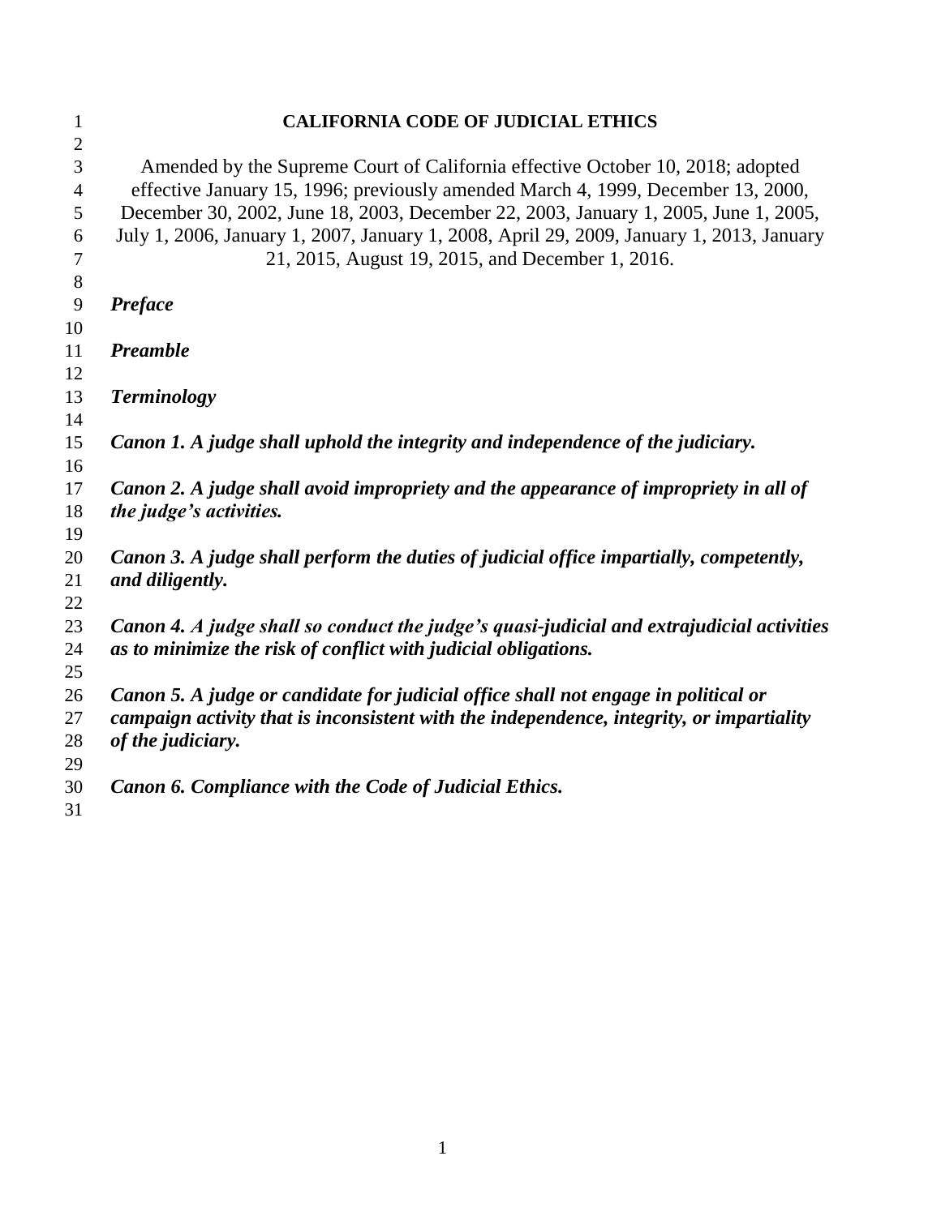# CALIFORNIA CODE OF JUDICIAL ETHICS

Amended by the Supreme Court of California effective October 10, 2018; adopted effective January 15, 1996; previously amended March 4, 1999, December 13, 2000, December 30, 2002, June 18, 2003, December 22, 2003, January 1, 2005, June 1, 2005, July 1, 2006, January 1, 2007, January 1, 2008, April 29, 2009, January 1, 2013, January 21, 2015, August 19, 2015, and December 1, 2016.

***Preface***

***Preamble***

***Terminology***

***Canon 1. A judge shall uphold the integrity and independence of the judiciary.***

***Canon 2. A judge shall avoid impropriety and the appearance of impropriety in all of the judge's activities.***

***Canon 3. A judge shall perform the duties of judicial office impartially, competently, and diligently.***

***Canon 4. A judge shall so conduct the judge's quasi-judicial and extrajudicial activities as to minimize the risk of conflict with judicial obligations.***

***Canon 5. A judge or candidate for judicial office shall not engage in political or campaign activity that is inconsistent with the independence, integrity, or impartiality of the judiciary.***

***Canon 6. Compliance with the Code of Judicial Ethics.***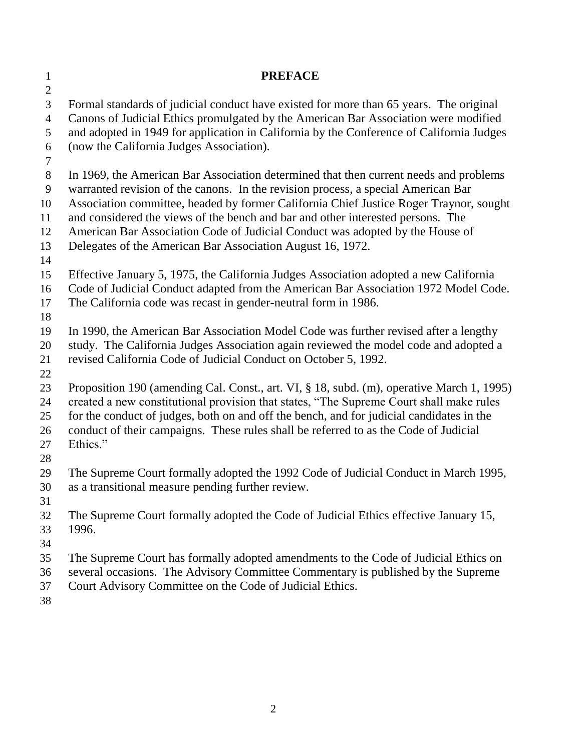# PREFACE

Formal standards of judicial conduct have existed for more than 65 years. The original Canons of Judicial Ethics promulgated by the American Bar Association were modified and adopted in 1949 for application in California by the Conference of California Judges (now the California Judges Association).

In 1969, the American Bar Association determined that then current needs and problems warranted revision of the canons. In the revision process, a special American Bar Association committee, headed by former California Chief Justice Roger Traynor, sought and considered the views of the bench and bar and other interested persons. The American Bar Association Code of Judicial Conduct was adopted by the House of Delegates of the American Bar Association August 16, 1972.

Effective January 5, 1975, the California Judges Association adopted a new California Code of Judicial Conduct adapted from the American Bar Association 1972 Model Code. The California code was recast in gender-neutral form in 1986.

In 1990, the American Bar Association Model Code was further revised after a lengthy study. The California Judges Association again reviewed the model code and adopted a revised California Code of Judicial Conduct on October 5, 1992.

Proposition 190 (amending Cal. Const., art. VI, § 18, subd. (m), operative March 1, 1995) created a new constitutional provision that states, "The Supreme Court shall make rules for the conduct of judges, both on and off the bench, and for judicial candidates in the conduct of their campaigns. These rules shall be referred to as the Code of Judicial Ethics."

The Supreme Court formally adopted the 1992 Code of Judicial Conduct in March 1995, as a transitional measure pending further review.

The Supreme Court formally adopted the Code of Judicial Ethics effective January 15, 1996.

The Supreme Court has formally adopted amendments to the Code of Judicial Ethics on several occasions. The Advisory Committee Commentary is published by the Supreme Court Advisory Committee on the Code of Judicial Ethics.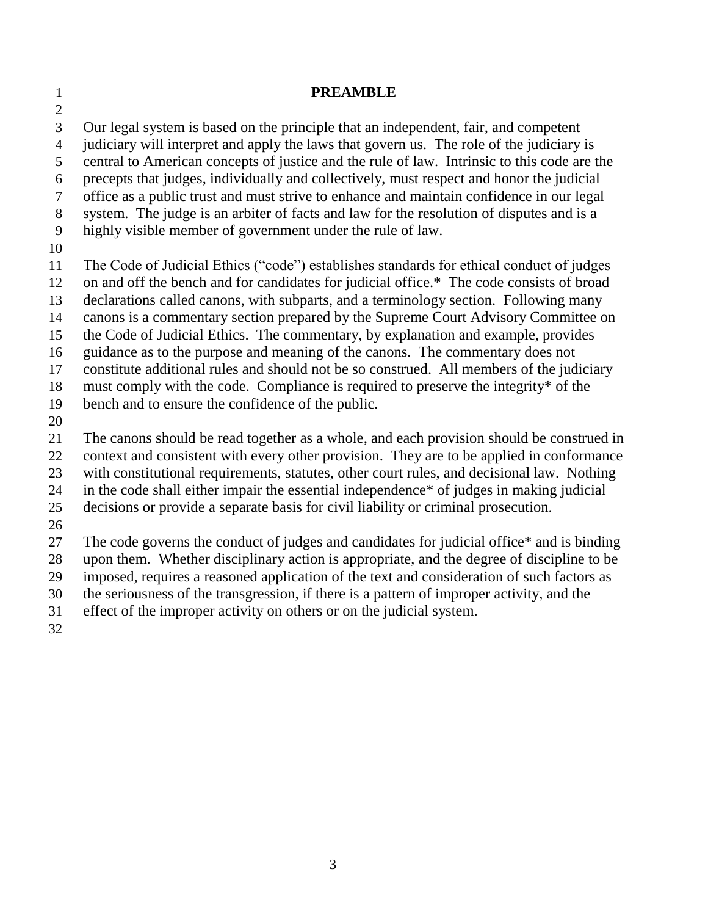# PREAMBLE

Our legal system is based on the principle that an independent, fair, and competent judiciary will interpret and apply the laws that govern us. The role of the judiciary is central to American concepts of justice and the rule of law. Intrinsic to this code are the precepts that judges, individually and collectively, must respect and honor the judicial office as a public trust and must strive to enhance and maintain confidence in our legal system. The judge is an arbiter of facts and law for the resolution of disputes and is a highly visible member of government under the rule of law.

The Code of Judicial Ethics ("code") establishes standards for ethical conduct of judges on and off the bench and for candidates for judicial office.* The code consists of broad declarations called canons, with subparts, and a terminology section. Following many canons is a commentary section prepared by the Supreme Court Advisory Committee on the Code of Judicial Ethics. The commentary, by explanation and example, provides guidance as to the purpose and meaning of the canons. The commentary does not constitute additional rules and should not be so construed. All members of the judiciary must comply with the code. Compliance is required to preserve the integrity* of the bench and to ensure the confidence of the public.

The canons should be read together as a whole, and each provision should be construed in context and consistent with every other provision. They are to be applied in conformance with constitutional requirements, statutes, other court rules, and decisional law. Nothing in the code shall either impair the essential independence* of judges in making judicial decisions or provide a separate basis for civil liability or criminal prosecution.

The code governs the conduct of judges and candidates for judicial office* and is binding upon them. Whether disciplinary action is appropriate, and the degree of discipline to be imposed, requires a reasoned application of the text and consideration of such factors as the seriousness of the transgression, if there is a pattern of improper activity, and the effect of the improper activity on others or on the judicial system.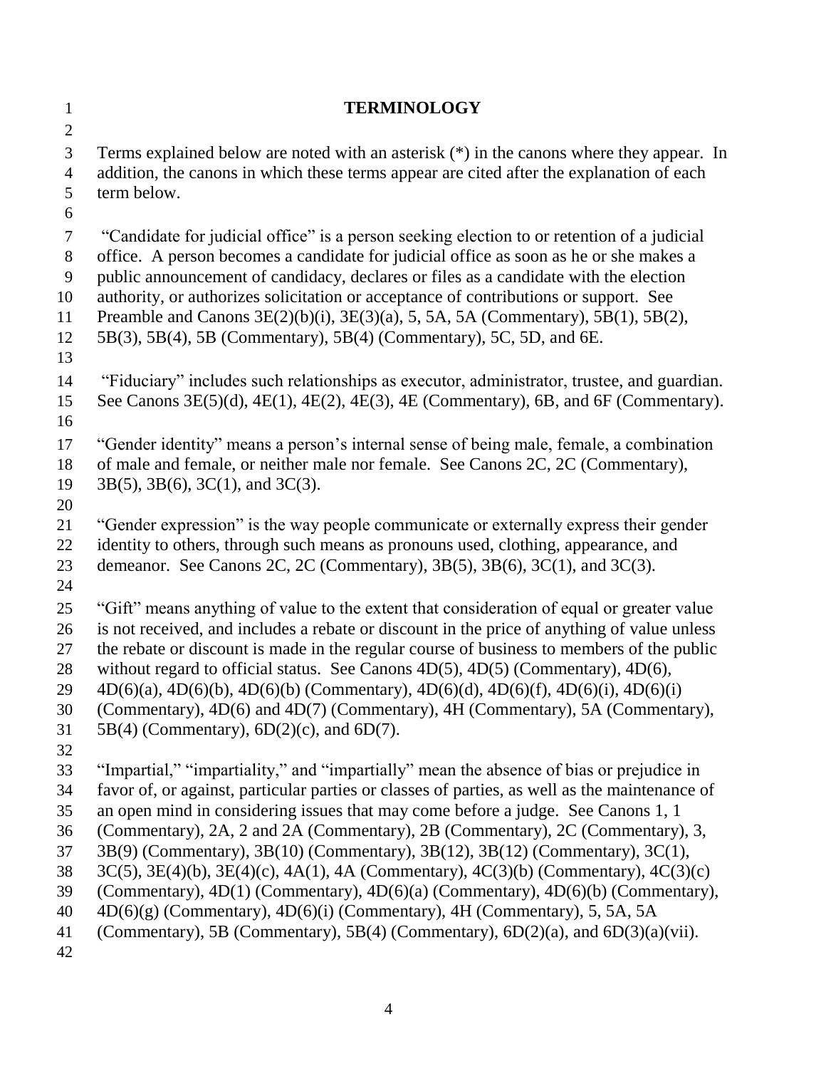# TERMINOLOGY

Terms explained below are noted with an asterisk (*) in the canons where they appear. In addition, the canons in which these terms appear are cited after the explanation of each term below.

"Candidate for judicial office" is a person seeking election to or retention of a judicial office. A person becomes a candidate for judicial office as soon as he or she makes a public announcement of candidacy, declares or files as a candidate with the election authority, or authorizes solicitation or acceptance of contributions or support. See Preamble and Canons 3E(2)(b)(i), 3E(3)(a), 5, 5A, 5A (Commentary), 5B(1), 5B(2), 5B(3), 5B(4), 5B (Commentary), 5B(4) (Commentary), 5C, 5D, and 6E.

"Fiduciary" includes such relationships as executor, administrator, trustee, and guardian. See Canons 3E(5)(d), 4E(1), 4E(2), 4E(3), 4E (Commentary), 6B, and 6F (Commentary).

"Gender identity" means a person's internal sense of being male, female, a combination of male and female, or neither male nor female. See Canons 2C, 2C (Commentary), 3B(5), 3B(6), 3C(1), and 3C(3).

"Gender expression" is the way people communicate or externally express their gender identity to others, through such means as pronouns used, clothing, appearance, and demeanor. See Canons 2C, 2C (Commentary), 3B(5), 3B(6), 3C(1), and 3C(3).

"Gift" means anything of value to the extent that consideration of equal or greater value is not received, and includes a rebate or discount in the price of anything of value unless the rebate or discount is made in the regular course of business to members of the public without regard to official status. See Canons 4D(5), 4D(5) (Commentary), 4D(6), 4D(6)(a), 4D(6)(b), 4D(6)(b) (Commentary), 4D(6)(d), 4D(6)(f), 4D(6)(i), 4D(6)(i) (Commentary), 4D(6) and 4D(7) (Commentary), 4H (Commentary), 5A (Commentary), 5B(4) (Commentary), 6D(2)(c), and 6D(7).

"Impartial," "impartiality," and "impartially" mean the absence of bias or prejudice in favor of, or against, particular parties or classes of parties, as well as the maintenance of an open mind in considering issues that may come before a judge. See Canons 1, 1 (Commentary), 2A, 2 and 2A (Commentary), 2B (Commentary), 2C (Commentary), 3, 3B(9) (Commentary), 3B(10) (Commentary), 3B(12), 3B(12) (Commentary), 3C(1), 3C(5), 3E(4)(b), 3E(4)(c), 4A(1), 4A (Commentary), 4C(3)(b) (Commentary), 4C(3)(c) (Commentary), 4D(1) (Commentary), 4D(6)(a) (Commentary), 4D(6)(b) (Commentary), 4D(6)(g) (Commentary), 4D(6)(i) (Commentary), 4H (Commentary), 5, 5A, 5A (Commentary), 5B (Commentary), 5B(4) (Commentary), 6D(2)(a), and 6D(3)(a)(vii).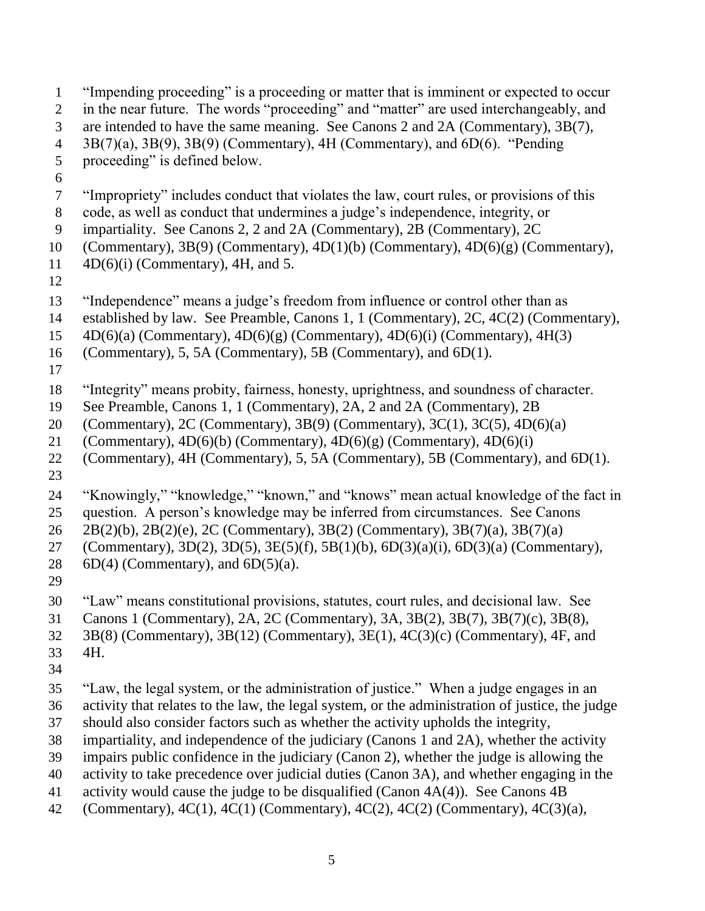"Impending proceeding" is a proceeding or matter that is imminent or expected to occur in the near future. The words "proceeding" and "matter" are used interchangeably, and are intended to have the same meaning. See Canons 2 and 2A (Commentary), 3B(7), 3B(7)(a), 3B(9), 3B(9) (Commentary), 4H (Commentary), and 6D(6). "Pending proceeding" is defined below.

"Impropriety" includes conduct that violates the law, court rules, or provisions of this code, as well as conduct that undermines a judge's independence, integrity, or impartiality. See Canons 2, 2 and 2A (Commentary), 2B (Commentary), 2C (Commentary), 3B(9) (Commentary), 4D(1)(b) (Commentary), 4D(6)(g) (Commentary), 4D(6)(i) (Commentary), 4H, and 5.

"Independence" means a judge's freedom from influence or control other than as established by law. See Preamble, Canons 1, 1 (Commentary), 2C, 4C(2) (Commentary), 4D(6)(a) (Commentary), 4D(6)(g) (Commentary), 4D(6)(i) (Commentary), 4H(3) (Commentary), 5, 5A (Commentary), 5B (Commentary), and 6D(1).

"Integrity" means probity, fairness, honesty, uprightness, and soundness of character. See Preamble, Canons 1, 1 (Commentary), 2A, 2 and 2A (Commentary), 2B (Commentary), 2C (Commentary), 3B(9) (Commentary), 3C(1), 3C(5), 4D(6)(a) (Commentary), 4D(6)(b) (Commentary), 4D(6)(g) (Commentary), 4D(6)(i) (Commentary), 4H (Commentary), 5, 5A (Commentary), 5B (Commentary), and 6D(1).

"Knowingly," "knowledge," "known," and "knows" mean actual knowledge of the fact in question. A person's knowledge may be inferred from circumstances. See Canons 2B(2)(b), 2B(2)(e), 2C (Commentary), 3B(2) (Commentary), 3B(7)(a), 3B(7)(a) (Commentary), 3D(2), 3D(5), 3E(5)(f), 5B(1)(b), 6D(3)(a)(i), 6D(3)(a) (Commentary), 6D(4) (Commentary), and 6D(5)(a).

"Law" means constitutional provisions, statutes, court rules, and decisional law. See Canons 1 (Commentary), 2A, 2C (Commentary), 3A, 3B(2), 3B(7), 3B(7)(c), 3B(8), 3B(8) (Commentary), 3B(12) (Commentary), 3E(1), 4C(3)(c) (Commentary), 4F, and 4H.

"Law, the legal system, or the administration of justice." When a judge engages in an activity that relates to the law, the legal system, or the administration of justice, the judge should also consider factors such as whether the activity upholds the integrity, impartiality, and independence of the judiciary (Canons 1 and 2A), whether the activity impairs public confidence in the judiciary (Canon 2), whether the judge is allowing the activity to take precedence over judicial duties (Canon 3A), and whether engaging in the activity would cause the judge to be disqualified (Canon 4A(4)). See Canons 4B (Commentary), 4C(1), 4C(1) (Commentary), 4C(2), 4C(2) (Commentary), 4C(3)(a),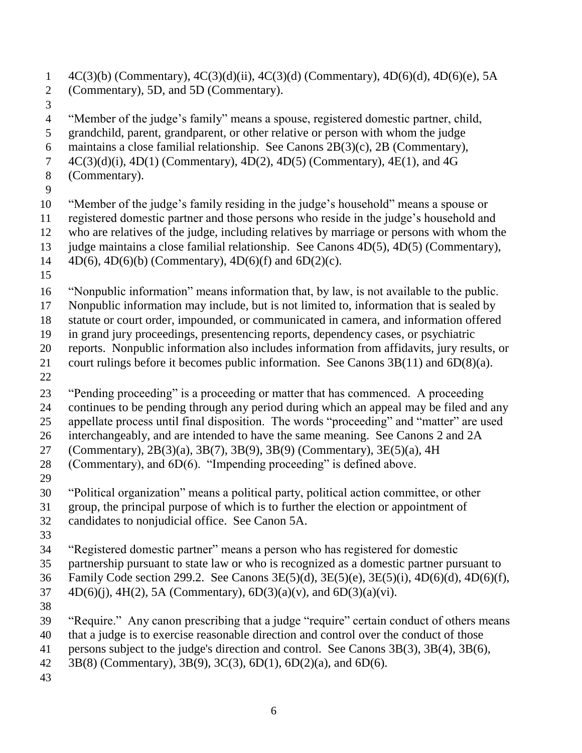4C(3)(b) (Commentary), 4C(3)(d)(ii), 4C(3)(d) (Commentary), 4D(6)(d), 4D(6)(e), 5A (Commentary), 5D, and 5D (Commentary).

"Member of the judge's family" means a spouse, registered domestic partner, child, grandchild, parent, grandparent, or other relative or person with whom the judge maintains a close familial relationship. See Canons 2B(3)(c), 2B (Commentary), 4C(3)(d)(i), 4D(1) (Commentary), 4D(2), 4D(5) (Commentary), 4E(1), and 4G (Commentary).

"Member of the judge's family residing in the judge's household" means a spouse or registered domestic partner and those persons who reside in the judge's household and who are relatives of the judge, including relatives by marriage or persons with whom the judge maintains a close familial relationship. See Canons 4D(5), 4D(5) (Commentary), 4D(6), 4D(6)(b) (Commentary), 4D(6)(f) and 6D(2)(c).

"Nonpublic information" means information that, by law, is not available to the public. Nonpublic information may include, but is not limited to, information that is sealed by statute or court order, impounded, or communicated in camera, and information offered in grand jury proceedings, presentencing reports, dependency cases, or psychiatric reports. Nonpublic information also includes information from affidavits, jury results, or court rulings before it becomes public information. See Canons 3B(11) and 6D(8)(a).

"Pending proceeding" is a proceeding or matter that has commenced. A proceeding continues to be pending through any period during which an appeal may be filed and any appellate process until final disposition. The words "proceeding" and "matter" are used interchangeably, and are intended to have the same meaning. See Canons 2 and 2A (Commentary), 2B(3)(a), 3B(7), 3B(9), 3B(9) (Commentary), 3E(5)(a), 4H (Commentary), and 6D(6). "Impending proceeding" is defined above.

"Political organization" means a political party, political action committee, or other group, the principal purpose of which is to further the election or appointment of candidates to nonjudicial office. See Canon 5A.

"Registered domestic partner" means a person who has registered for domestic partnership pursuant to state law or who is recognized as a domestic partner pursuant to Family Code section 299.2. See Canons 3E(5)(d), 3E(5)(e), 3E(5)(i), 4D(6)(d), 4D(6)(f), 4D(6)(j), 4H(2), 5A (Commentary), 6D(3)(a)(v), and 6D(3)(a)(vi).

"Require." Any canon prescribing that a judge "require" certain conduct of others means that a judge is to exercise reasonable direction and control over the conduct of those persons subject to the judge's direction and control. See Canons 3B(3), 3B(4), 3B(6), 3B(8) (Commentary), 3B(9), 3C(3), 6D(1), 6D(2)(a), and 6D(6).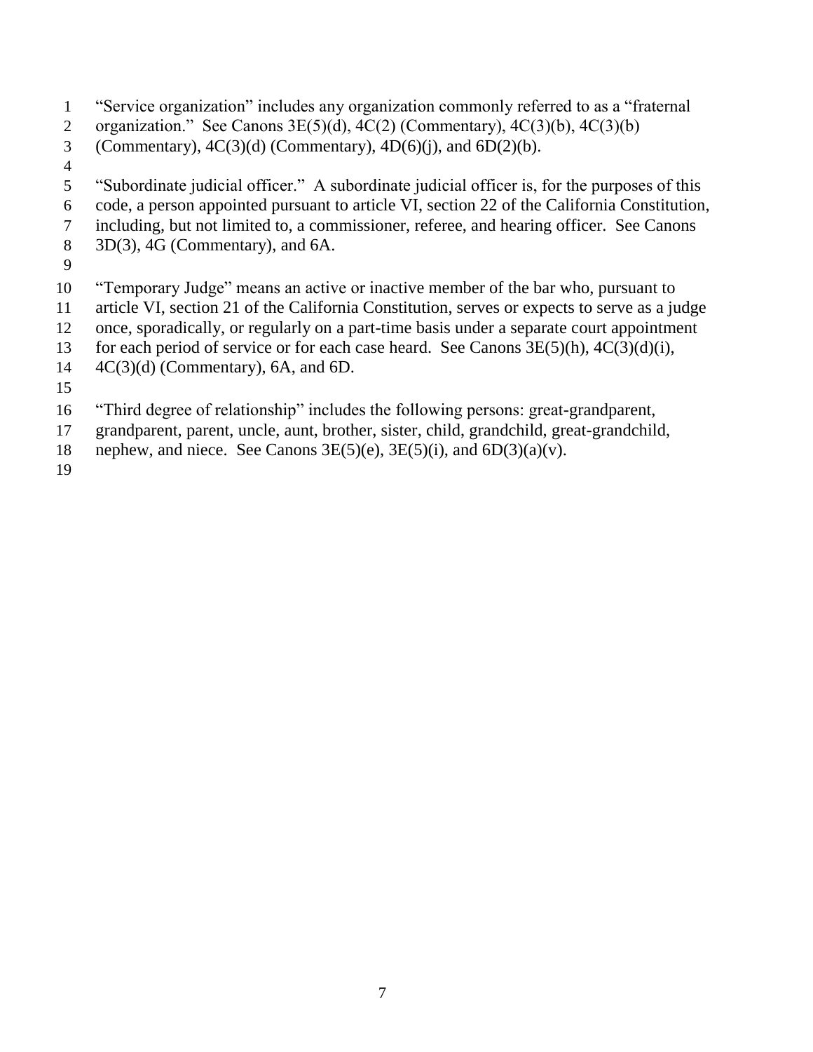"Service organization" includes any organization commonly referred to as a "fraternal organization." See Canons 3E(5)(d), 4C(2) (Commentary), 4C(3)(b), 4C(3)(b) (Commentary), 4C(3)(d) (Commentary), 4D(6)(j), and 6D(2)(b).

"Subordinate judicial officer." A subordinate judicial officer is, for the purposes of this code, a person appointed pursuant to article VI, section 22 of the California Constitution, including, but not limited to, a commissioner, referee, and hearing officer. See Canons 3D(3), 4G (Commentary), and 6A.

"Temporary Judge" means an active or inactive member of the bar who, pursuant to article VI, section 21 of the California Constitution, serves or expects to serve as a judge once, sporadically, or regularly on a part-time basis under a separate court appointment for each period of service or for each case heard. See Canons 3E(5)(h), 4C(3)(d)(i), 4C(3)(d) (Commentary), 6A, and 6D.

"Third degree of relationship" includes the following persons: great-grandparent, grandparent, parent, uncle, aunt, brother, sister, child, grandchild, great-grandchild, nephew, and niece. See Canons 3E(5)(e), 3E(5)(i), and 6D(3)(a)(v).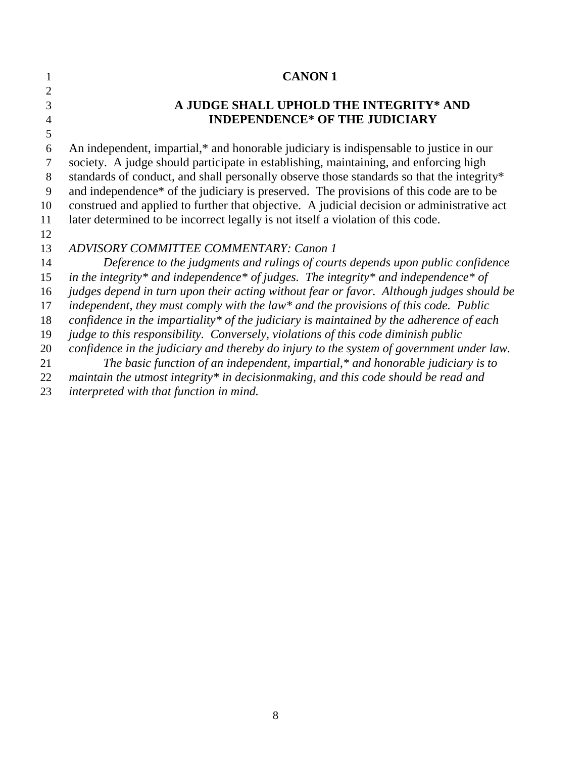# CANON 1

## A JUDGE SHALL UPHOLD THE INTEGRITY* AND INDEPENDENCE* OF THE JUDICIARY

An independent, impartial,* and honorable judiciary is indispensable to justice in our society. A judge should participate in establishing, maintaining, and enforcing high standards of conduct, and shall personally observe those standards so that the integrity* and independence* of the judiciary is preserved. The provisions of this code are to be construed and applied to further that objective. A judicial decision or administrative act later determined to be incorrect legally is not itself a violation of this code.

*ADVISORY COMMITTEE COMMENTARY: Canon 1*

*Deference to the judgments and rulings of courts depends upon public confidence in the integrity* and independence* of judges. The integrity* and independence* of judges depend in turn upon their acting without fear or favor. Although judges should be independent, they must comply with the law* and the provisions of this code. Public confidence in the impartiality* of the judiciary is maintained by the adherence of each judge to this responsibility. Conversely, violations of this code diminish public confidence in the judiciary and thereby do injury to the system of government under law.*

*The basic function of an independent, impartial,* and honorable judiciary is to maintain the utmost integrity* in decisionmaking, and this code should be read and interpreted with that function in mind.*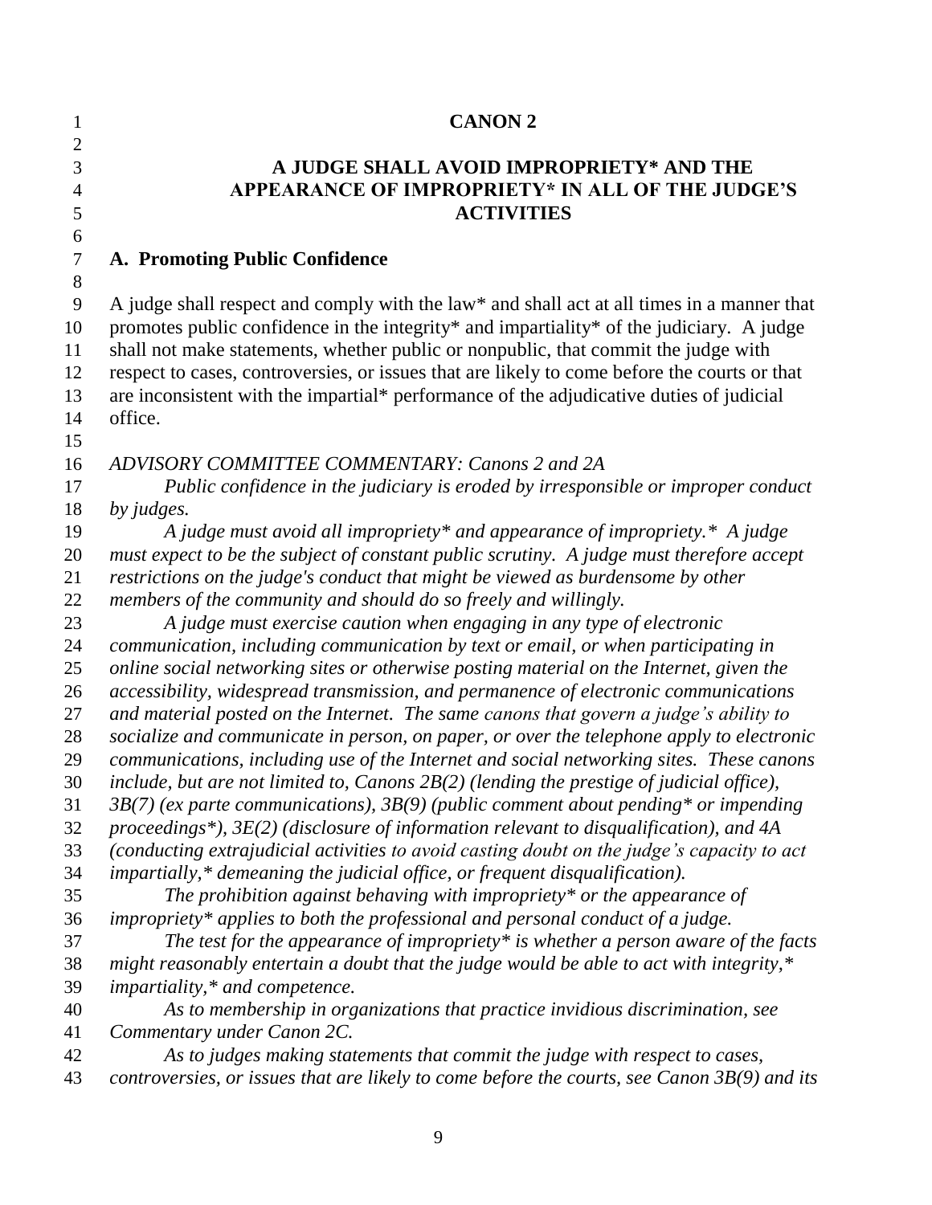# CANON 2

## A JUDGE SHALL AVOID IMPROPRIETY* AND THE APPEARANCE OF IMPROPRIETY* IN ALL OF THE JUDGE'S ACTIVITIES

### A. Promoting Public Confidence

A judge shall respect and comply with the law* and shall act at all times in a manner that promotes public confidence in the integrity* and impartiality* of the judiciary. A judge shall not make statements, whether public or nonpublic, that commit the judge with respect to cases, controversies, or issues that are likely to come before the courts or that are inconsistent with the impartial* performance of the adjudicative duties of judicial office.

*ADVISORY COMMITTEE COMMENTARY: Canons 2 and 2A*

*Public confidence in the judiciary is eroded by irresponsible or improper conduct by judges.*

*A judge must avoid all impropriety* and appearance of impropriety.* A judge must expect to be the subject of constant public scrutiny. A judge must therefore accept restrictions on the judge's conduct that might be viewed as burdensome by other members of the community and should do so freely and willingly.*

*A judge must exercise caution when engaging in any type of electronic communication, including communication by text or email, or when participating in online social networking sites or otherwise posting material on the Internet, given the accessibility, widespread transmission, and permanence of electronic communications and material posted on the Internet. The same canons that govern a judge's ability to socialize and communicate in person, on paper, or over the telephone apply to electronic communications, including use of the Internet and social networking sites. These canons include, but are not limited to, Canons 2B(2) (lending the prestige of judicial office), 3B(7) (ex parte communications), 3B(9) (public comment about pending* or impending proceedings*), 3E(2) (disclosure of information relevant to disqualification), and 4A (conducting extrajudicial activities to avoid casting doubt on the judge's capacity to act impartially,* demeaning the judicial office, or frequent disqualification).*

*The prohibition against behaving with impropriety* or the appearance of impropriety* applies to both the professional and personal conduct of a judge.*

*The test for the appearance of impropriety* is whether a person aware of the facts might reasonably entertain a doubt that the judge would be able to act with integrity,* impartiality,* and competence.*

*As to membership in organizations that practice invidious discrimination, see Commentary under Canon 2C.*

*As to judges making statements that commit the judge with respect to cases, controversies, or issues that are likely to come before the courts, see Canon 3B(9) and its*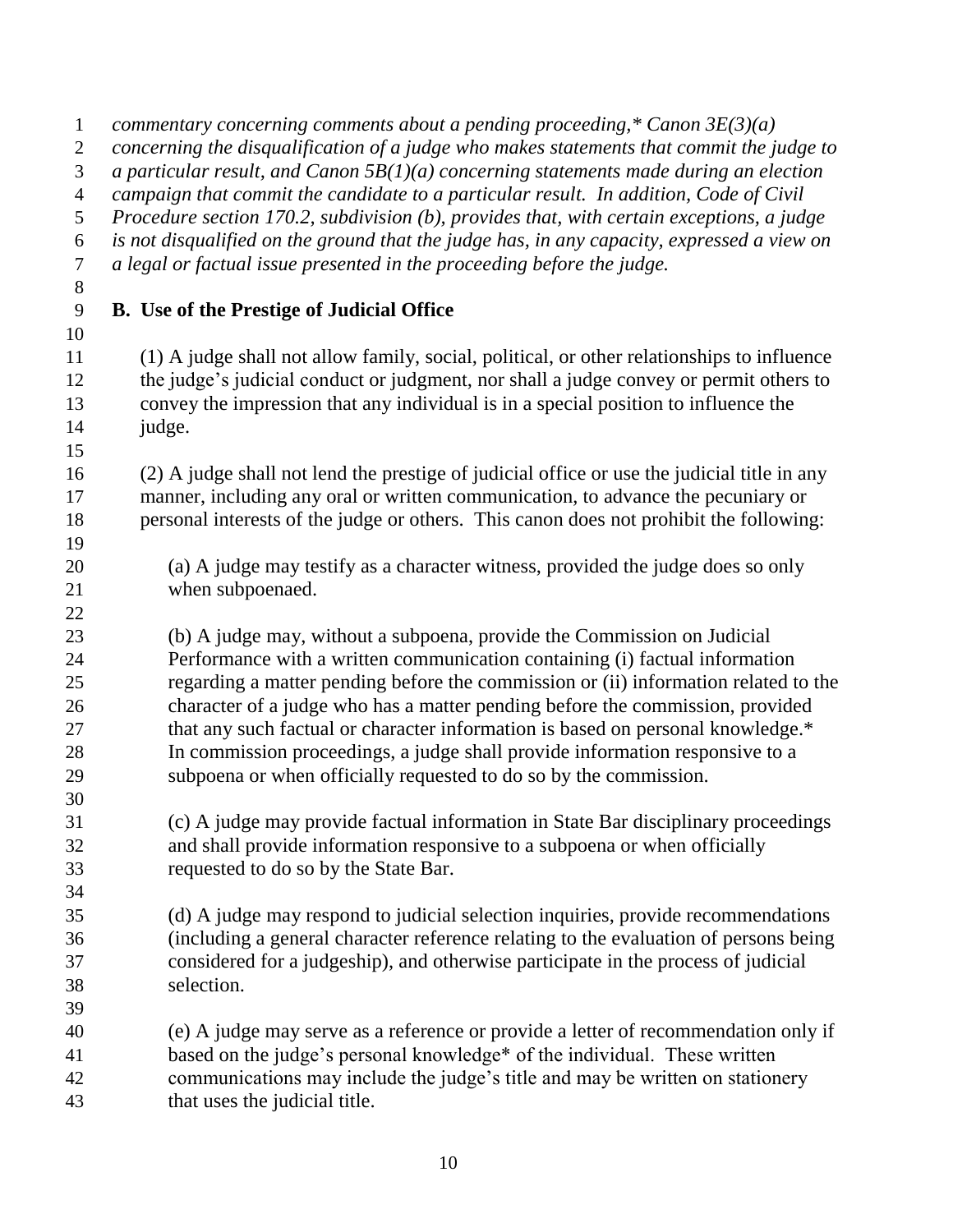*commentary concerning comments about a pending proceeding,* Canon 3E(3)(a) concerning the disqualification of a judge who makes statements that commit the judge to a particular result, and Canon 5B(1)(a) concerning statements made during an election campaign that commit the candidate to a particular result. In addition, Code of Civil Procedure section 170.2, subdivision (b), provides that, with certain exceptions, a judge is not disqualified on the ground that the judge has, in any capacity, expressed a view on a legal or factual issue presented in the proceeding before the judge.*

**B. Use of the Prestige of Judicial Office**

(1) A judge shall not allow family, social, political, or other relationships to influence the judge's judicial conduct or judgment, nor shall a judge convey or permit others to convey the impression that any individual is in a special position to influence the judge.

(2) A judge shall not lend the prestige of judicial office or use the judicial title in any manner, including any oral or written communication, to advance the pecuniary or personal interests of the judge or others. This canon does not prohibit the following:

(a) A judge may testify as a character witness, provided the judge does so only when subpoenaed.

(b) A judge may, without a subpoena, provide the Commission on Judicial Performance with a written communication containing (i) factual information regarding a matter pending before the commission or (ii) information related to the character of a judge who has a matter pending before the commission, provided that any such factual or character information is based on personal knowledge.* In commission proceedings, a judge shall provide information responsive to a subpoena or when officially requested to do so by the commission.

(c) A judge may provide factual information in State Bar disciplinary proceedings and shall provide information responsive to a subpoena or when officially requested to do so by the State Bar.

(d) A judge may respond to judicial selection inquiries, provide recommendations (including a general character reference relating to the evaluation of persons being considered for a judgeship), and otherwise participate in the process of judicial selection.

(e) A judge may serve as a reference or provide a letter of recommendation only if based on the judge's personal knowledge* of the individual. These written communications may include the judge's title and may be written on stationery that uses the judicial title.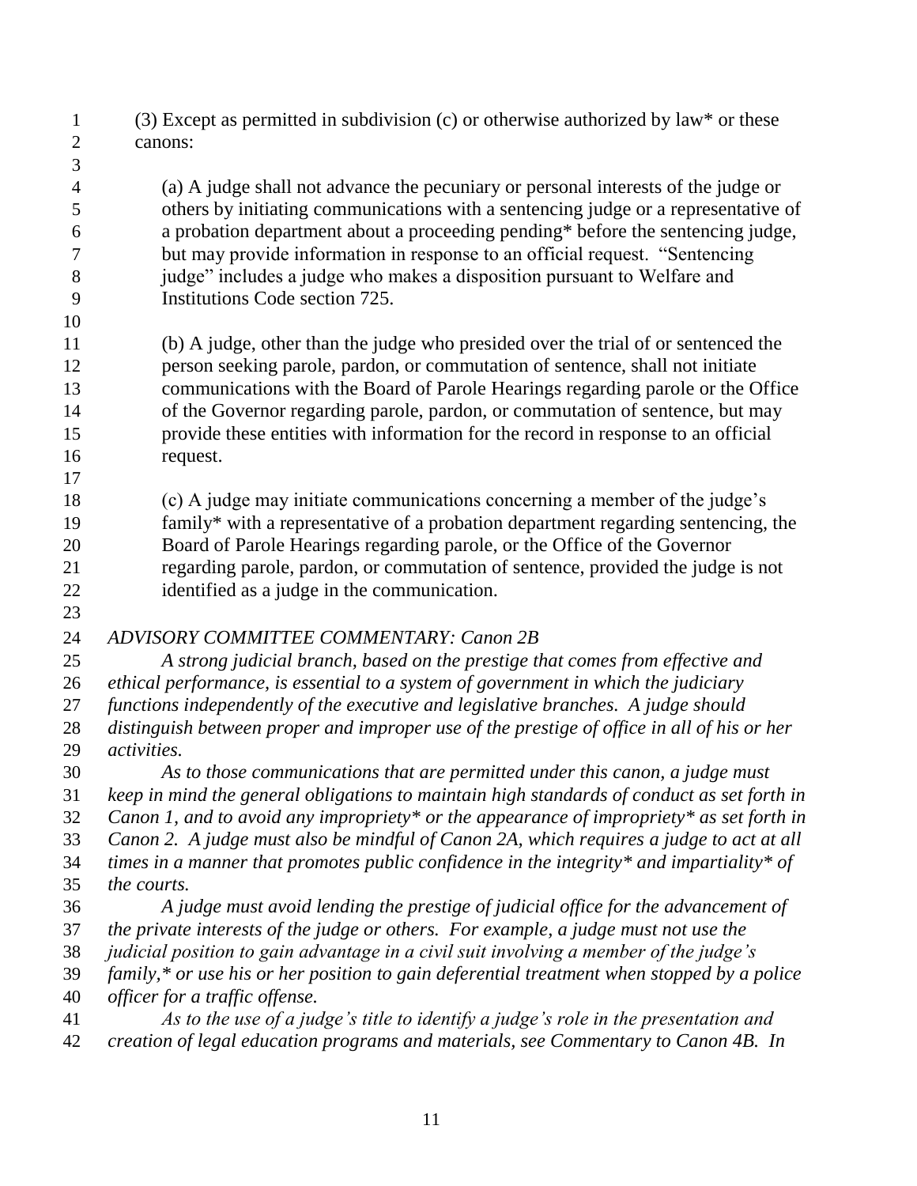(3) Except as permitted in subdivision (c) or otherwise authorized by law* or these canons:

(a) A judge shall not advance the pecuniary or personal interests of the judge or others by initiating communications with a sentencing judge or a representative of a probation department about a proceeding pending* before the sentencing judge, but may provide information in response to an official request. "Sentencing judge" includes a judge who makes a disposition pursuant to Welfare and Institutions Code section 725.

(b) A judge, other than the judge who presided over the trial of or sentenced the person seeking parole, pardon, or commutation of sentence, shall not initiate communications with the Board of Parole Hearings regarding parole or the Office of the Governor regarding parole, pardon, or commutation of sentence, but may provide these entities with information for the record in response to an official request.

(c) A judge may initiate communications concerning a member of the judge's family* with a representative of a probation department regarding sentencing, the Board of Parole Hearings regarding parole, or the Office of the Governor regarding parole, pardon, or commutation of sentence, provided the judge is not identified as a judge in the communication.

*ADVISORY COMMITTEE COMMENTARY: Canon 2B*

*A strong judicial branch, based on the prestige that comes from effective and ethical performance, is essential to a system of government in which the judiciary functions independently of the executive and legislative branches. A judge should distinguish between proper and improper use of the prestige of office in all of his or her activities.*

*As to those communications that are permitted under this canon, a judge must keep in mind the general obligations to maintain high standards of conduct as set forth in Canon 1, and to avoid any impropriety* or the appearance of impropriety* as set forth in Canon 2. A judge must also be mindful of Canon 2A, which requires a judge to act at all times in a manner that promotes public confidence in the integrity* and impartiality* of the courts.*

*A judge must avoid lending the prestige of judicial office for the advancement of the private interests of the judge or others. For example, a judge must not use the judicial position to gain advantage in a civil suit involving a member of the judge's family,* or use his or her position to gain deferential treatment when stopped by a police officer for a traffic offense.*

*As to the use of a judge's title to identify a judge's role in the presentation and creation of legal education programs and materials, see Commentary to Canon 4B. In*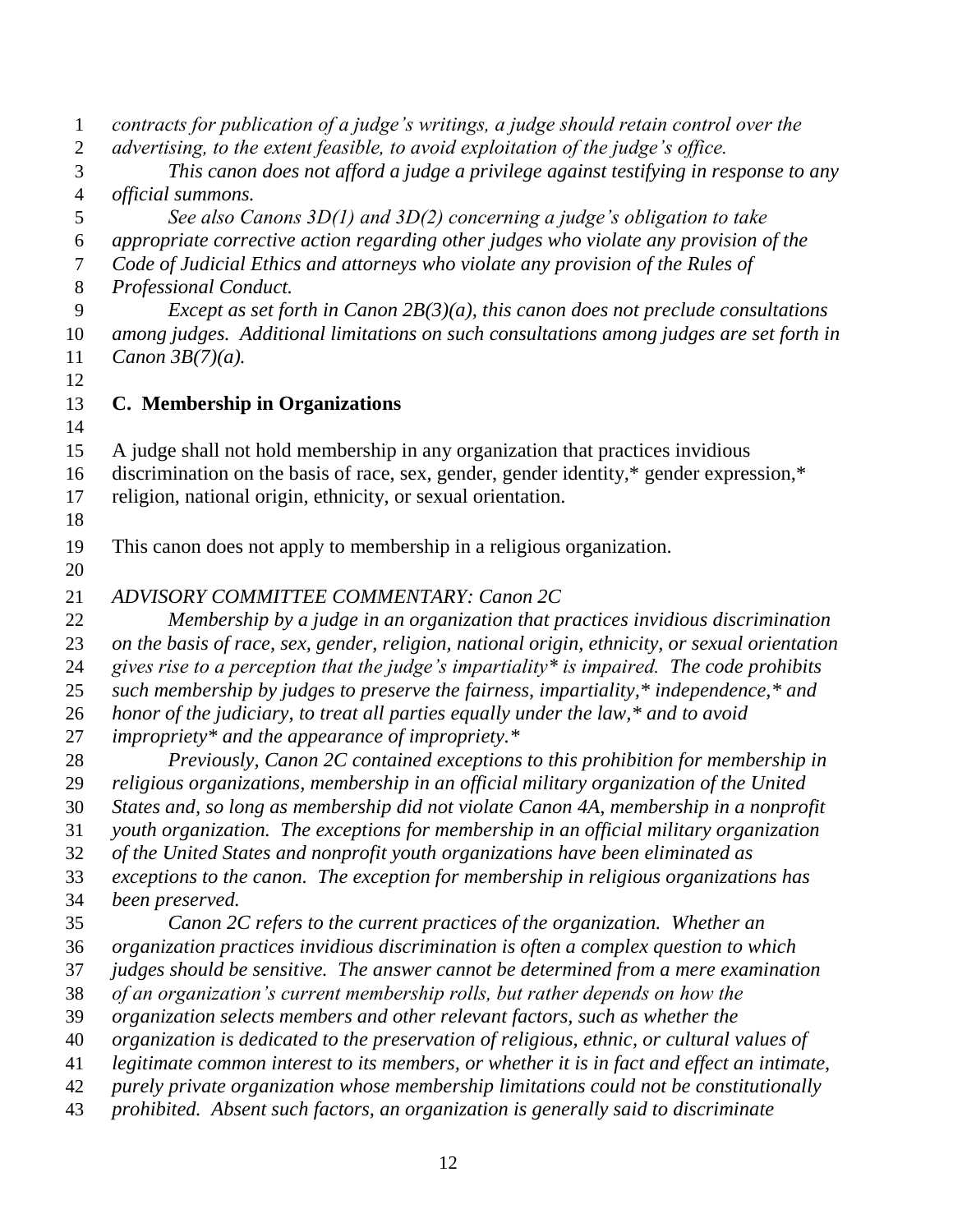*contracts for publication of a judge's writings, a judge should retain control over the advertising, to the extent feasible, to avoid exploitation of the judge's office.*

*This canon does not afford a judge a privilege against testifying in response to any official summons.*

*See also Canons 3D(1) and 3D(2) concerning a judge's obligation to take appropriate corrective action regarding other judges who violate any provision of the Code of Judicial Ethics and attorneys who violate any provision of the Rules of Professional Conduct.*

*Except as set forth in Canon 2B(3)(a), this canon does not preclude consultations among judges. Additional limitations on such consultations among judges are set forth in Canon 3B(7)(a).*

## C. Membership in Organizations

A judge shall not hold membership in any organization that practices invidious discrimination on the basis of race, sex, gender, gender identity,* gender expression,* religion, national origin, ethnicity, or sexual orientation.

This canon does not apply to membership in a religious organization.

*ADVISORY COMMITTEE COMMENTARY: Canon 2C*

*Membership by a judge in an organization that practices invidious discrimination on the basis of race, sex, gender, religion, national origin, ethnicity, or sexual orientation gives rise to a perception that the judge's impartiality* is impaired. The code prohibits such membership by judges to preserve the fairness, impartiality,* independence,* and honor of the judiciary, to treat all parties equally under the law,* and to avoid impropriety* and the appearance of impropriety.**

*Previously, Canon 2C contained exceptions to this prohibition for membership in religious organizations, membership in an official military organization of the United States and, so long as membership did not violate Canon 4A, membership in a nonprofit youth organization. The exceptions for membership in an official military organization of the United States and nonprofit youth organizations have been eliminated as exceptions to the canon. The exception for membership in religious organizations has been preserved.*

*Canon 2C refers to the current practices of the organization. Whether an organization practices invidious discrimination is often a complex question to which judges should be sensitive. The answer cannot be determined from a mere examination of an organization's current membership rolls, but rather depends on how the organization selects members and other relevant factors, such as whether the organization is dedicated to the preservation of religious, ethnic, or cultural values of legitimate common interest to its members, or whether it is in fact and effect an intimate, purely private organization whose membership limitations could not be constitutionally prohibited. Absent such factors, an organization is generally said to discriminate*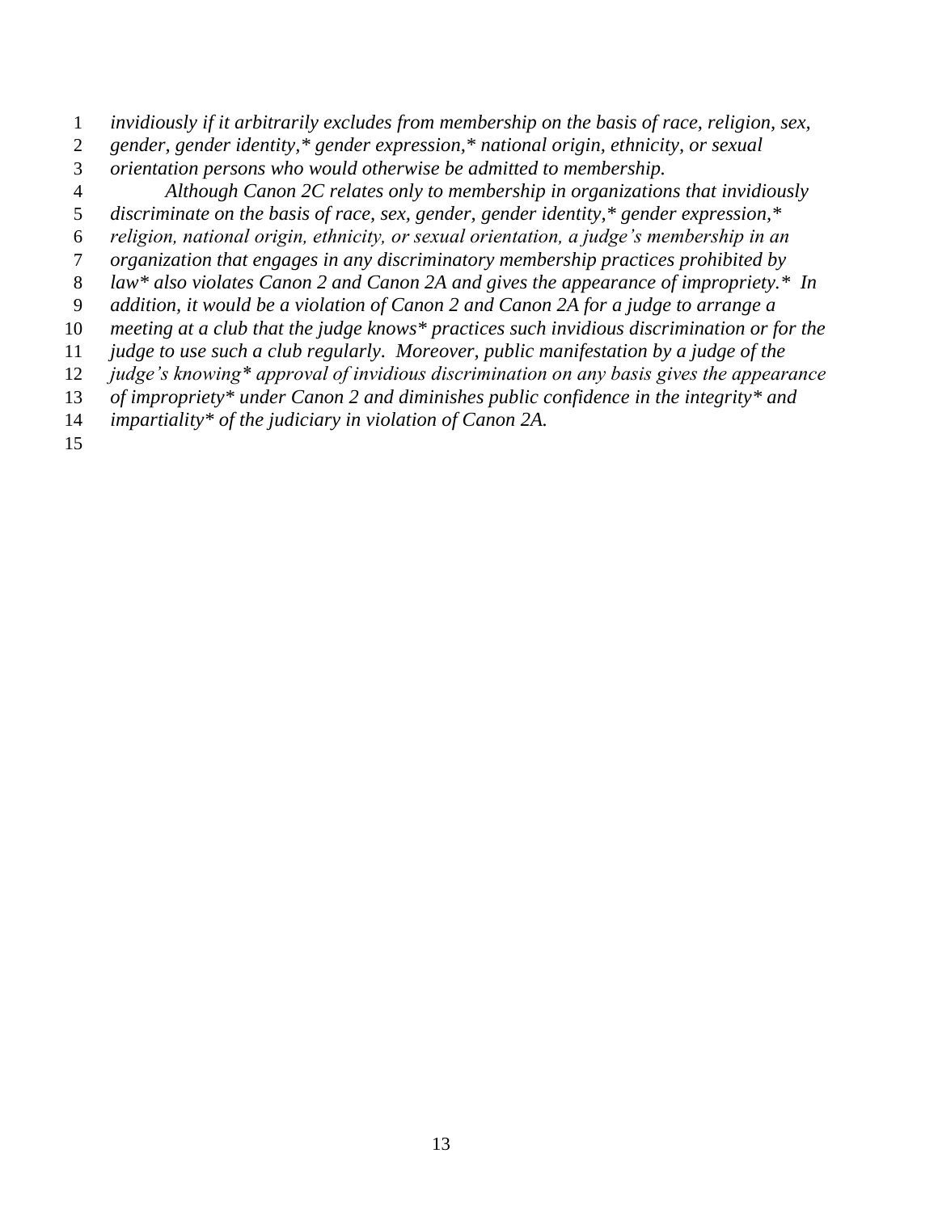*invidiously if it arbitrarily excludes from membership on the basis of race, religion, sex, gender, gender identity,* gender expression,* national origin, ethnicity, or sexual orientation persons who would otherwise be admitted to membership.*

*Although Canon 2C relates only to membership in organizations that invidiously discriminate on the basis of race, sex, gender, gender identity,* gender expression,* religion, national origin, ethnicity, or sexual orientation, a judge's membership in an organization that engages in any discriminatory membership practices prohibited by law* also violates Canon 2 and Canon 2A and gives the appearance of impropriety.* In addition, it would be a violation of Canon 2 and Canon 2A for a judge to arrange a meeting at a club that the judge knows* practices such invidious discrimination or for the judge to use such a club regularly. Moreover, public manifestation by a judge of the judge's knowing* approval of invidious discrimination on any basis gives the appearance of impropriety* under Canon 2 and diminishes public confidence in the integrity* and impartiality* of the judiciary in violation of Canon 2A.*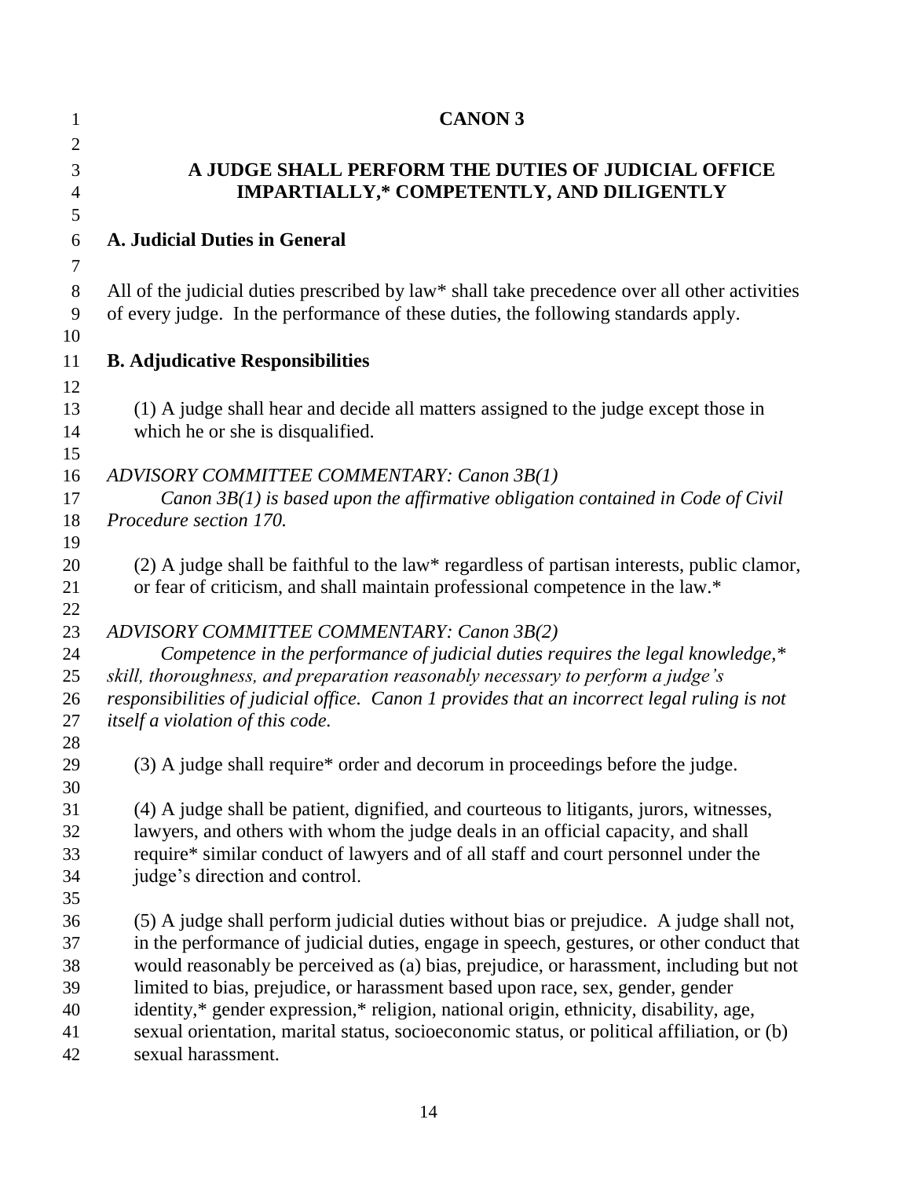# CANON 3

## A JUDGE SHALL PERFORM THE DUTIES OF JUDICIAL OFFICE IMPARTIALLY,* COMPETENTLY, AND DILIGENTLY

### A. Judicial Duties in General

All of the judicial duties prescribed by law* shall take precedence over all other activities of every judge. In the performance of these duties, the following standards apply.

### B. Adjudicative Responsibilities

(1) A judge shall hear and decide all matters assigned to the judge except those in which he or she is disqualified.

*ADVISORY COMMITTEE COMMENTARY: Canon 3B(1)*

*Canon 3B(1) is based upon the affirmative obligation contained in Code of Civil Procedure section 170.*

(2) A judge shall be faithful to the law* regardless of partisan interests, public clamor, or fear of criticism, and shall maintain professional competence in the law.*

*ADVISORY COMMITTEE COMMENTARY: Canon 3B(2)*

*Competence in the performance of judicial duties requires the legal knowledge,* skill, thoroughness, and preparation reasonably necessary to perform a judge's responsibilities of judicial office. Canon 1 provides that an incorrect legal ruling is not itself a violation of this code.*

(3) A judge shall require* order and decorum in proceedings before the judge.

(4) A judge shall be patient, dignified, and courteous to litigants, jurors, witnesses, lawyers, and others with whom the judge deals in an official capacity, and shall require* similar conduct of lawyers and of all staff and court personnel under the judge's direction and control.

(5) A judge shall perform judicial duties without bias or prejudice. A judge shall not, in the performance of judicial duties, engage in speech, gestures, or other conduct that would reasonably be perceived as (a) bias, prejudice, or harassment, including but not limited to bias, prejudice, or harassment based upon race, sex, gender, gender identity,* gender expression,* religion, national origin, ethnicity, disability, age, sexual orientation, marital status, socioeconomic status, or political affiliation, or (b) sexual harassment.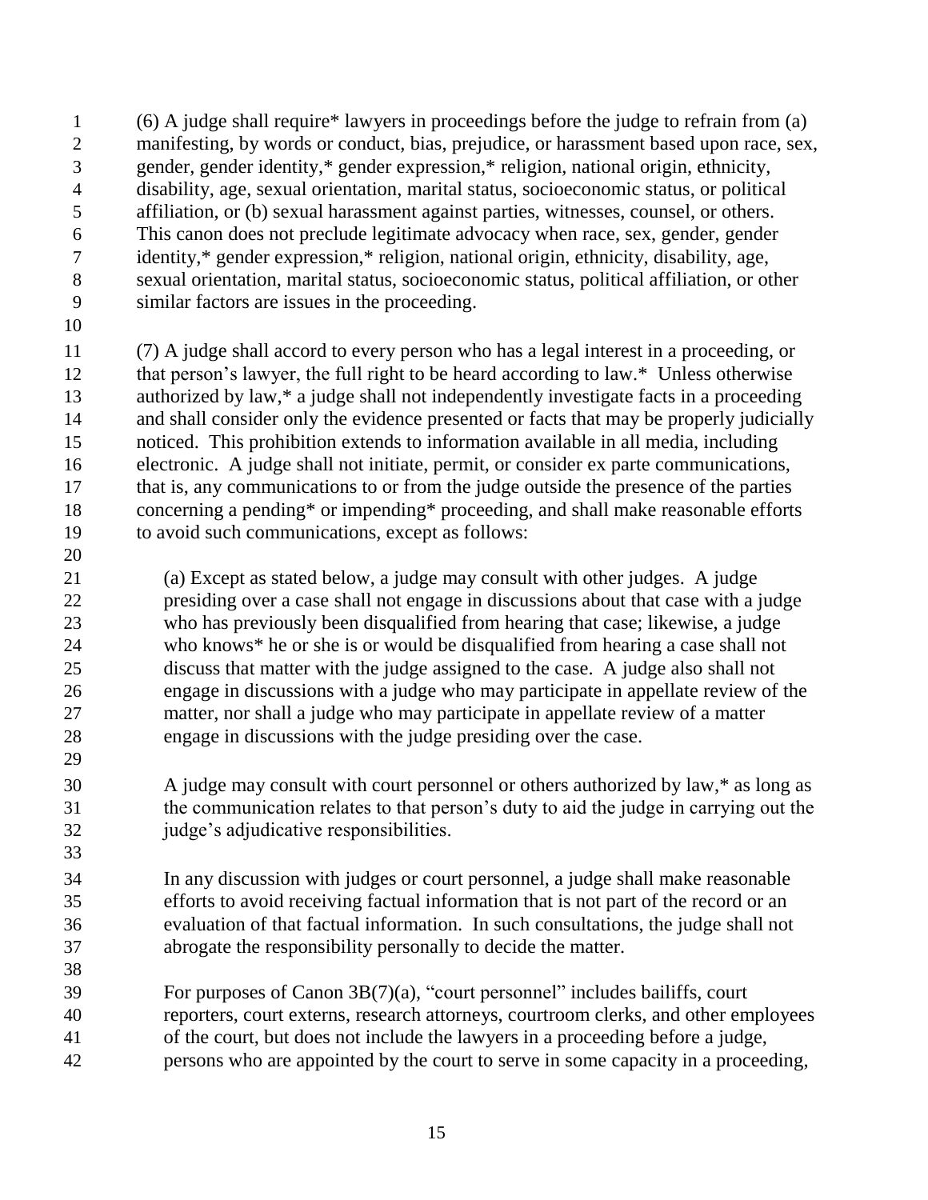(6) A judge shall require* lawyers in proceedings before the judge to refrain from (a) manifesting, by words or conduct, bias, prejudice, or harassment based upon race, sex, gender, gender identity,* gender expression,* religion, national origin, ethnicity, disability, age, sexual orientation, marital status, socioeconomic status, or political affiliation, or (b) sexual harassment against parties, witnesses, counsel, or others. This canon does not preclude legitimate advocacy when race, sex, gender, gender identity,* gender expression,* religion, national origin, ethnicity, disability, age, sexual orientation, marital status, socioeconomic status, political affiliation, or other similar factors are issues in the proceeding.

(7) A judge shall accord to every person who has a legal interest in a proceeding, or that person's lawyer, the full right to be heard according to law.* Unless otherwise authorized by law,* a judge shall not independently investigate facts in a proceeding and shall consider only the evidence presented or facts that may be properly judicially noticed. This prohibition extends to information available in all media, including electronic. A judge shall not initiate, permit, or consider ex parte communications, that is, any communications to or from the judge outside the presence of the parties concerning a pending* or impending* proceeding, and shall make reasonable efforts to avoid such communications, except as follows:

(a) Except as stated below, a judge may consult with other judges. A judge presiding over a case shall not engage in discussions about that case with a judge who has previously been disqualified from hearing that case; likewise, a judge who knows* he or she is or would be disqualified from hearing a case shall not discuss that matter with the judge assigned to the case. A judge also shall not engage in discussions with a judge who may participate in appellate review of the matter, nor shall a judge who may participate in appellate review of a matter engage in discussions with the judge presiding over the case.

A judge may consult with court personnel or others authorized by law,* as long as the communication relates to that person's duty to aid the judge in carrying out the judge's adjudicative responsibilities.

In any discussion with judges or court personnel, a judge shall make reasonable efforts to avoid receiving factual information that is not part of the record or an evaluation of that factual information. In such consultations, the judge shall not abrogate the responsibility personally to decide the matter.

For purposes of Canon 3B(7)(a), "court personnel" includes bailiffs, court reporters, court externs, research attorneys, courtroom clerks, and other employees of the court, but does not include the lawyers in a proceeding before a judge, persons who are appointed by the court to serve in some capacity in a proceeding,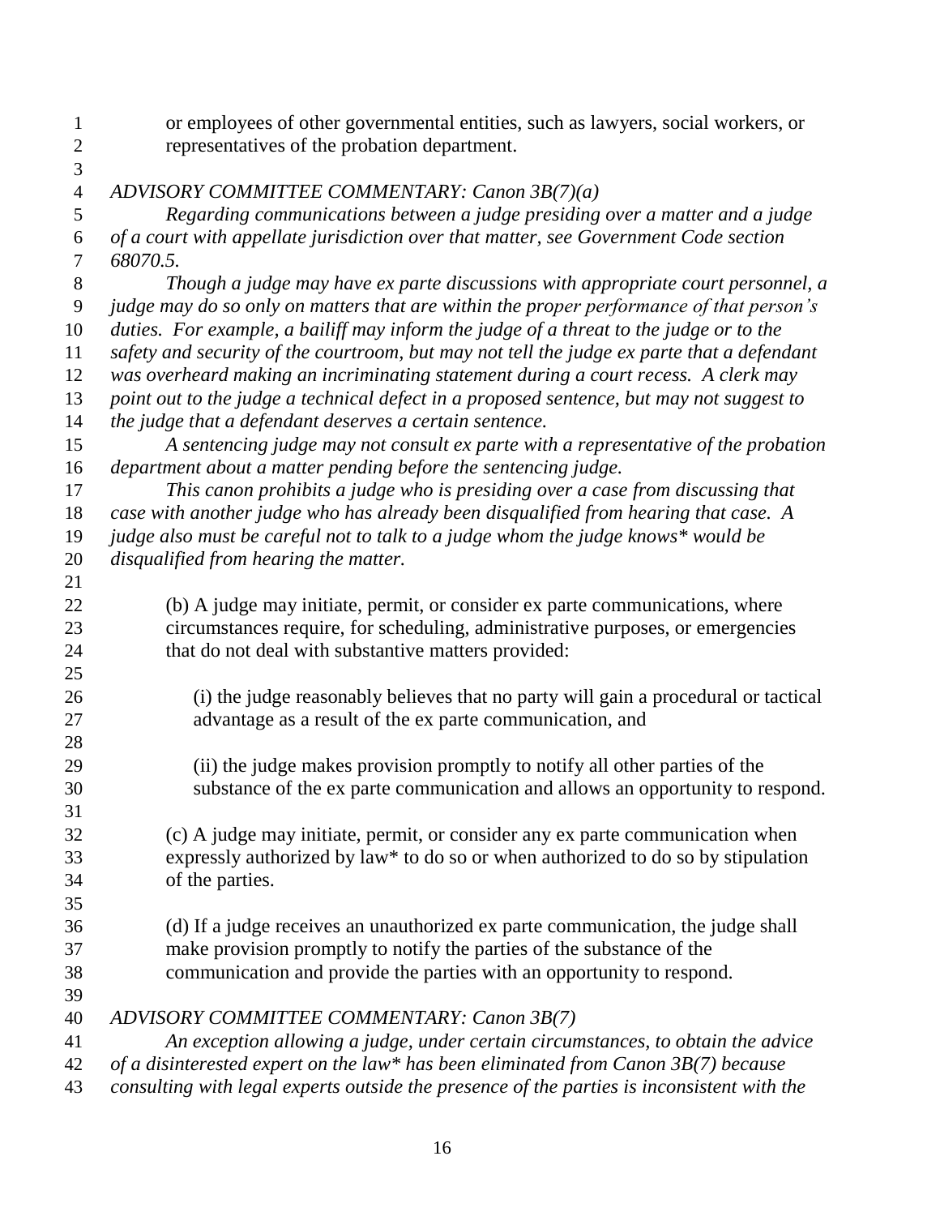or employees of other governmental entities, such as lawyers, social workers, or representatives of the probation department.

*ADVISORY COMMITTEE COMMENTARY: Canon 3B(7)(a)*

*Regarding communications between a judge presiding over a matter and a judge of a court with appellate jurisdiction over that matter, see Government Code section 68070.5.*

*Though a judge may have ex parte discussions with appropriate court personnel, a judge may do so only on matters that are within the proper performance of that person's duties. For example, a bailiff may inform the judge of a threat to the judge or to the safety and security of the courtroom, but may not tell the judge ex parte that a defendant was overheard making an incriminating statement during a court recess. A clerk may point out to the judge a technical defect in a proposed sentence, but may not suggest to the judge that a defendant deserves a certain sentence.*

*A sentencing judge may not consult ex parte with a representative of the probation department about a matter pending before the sentencing judge.*

*This canon prohibits a judge who is presiding over a case from discussing that case with another judge who has already been disqualified from hearing that case. A judge also must be careful not to talk to a judge whom the judge knows* would be disqualified from hearing the matter.*

(b) A judge may initiate, permit, or consider ex parte communications, where circumstances require, for scheduling, administrative purposes, or emergencies that do not deal with substantive matters provided:

(i) the judge reasonably believes that no party will gain a procedural or tactical advantage as a result of the ex parte communication, and

(ii) the judge makes provision promptly to notify all other parties of the substance of the ex parte communication and allows an opportunity to respond.

(c) A judge may initiate, permit, or consider any ex parte communication when expressly authorized by law* to do so or when authorized to do so by stipulation of the parties.

(d) If a judge receives an unauthorized ex parte communication, the judge shall make provision promptly to notify the parties of the substance of the communication and provide the parties with an opportunity to respond.

*ADVISORY COMMITTEE COMMENTARY: Canon 3B(7)*

*An exception allowing a judge, under certain circumstances, to obtain the advice of a disinterested expert on the law* has been eliminated from Canon 3B(7) because consulting with legal experts outside the presence of the parties is inconsistent with the*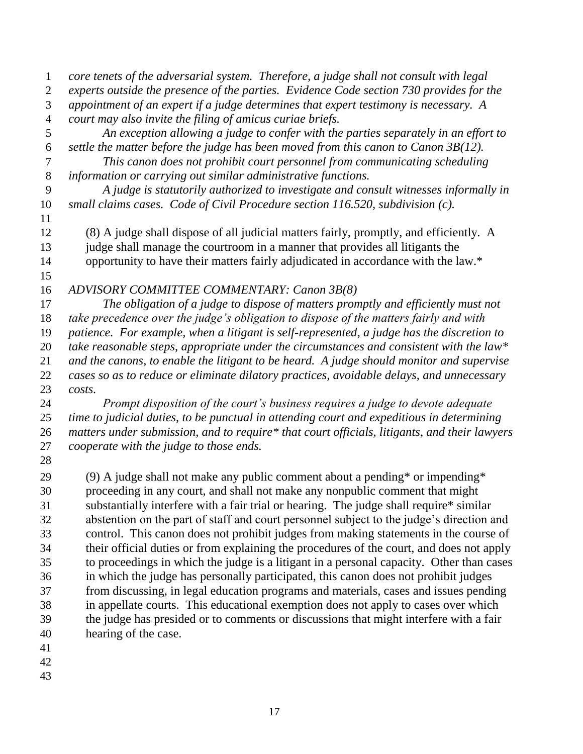*core tenets of the adversarial system. Therefore, a judge shall not consult with legal experts outside the presence of the parties. Evidence Code section 730 provides for the appointment of an expert if a judge determines that expert testimony is necessary. A court may also invite the filing of amicus curiae briefs.*

*An exception allowing a judge to confer with the parties separately in an effort to settle the matter before the judge has been moved from this canon to Canon 3B(12).*

*This canon does not prohibit court personnel from communicating scheduling information or carrying out similar administrative functions.*

*A judge is statutorily authorized to investigate and consult witnesses informally in small claims cases. Code of Civil Procedure section 116.520, subdivision (c).*

(8) A judge shall dispose of all judicial matters fairly, promptly, and efficiently. A judge shall manage the courtroom in a manner that provides all litigants the opportunity to have their matters fairly adjudicated in accordance with the law.*

*ADVISORY COMMITTEE COMMENTARY: Canon 3B(8)*

*The obligation of a judge to dispose of matters promptly and efficiently must not take precedence over the judge's obligation to dispose of the matters fairly and with patience. For example, when a litigant is self-represented, a judge has the discretion to take reasonable steps, appropriate under the circumstances and consistent with the law* and the canons, to enable the litigant to be heard. A judge should monitor and supervise cases so as to reduce or eliminate dilatory practices, avoidable delays, and unnecessary costs.*

*Prompt disposition of the court's business requires a judge to devote adequate time to judicial duties, to be punctual in attending court and expeditious in determining matters under submission, and to require* that court officials, litigants, and their lawyers cooperate with the judge to those ends.*

(9) A judge shall not make any public comment about a pending* or impending* proceeding in any court, and shall not make any nonpublic comment that might substantially interfere with a fair trial or hearing. The judge shall require* similar abstention on the part of staff and court personnel subject to the judge's direction and control. This canon does not prohibit judges from making statements in the course of their official duties or from explaining the procedures of the court, and does not apply to proceedings in which the judge is a litigant in a personal capacity. Other than cases in which the judge has personally participated, this canon does not prohibit judges from discussing, in legal education programs and materials, cases and issues pending in appellate courts. This educational exemption does not apply to cases over which the judge has presided or to comments or discussions that might interfere with a fair hearing of the case.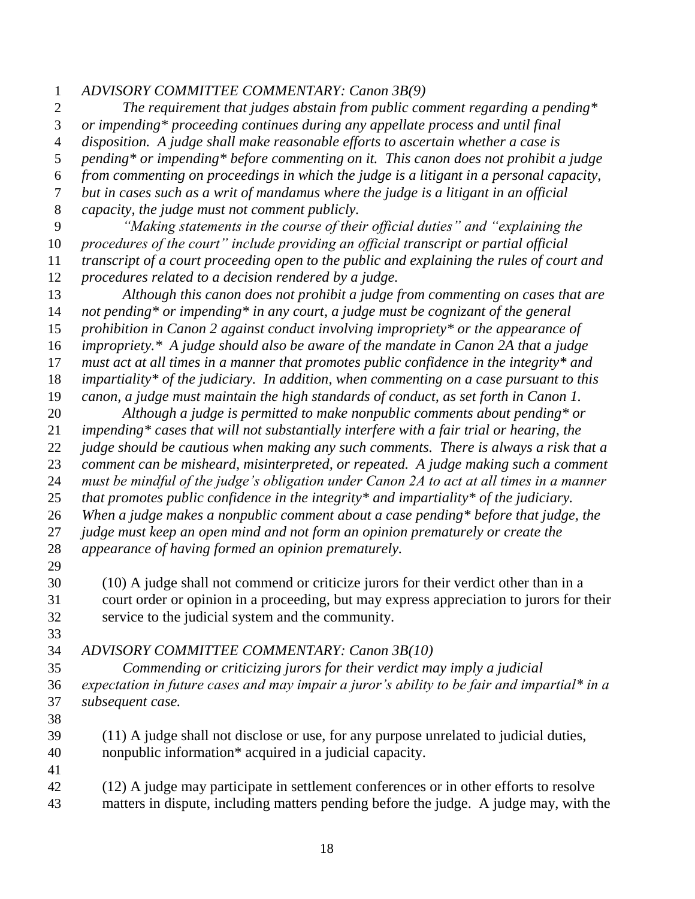*ADVISORY COMMITTEE COMMENTARY: Canon 3B(9)*

*The requirement that judges abstain from public comment regarding a pending* or impending* proceeding continues during any appellate process and until final disposition. A judge shall make reasonable efforts to ascertain whether a case is pending* or impending* before commenting on it. This canon does not prohibit a judge from commenting on proceedings in which the judge is a litigant in a personal capacity, but in cases such as a writ of mandamus where the judge is a litigant in an official capacity, the judge must not comment publicly.*

*"Making statements in the course of their official duties" and "explaining the procedures of the court" include providing an official transcript or partial official transcript of a court proceeding open to the public and explaining the rules of court and procedures related to a decision rendered by a judge.*

*Although this canon does not prohibit a judge from commenting on cases that are not pending* or impending* in any court, a judge must be cognizant of the general prohibition in Canon 2 against conduct involving impropriety* or the appearance of impropriety.* A judge should also be aware of the mandate in Canon 2A that a judge must act at all times in a manner that promotes public confidence in the integrity* and impartiality* of the judiciary. In addition, when commenting on a case pursuant to this canon, a judge must maintain the high standards of conduct, as set forth in Canon 1.*

*Although a judge is permitted to make nonpublic comments about pending* or impending* cases that will not substantially interfere with a fair trial or hearing, the judge should be cautious when making any such comments. There is always a risk that a comment can be misheard, misinterpreted, or repeated. A judge making such a comment must be mindful of the judge's obligation under Canon 2A to act at all times in a manner that promotes public confidence in the integrity* and impartiality* of the judiciary. When a judge makes a nonpublic comment about a case pending* before that judge, the judge must keep an open mind and not form an opinion prematurely or create the appearance of having formed an opinion prematurely.*

(10) A judge shall not commend or criticize jurors for their verdict other than in a court order or opinion in a proceeding, but may express appreciation to jurors for their service to the judicial system and the community.

*ADVISORY COMMITTEE COMMENTARY: Canon 3B(10)*

*Commending or criticizing jurors for their verdict may imply a judicial expectation in future cases and may impair a juror's ability to be fair and impartial* in a subsequent case.*

(11) A judge shall not disclose or use, for any purpose unrelated to judicial duties, nonpublic information* acquired in a judicial capacity.

(12) A judge may participate in settlement conferences or in other efforts to resolve matters in dispute, including matters pending before the judge. A judge may, with the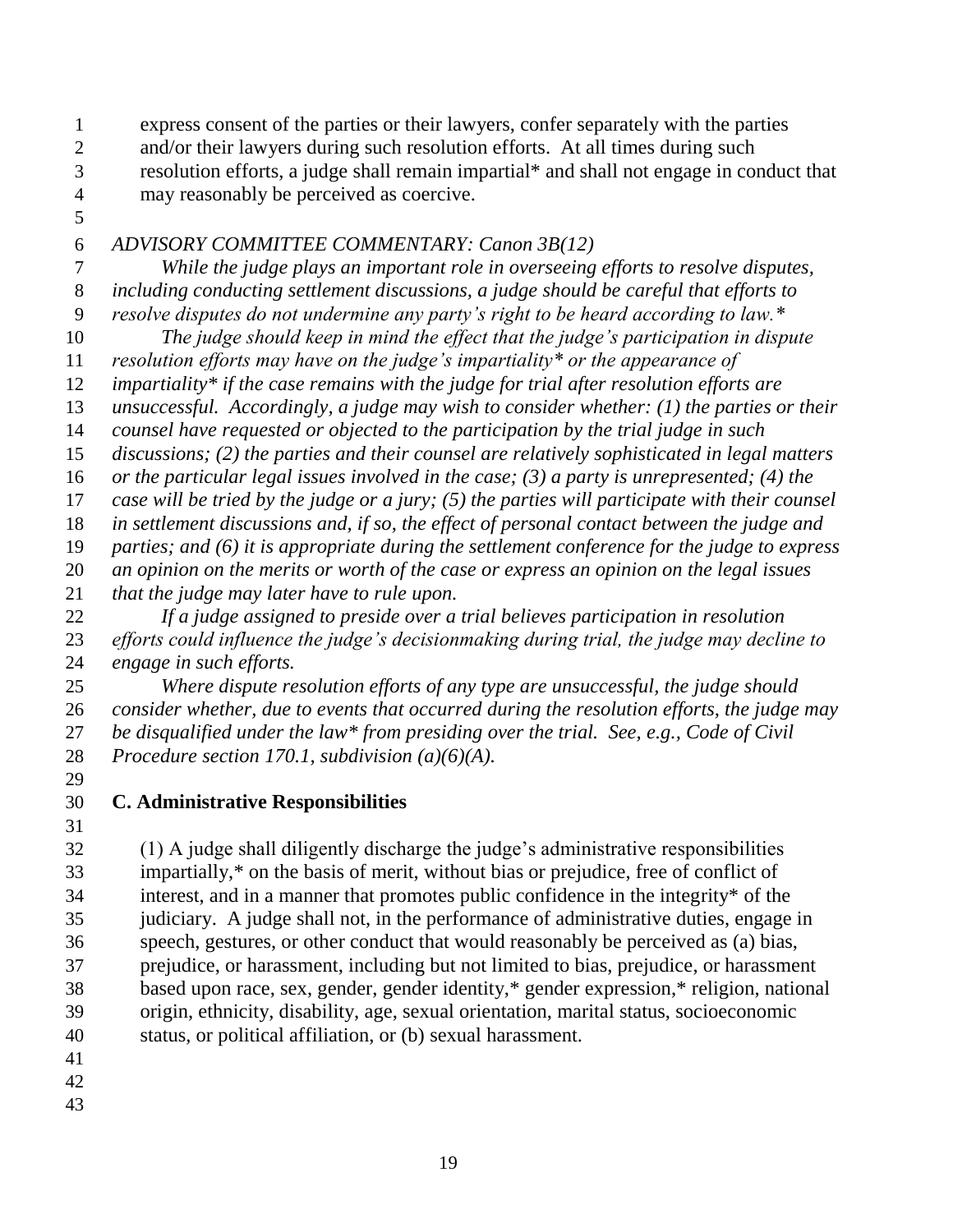express consent of the parties or their lawyers, confer separately with the parties and/or their lawyers during such resolution efforts. At all times during such resolution efforts, a judge shall remain impartial* and shall not engage in conduct that may reasonably be perceived as coercive.

*ADVISORY COMMITTEE COMMENTARY: Canon 3B(12)*

*While the judge plays an important role in overseeing efforts to resolve disputes, including conducting settlement discussions, a judge should be careful that efforts to resolve disputes do not undermine any party's right to be heard according to law.**

*The judge should keep in mind the effect that the judge's participation in dispute resolution efforts may have on the judge's impartiality* or the appearance of impartiality* if the case remains with the judge for trial after resolution efforts are unsuccessful. Accordingly, a judge may wish to consider whether: (1) the parties or their counsel have requested or objected to the participation by the trial judge in such discussions; (2) the parties and their counsel are relatively sophisticated in legal matters or the particular legal issues involved in the case; (3) a party is unrepresented; (4) the case will be tried by the judge or a jury; (5) the parties will participate with their counsel in settlement discussions and, if so, the effect of personal contact between the judge and parties; and (6) it is appropriate during the settlement conference for the judge to express an opinion on the merits or worth of the case or express an opinion on the legal issues that the judge may later have to rule upon.*

*If a judge assigned to preside over a trial believes participation in resolution efforts could influence the judge's decisionmaking during trial, the judge may decline to engage in such efforts.*

*Where dispute resolution efforts of any type are unsuccessful, the judge should consider whether, due to events that occurred during the resolution efforts, the judge may be disqualified under the law* from presiding over the trial. See, e.g., Code of Civil Procedure section 170.1, subdivision (a)(6)(A).*

**C. Administrative Responsibilities**

(1) A judge shall diligently discharge the judge's administrative responsibilities impartially,* on the basis of merit, without bias or prejudice, free of conflict of interest, and in a manner that promotes public confidence in the integrity* of the judiciary. A judge shall not, in the performance of administrative duties, engage in speech, gestures, or other conduct that would reasonably be perceived as (a) bias, prejudice, or harassment, including but not limited to bias, prejudice, or harassment based upon race, sex, gender, gender identity,* gender expression,* religion, national origin, ethnicity, disability, age, sexual orientation, marital status, socioeconomic status, or political affiliation, or (b) sexual harassment.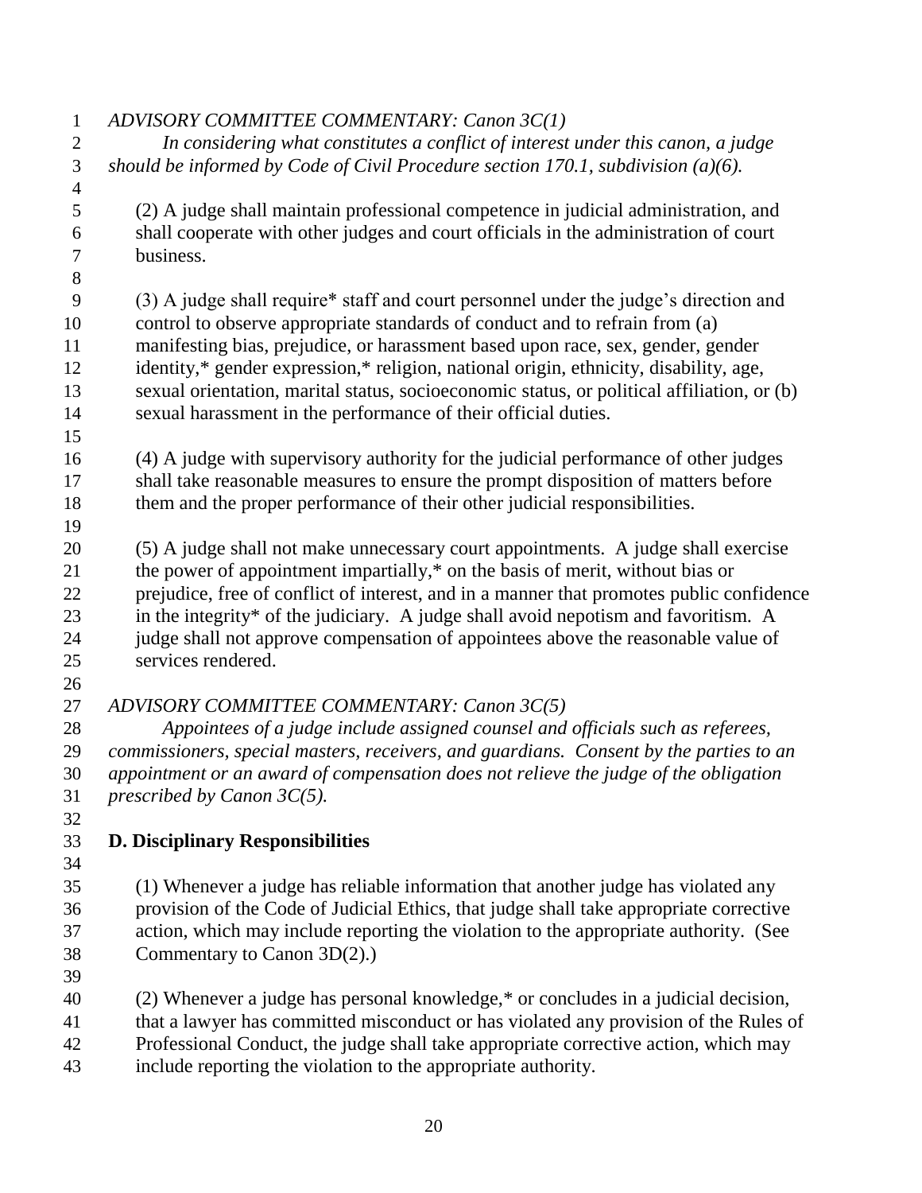*ADVISORY COMMITTEE COMMENTARY: Canon 3C(1)*

*In considering what constitutes a conflict of interest under this canon, a judge should be informed by Code of Civil Procedure section 170.1, subdivision (a)(6).*

(2) A judge shall maintain professional competence in judicial administration, and shall cooperate with other judges and court officials in the administration of court business.

(3) A judge shall require* staff and court personnel under the judge's direction and control to observe appropriate standards of conduct and to refrain from (a) manifesting bias, prejudice, or harassment based upon race, sex, gender, gender identity,* gender expression,* religion, national origin, ethnicity, disability, age, sexual orientation, marital status, socioeconomic status, or political affiliation, or (b) sexual harassment in the performance of their official duties.

(4) A judge with supervisory authority for the judicial performance of other judges shall take reasonable measures to ensure the prompt disposition of matters before them and the proper performance of their other judicial responsibilities.

(5) A judge shall not make unnecessary court appointments. A judge shall exercise the power of appointment impartially,* on the basis of merit, without bias or prejudice, free of conflict of interest, and in a manner that promotes public confidence in the integrity* of the judiciary. A judge shall avoid nepotism and favoritism. A judge shall not approve compensation of appointees above the reasonable value of services rendered.

*ADVISORY COMMITTEE COMMENTARY: Canon 3C(5)*

*Appointees of a judge include assigned counsel and officials such as referees, commissioners, special masters, receivers, and guardians. Consent by the parties to an appointment or an award of compensation does not relieve the judge of the obligation prescribed by Canon 3C(5).*

**D. Disciplinary Responsibilities**

(1) Whenever a judge has reliable information that another judge has violated any provision of the Code of Judicial Ethics, that judge shall take appropriate corrective action, which may include reporting the violation to the appropriate authority. (See Commentary to Canon 3D(2).)

(2) Whenever a judge has personal knowledge,* or concludes in a judicial decision, that a lawyer has committed misconduct or has violated any provision of the Rules of Professional Conduct, the judge shall take appropriate corrective action, which may include reporting the violation to the appropriate authority.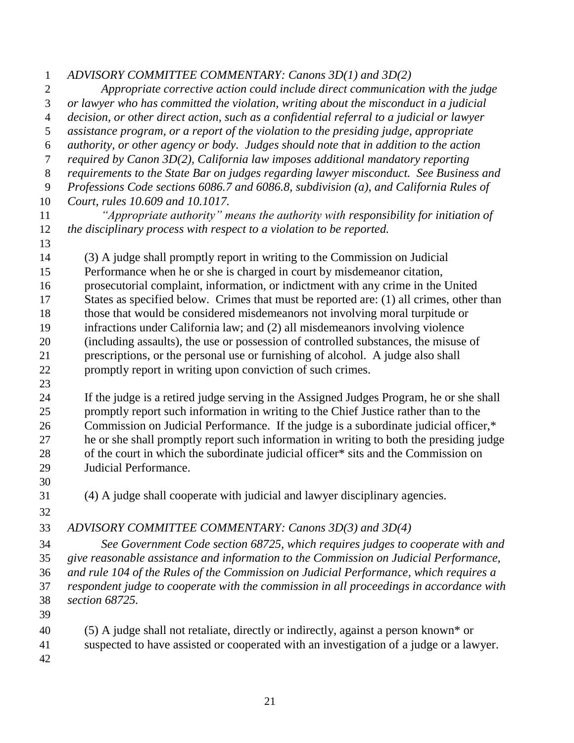*ADVISORY COMMITTEE COMMENTARY: Canons 3D(1) and 3D(2)*

*Appropriate corrective action could include direct communication with the judge or lawyer who has committed the violation, writing about the misconduct in a judicial decision, or other direct action, such as a confidential referral to a judicial or lawyer assistance program, or a report of the violation to the presiding judge, appropriate authority, or other agency or body. Judges should note that in addition to the action required by Canon 3D(2), California law imposes additional mandatory reporting requirements to the State Bar on judges regarding lawyer misconduct. See Business and Professions Code sections 6086.7 and 6086.8, subdivision (a), and California Rules of Court, rules 10.609 and 10.1017.*

*"Appropriate authority" means the authority with responsibility for initiation of the disciplinary process with respect to a violation to be reported.*

(3) A judge shall promptly report in writing to the Commission on Judicial Performance when he or she is charged in court by misdemeanor citation, prosecutorial complaint, information, or indictment with any crime in the United States as specified below. Crimes that must be reported are: (1) all crimes, other than those that would be considered misdemeanors not involving moral turpitude or infractions under California law; and (2) all misdemeanors involving violence (including assaults), the use or possession of controlled substances, the misuse of prescriptions, or the personal use or furnishing of alcohol. A judge also shall promptly report in writing upon conviction of such crimes.

If the judge is a retired judge serving in the Assigned Judges Program, he or she shall promptly report such information in writing to the Chief Justice rather than to the Commission on Judicial Performance. If the judge is a subordinate judicial officer,* he or she shall promptly report such information in writing to both the presiding judge of the court in which the subordinate judicial officer* sits and the Commission on Judicial Performance.

(4) A judge shall cooperate with judicial and lawyer disciplinary agencies.

*ADVISORY COMMITTEE COMMENTARY: Canons 3D(3) and 3D(4)*

*See Government Code section 68725, which requires judges to cooperate with and give reasonable assistance and information to the Commission on Judicial Performance, and rule 104 of the Rules of the Commission on Judicial Performance, which requires a respondent judge to cooperate with the commission in all proceedings in accordance with section 68725.*

(5) A judge shall not retaliate, directly or indirectly, against a person known* or suspected to have assisted or cooperated with an investigation of a judge or a lawyer.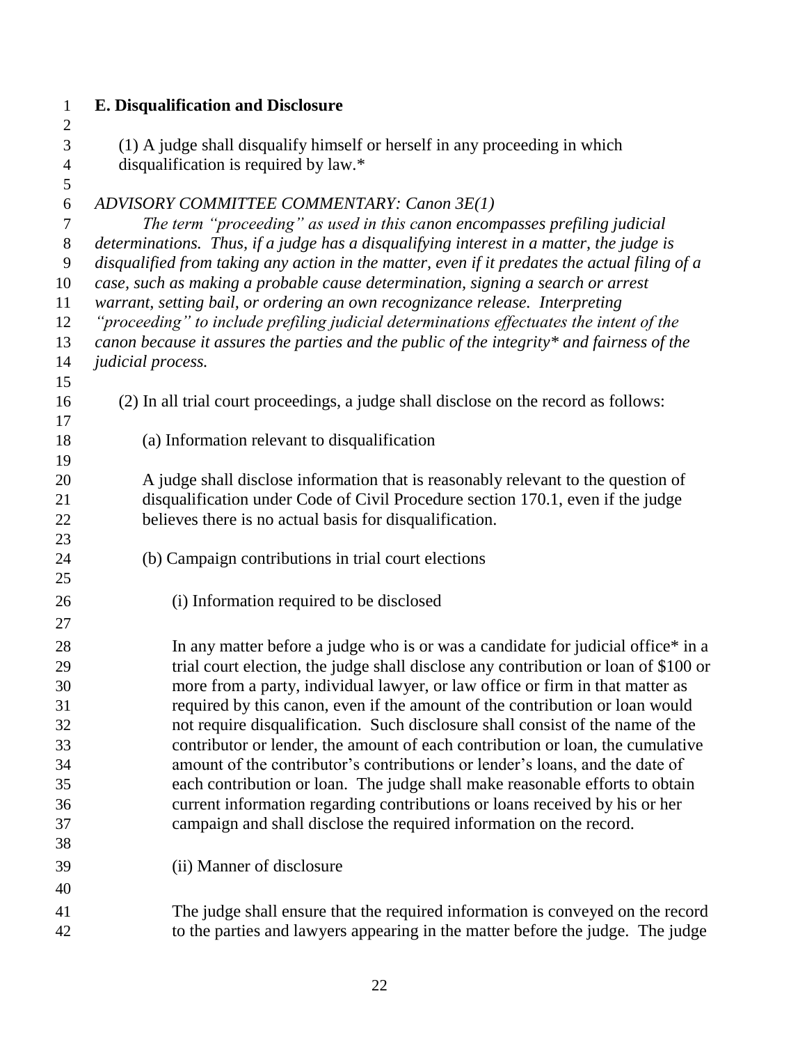**E. Disqualification and Disclosure**

(1) A judge shall disqualify himself or herself in any proceeding in which disqualification is required by law.*

*ADVISORY COMMITTEE COMMENTARY: Canon 3E(1)*

*The term "proceeding" as used in this canon encompasses prefiling judicial determinations. Thus, if a judge has a disqualifying interest in a matter, the judge is disqualified from taking any action in the matter, even if it predates the actual filing of a case, such as making a probable cause determination, signing a search or arrest warrant, setting bail, or ordering an own recognizance release. Interpreting "proceeding" to include prefiling judicial determinations effectuates the intent of the canon because it assures the parties and the public of the integrity* and fairness of the judicial process.*

(2) In all trial court proceedings, a judge shall disclose on the record as follows:

(a) Information relevant to disqualification

A judge shall disclose information that is reasonably relevant to the question of disqualification under Code of Civil Procedure section 170.1, even if the judge believes there is no actual basis for disqualification.

(b) Campaign contributions in trial court elections

(i) Information required to be disclosed

In any matter before a judge who is or was a candidate for judicial office* in a trial court election, the judge shall disclose any contribution or loan of $100 or more from a party, individual lawyer, or law office or firm in that matter as required by this canon, even if the amount of the contribution or loan would not require disqualification. Such disclosure shall consist of the name of the contributor or lender, the amount of each contribution or loan, the cumulative amount of the contributor's contributions or lender's loans, and the date of each contribution or loan. The judge shall make reasonable efforts to obtain current information regarding contributions or loans received by his or her campaign and shall disclose the required information on the record.

(ii) Manner of disclosure

The judge shall ensure that the required information is conveyed on the record to the parties and lawyers appearing in the matter before the judge. The judge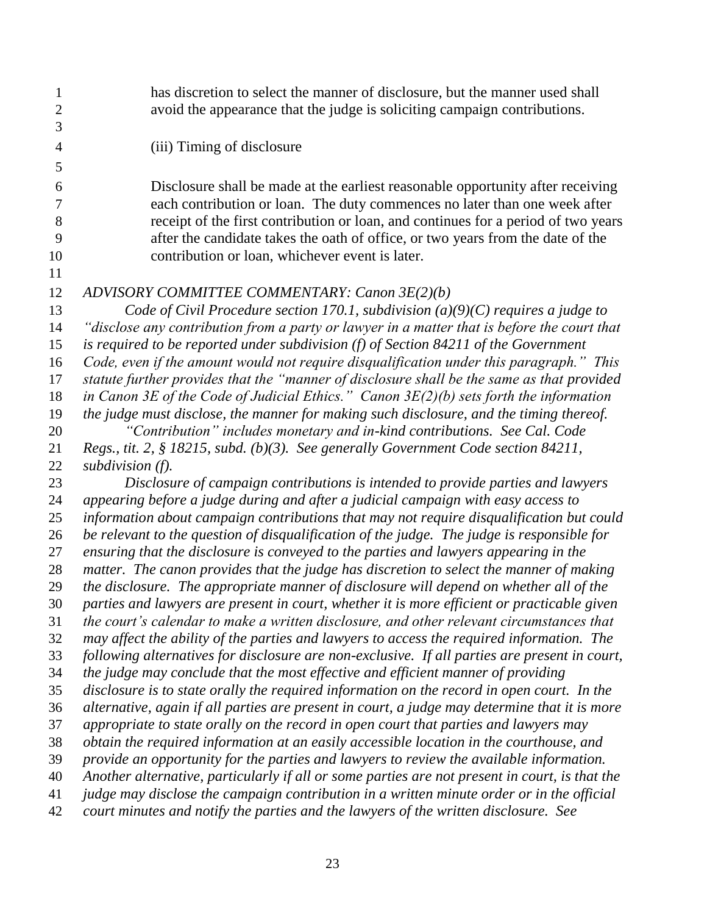has discretion to select the manner of disclosure, but the manner used shall avoid the appearance that the judge is soliciting campaign contributions.

(iii) Timing of disclosure

Disclosure shall be made at the earliest reasonable opportunity after receiving each contribution or loan. The duty commences no later than one week after receipt of the first contribution or loan, and continues for a period of two years after the candidate takes the oath of office, or two years from the date of the contribution or loan, whichever event is later.

*ADVISORY COMMITTEE COMMENTARY: Canon 3E(2)(b)*

*Code of Civil Procedure section 170.1, subdivision (a)(9)(C) requires a judge to "disclose any contribution from a party or lawyer in a matter that is before the court that is required to be reported under subdivision (f) of Section 84211 of the Government Code, even if the amount would not require disqualification under this paragraph." This statute further provides that the "manner of disclosure shall be the same as that provided in Canon 3E of the Code of Judicial Ethics." Canon 3E(2)(b) sets forth the information the judge must disclose, the manner for making such disclosure, and the timing thereof.*

*"Contribution" includes monetary and in-kind contributions. See Cal. Code Regs., tit. 2, § 18215, subd. (b)(3). See generally Government Code section 84211, subdivision (f).*

*Disclosure of campaign contributions is intended to provide parties and lawyers appearing before a judge during and after a judicial campaign with easy access to information about campaign contributions that may not require disqualification but could be relevant to the question of disqualification of the judge. The judge is responsible for ensuring that the disclosure is conveyed to the parties and lawyers appearing in the matter. The canon provides that the judge has discretion to select the manner of making the disclosure. The appropriate manner of disclosure will depend on whether all of the parties and lawyers are present in court, whether it is more efficient or practicable given the court's calendar to make a written disclosure, and other relevant circumstances that may affect the ability of the parties and lawyers to access the required information. The following alternatives for disclosure are non-exclusive. If all parties are present in court, the judge may conclude that the most effective and efficient manner of providing disclosure is to state orally the required information on the record in open court. In the alternative, again if all parties are present in court, a judge may determine that it is more appropriate to state orally on the record in open court that parties and lawyers may obtain the required information at an easily accessible location in the courthouse, and provide an opportunity for the parties and lawyers to review the available information. Another alternative, particularly if all or some parties are not present in court, is that the judge may disclose the campaign contribution in a written minute order or in the official court minutes and notify the parties and the lawyers of the written disclosure. See*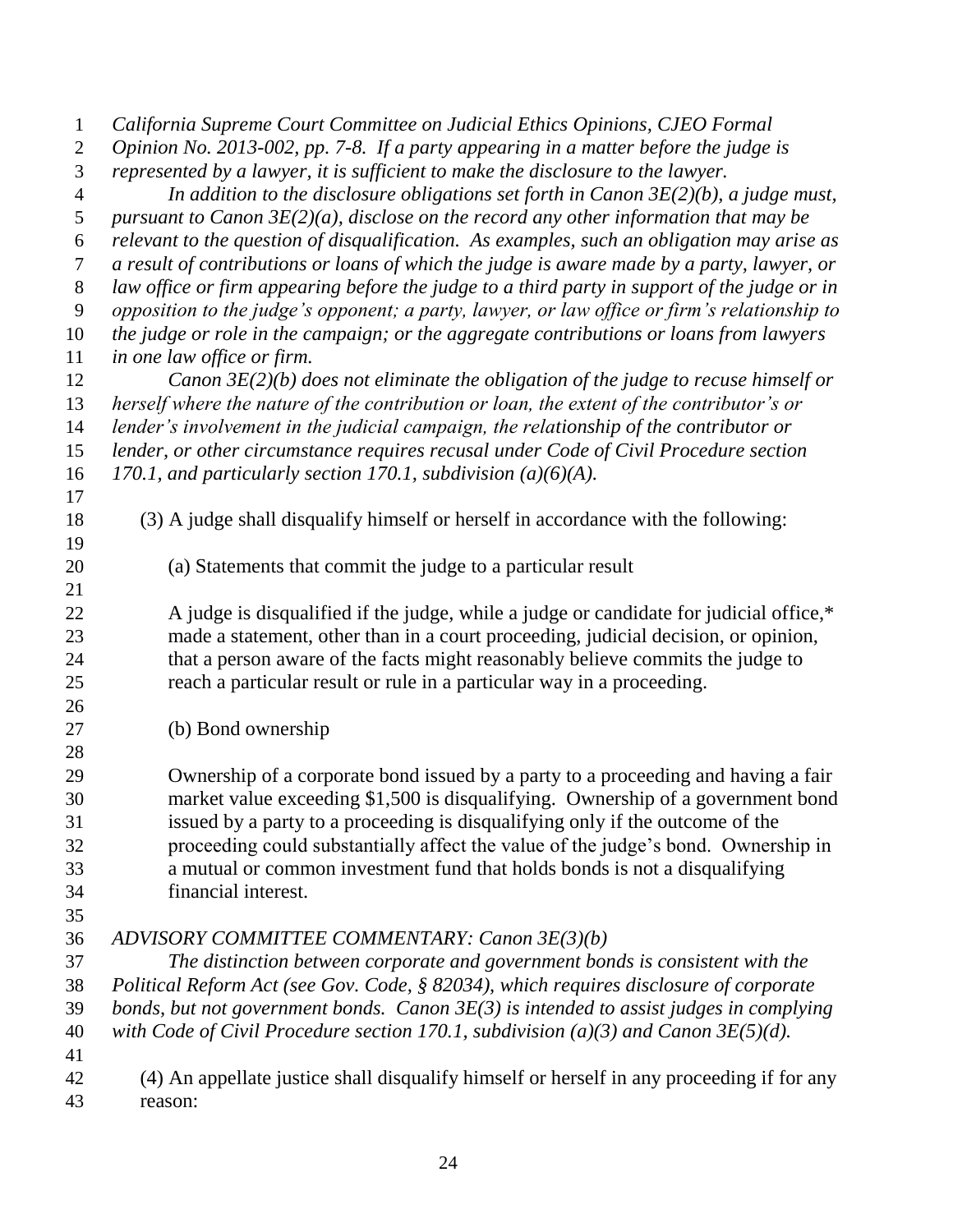*California Supreme Court Committee on Judicial Ethics Opinions, CJEO Formal Opinion No. 2013-002, pp. 7-8. If a party appearing in a matter before the judge is represented by a lawyer, it is sufficient to make the disclosure to the lawyer.*

*In addition to the disclosure obligations set forth in Canon 3E(2)(b), a judge must, pursuant to Canon 3E(2)(a), disclose on the record any other information that may be relevant to the question of disqualification. As examples, such an obligation may arise as a result of contributions or loans of which the judge is aware made by a party, lawyer, or law office or firm appearing before the judge to a third party in support of the judge or in opposition to the judge's opponent; a party, lawyer, or law office or firm's relationship to the judge or role in the campaign; or the aggregate contributions or loans from lawyers in one law office or firm.*

*Canon 3E(2)(b) does not eliminate the obligation of the judge to recuse himself or herself where the nature of the contribution or loan, the extent of the contributor's or lender's involvement in the judicial campaign, the relationship of the contributor or lender, or other circumstance requires recusal under Code of Civil Procedure section 170.1, and particularly section 170.1, subdivision (a)(6)(A).*

(3) A judge shall disqualify himself or herself in accordance with the following:

(a) Statements that commit the judge to a particular result

A judge is disqualified if the judge, while a judge or candidate for judicial office,* made a statement, other than in a court proceeding, judicial decision, or opinion, that a person aware of the facts might reasonably believe commits the judge to reach a particular result or rule in a particular way in a proceeding.

(b) Bond ownership

Ownership of a corporate bond issued by a party to a proceeding and having a fair market value exceeding $1,500 is disqualifying. Ownership of a government bond issued by a party to a proceeding is disqualifying only if the outcome of the proceeding could substantially affect the value of the judge's bond. Ownership in a mutual or common investment fund that holds bonds is not a disqualifying financial interest.

*ADVISORY COMMITTEE COMMENTARY: Canon 3E(3)(b)*

*The distinction between corporate and government bonds is consistent with the Political Reform Act (see Gov. Code, § 82034), which requires disclosure of corporate bonds, but not government bonds. Canon 3E(3) is intended to assist judges in complying with Code of Civil Procedure section 170.1, subdivision (a)(3) and Canon 3E(5)(d).*

(4) An appellate justice shall disqualify himself or herself in any proceeding if for any reason: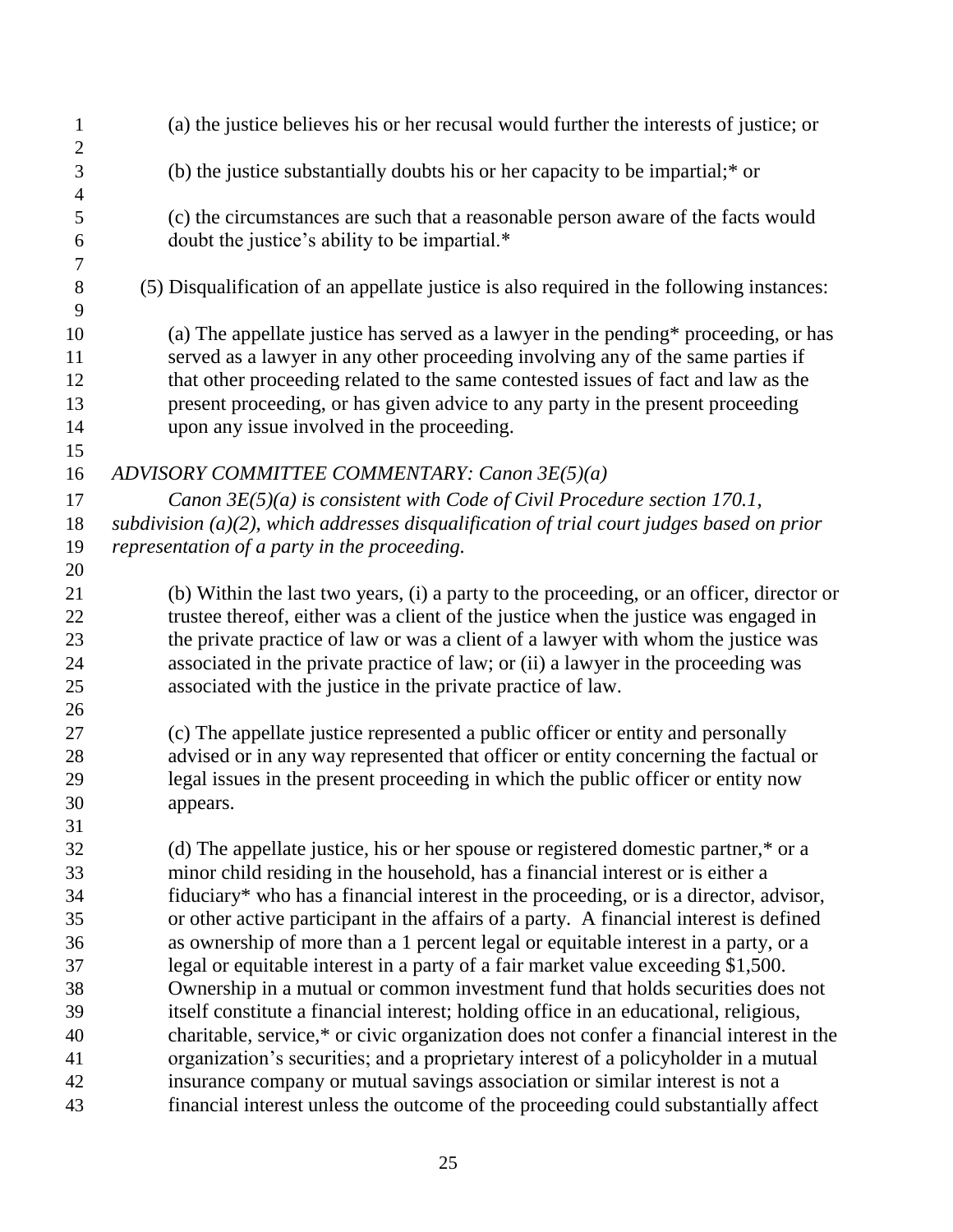(a) the justice believes his or her recusal would further the interests of justice; or

(b) the justice substantially doubts his or her capacity to be impartial;* or

(c) the circumstances are such that a reasonable person aware of the facts would doubt the justice's ability to be impartial.*

(5) Disqualification of an appellate justice is also required in the following instances:

(a) The appellate justice has served as a lawyer in the pending* proceeding, or has served as a lawyer in any other proceeding involving any of the same parties if that other proceeding related to the same contested issues of fact and law as the present proceeding, or has given advice to any party in the present proceeding upon any issue involved in the proceeding.

*ADVISORY COMMITTEE COMMENTARY: Canon 3E(5)(a)*

*Canon 3E(5)(a) is consistent with Code of Civil Procedure section 170.1, subdivision (a)(2), which addresses disqualification of trial court judges based on prior representation of a party in the proceeding.*

(b) Within the last two years, (i) a party to the proceeding, or an officer, director or trustee thereof, either was a client of the justice when the justice was engaged in the private practice of law or was a client of a lawyer with whom the justice was associated in the private practice of law; or (ii) a lawyer in the proceeding was associated with the justice in the private practice of law.

(c) The appellate justice represented a public officer or entity and personally advised or in any way represented that officer or entity concerning the factual or legal issues in the present proceeding in which the public officer or entity now appears.

(d) The appellate justice, his or her spouse or registered domestic partner,* or a minor child residing in the household, has a financial interest or is either a fiduciary* who has a financial interest in the proceeding, or is a director, advisor, or other active participant in the affairs of a party. A financial interest is defined as ownership of more than a 1 percent legal or equitable interest in a party, or a legal or equitable interest in a party of a fair market value exceeding $1,500. Ownership in a mutual or common investment fund that holds securities does not itself constitute a financial interest; holding office in an educational, religious, charitable, service,* or civic organization does not confer a financial interest in the organization's securities; and a proprietary interest of a policyholder in a mutual insurance company or mutual savings association or similar interest is not a financial interest unless the outcome of the proceeding could substantially affect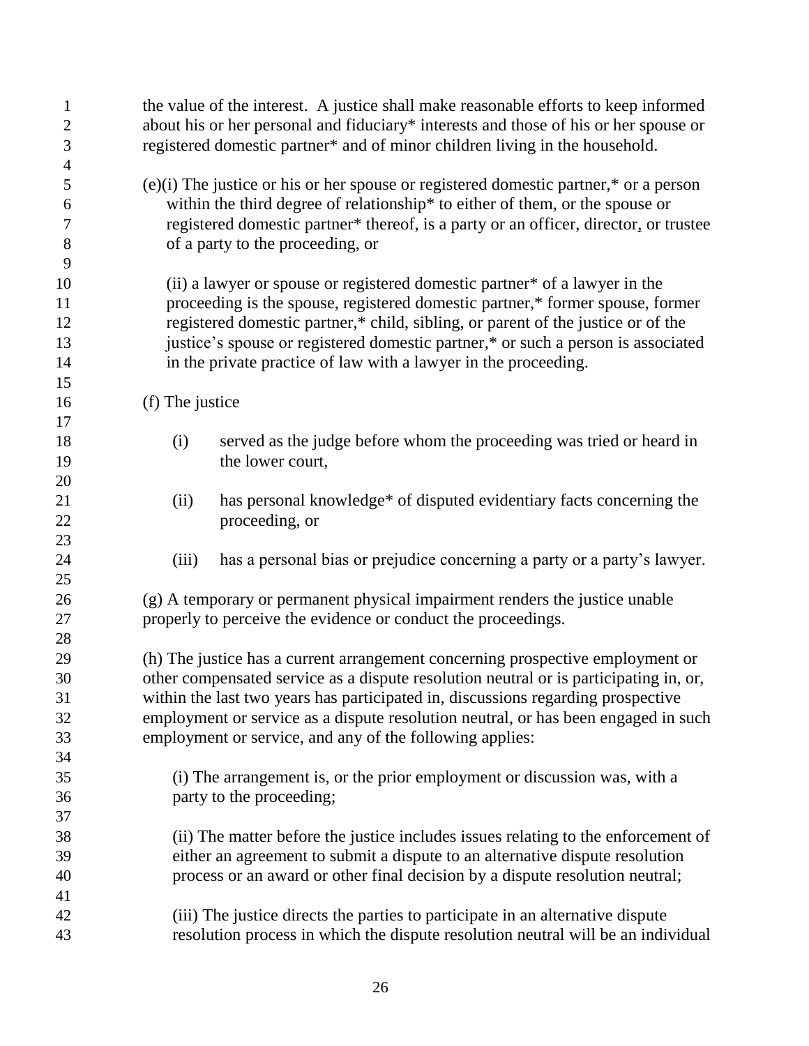the value of the interest. A justice shall make reasonable efforts to keep informed about his or her personal and fiduciary* interests and those of his or her spouse or registered domestic partner* and of minor children living in the household.

(e)(i) The justice or his or her spouse or registered domestic partner,* or a person within the third degree of relationship* to either of them, or the spouse or registered domestic partner* thereof, is a party or an officer, director, or trustee of a party to the proceeding, or

(ii) a lawyer or spouse or registered domestic partner* of a lawyer in the proceeding is the spouse, registered domestic partner,* former spouse, former registered domestic partner,* child, sibling, or parent of the justice or of the justice's spouse or registered domestic partner,* or such a person is associated in the private practice of law with a lawyer in the proceeding.

(f) The justice

(i) served as the judge before whom the proceeding was tried or heard in the lower court,

(ii) has personal knowledge* of disputed evidentiary facts concerning the proceeding, or

(iii) has a personal bias or prejudice concerning a party or a party's lawyer.

(g) A temporary or permanent physical impairment renders the justice unable properly to perceive the evidence or conduct the proceedings.

(h) The justice has a current arrangement concerning prospective employment or other compensated service as a dispute resolution neutral or is participating in, or, within the last two years has participated in, discussions regarding prospective employment or service as a dispute resolution neutral, or has been engaged in such employment or service, and any of the following applies:

(i) The arrangement is, or the prior employment or discussion was, with a party to the proceeding;

(ii) The matter before the justice includes issues relating to the enforcement of either an agreement to submit a dispute to an alternative dispute resolution process or an award or other final decision by a dispute resolution neutral;

(iii) The justice directs the parties to participate in an alternative dispute resolution process in which the dispute resolution neutral will be an individual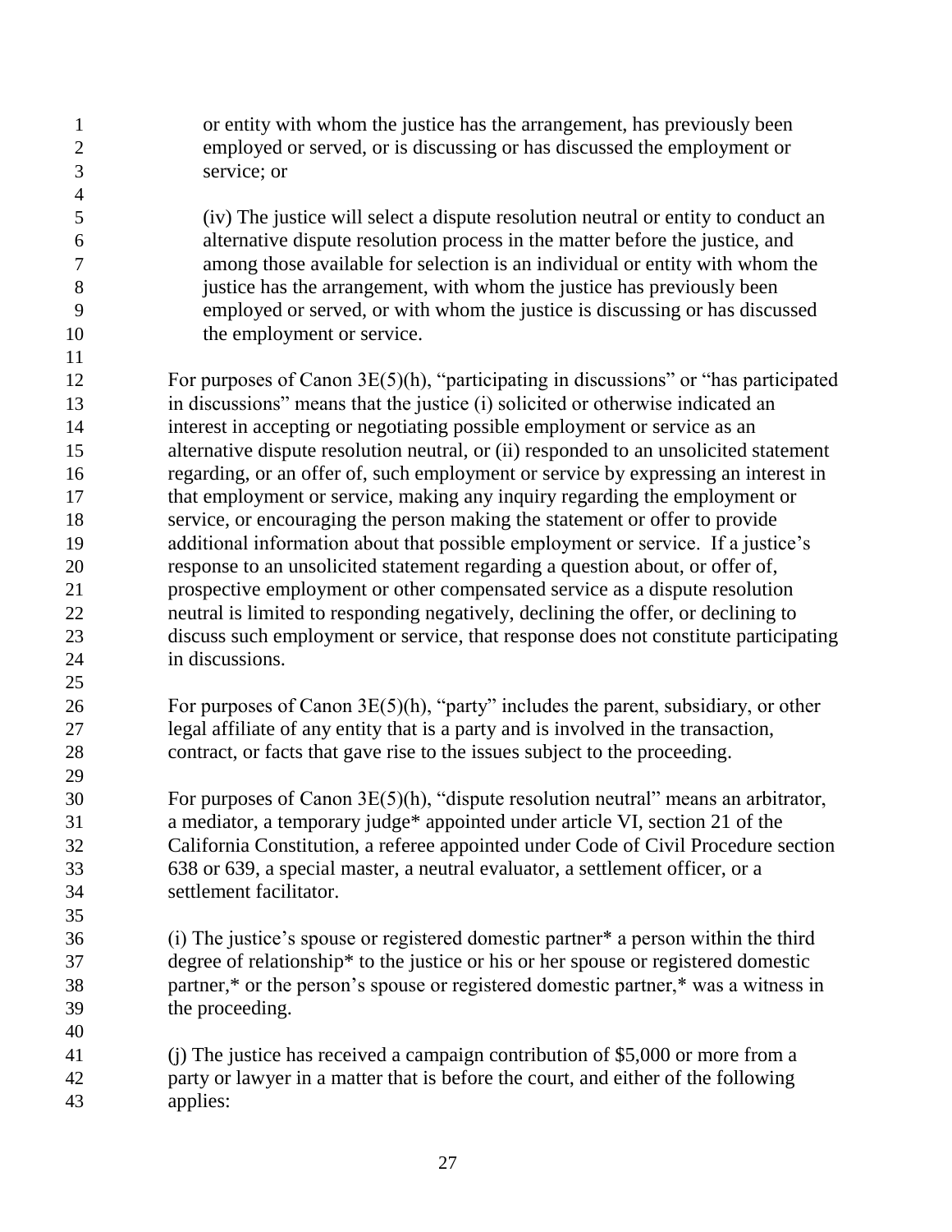or entity with whom the justice has the arrangement, has previously been employed or served, or is discussing or has discussed the employment or service; or

(iv) The justice will select a dispute resolution neutral or entity to conduct an alternative dispute resolution process in the matter before the justice, and among those available for selection is an individual or entity with whom the justice has the arrangement, with whom the justice has previously been employed or served, or with whom the justice is discussing or has discussed the employment or service.

For purposes of Canon 3E(5)(h), "participating in discussions" or "has participated in discussions" means that the justice (i) solicited or otherwise indicated an interest in accepting or negotiating possible employment or service as an alternative dispute resolution neutral, or (ii) responded to an unsolicited statement regarding, or an offer of, such employment or service by expressing an interest in that employment or service, making any inquiry regarding the employment or service, or encouraging the person making the statement or offer to provide additional information about that possible employment or service. If a justice's response to an unsolicited statement regarding a question about, or offer of, prospective employment or other compensated service as a dispute resolution neutral is limited to responding negatively, declining the offer, or declining to discuss such employment or service, that response does not constitute participating in discussions.

For purposes of Canon 3E(5)(h), "party" includes the parent, subsidiary, or other legal affiliate of any entity that is a party and is involved in the transaction, contract, or facts that gave rise to the issues subject to the proceeding.

For purposes of Canon 3E(5)(h), "dispute resolution neutral" means an arbitrator, a mediator, a temporary judge* appointed under article VI, section 21 of the California Constitution, a referee appointed under Code of Civil Procedure section 638 or 639, a special master, a neutral evaluator, a settlement officer, or a settlement facilitator.

(i) The justice's spouse or registered domestic partner* a person within the third degree of relationship* to the justice or his or her spouse or registered domestic partner,* or the person's spouse or registered domestic partner,* was a witness in the proceeding.

(j) The justice has received a campaign contribution of $5,000 or more from a party or lawyer in a matter that is before the court, and either of the following applies: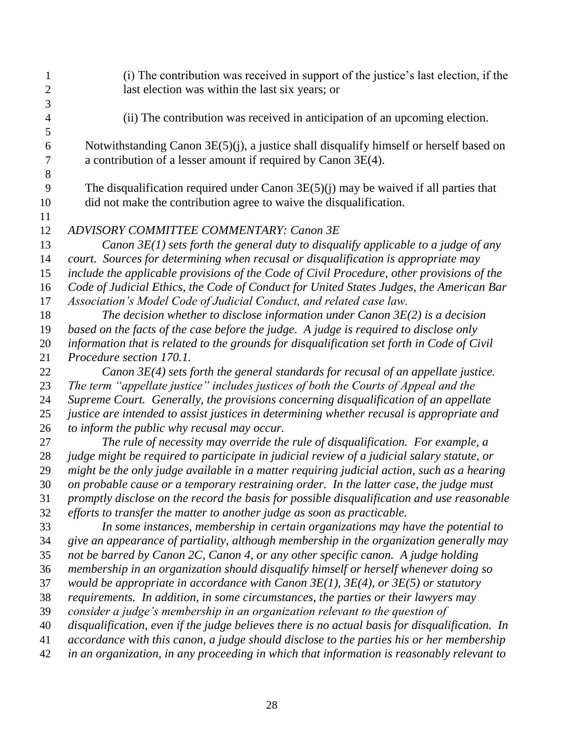(i) The contribution was received in support of the justice's last election, if the last election was within the last six years; or

(ii) The contribution was received in anticipation of an upcoming election.

Notwithstanding Canon 3E(5)(j), a justice shall disqualify himself or herself based on a contribution of a lesser amount if required by Canon 3E(4).

The disqualification required under Canon 3E(5)(j) may be waived if all parties that did not make the contribution agree to waive the disqualification.

*ADVISORY COMMITTEE COMMENTARY: Canon 3E*

*Canon 3E(1) sets forth the general duty to disqualify applicable to a judge of any court. Sources for determining when recusal or disqualification is appropriate may include the applicable provisions of the Code of Civil Procedure, other provisions of the Code of Judicial Ethics, the Code of Conduct for United States Judges, the American Bar Association's Model Code of Judicial Conduct, and related case law.*

*The decision whether to disclose information under Canon 3E(2) is a decision based on the facts of the case before the judge. A judge is required to disclose only information that is related to the grounds for disqualification set forth in Code of Civil Procedure section 170.1.*

*Canon 3E(4) sets forth the general standards for recusal of an appellate justice. The term "appellate justice" includes justices of both the Courts of Appeal and the Supreme Court. Generally, the provisions concerning disqualification of an appellate justice are intended to assist justices in determining whether recusal is appropriate and to inform the public why recusal may occur.*

*The rule of necessity may override the rule of disqualification. For example, a judge might be required to participate in judicial review of a judicial salary statute, or might be the only judge available in a matter requiring judicial action, such as a hearing on probable cause or a temporary restraining order. In the latter case, the judge must promptly disclose on the record the basis for possible disqualification and use reasonable efforts to transfer the matter to another judge as soon as practicable.*

*In some instances, membership in certain organizations may have the potential to give an appearance of partiality, although membership in the organization generally may not be barred by Canon 2C, Canon 4, or any other specific canon. A judge holding membership in an organization should disqualify himself or herself whenever doing so would be appropriate in accordance with Canon 3E(1), 3E(4), or 3E(5) or statutory requirements. In addition, in some circumstances, the parties or their lawyers may consider a judge's membership in an organization relevant to the question of disqualification, even if the judge believes there is no actual basis for disqualification. In accordance with this canon, a judge should disclose to the parties his or her membership in an organization, in any proceeding in which that information is reasonably relevant to*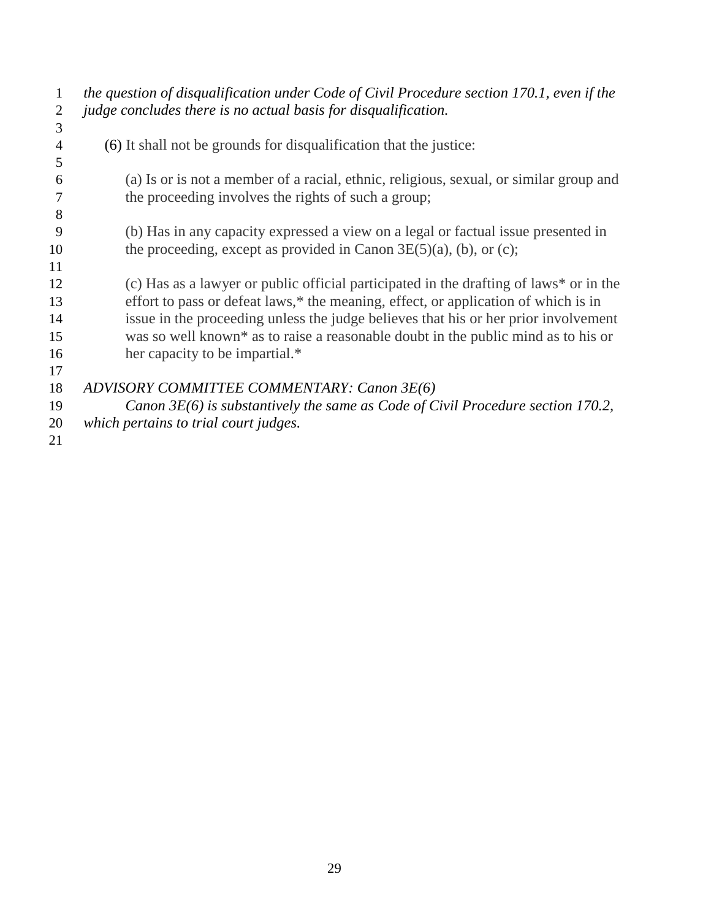*the question of disqualification under Code of Civil Procedure section 170.1, even if the judge concludes there is no actual basis for disqualification.*

(6) It shall not be grounds for disqualification that the justice:

(a) Is or is not a member of a racial, ethnic, religious, sexual, or similar group and the proceeding involves the rights of such a group;

(b) Has in any capacity expressed a view on a legal or factual issue presented in the proceeding, except as provided in Canon 3E(5)(a), (b), or (c);

(c) Has as a lawyer or public official participated in the drafting of laws* or in the effort to pass or defeat laws,* the meaning, effect, or application of which is in issue in the proceeding unless the judge believes that his or her prior involvement was so well known* as to raise a reasonable doubt in the public mind as to his or her capacity to be impartial.*

*ADVISORY COMMITTEE COMMENTARY: Canon 3E(6)*

*Canon 3E(6) is substantively the same as Code of Civil Procedure section 170.2, which pertains to trial court judges.*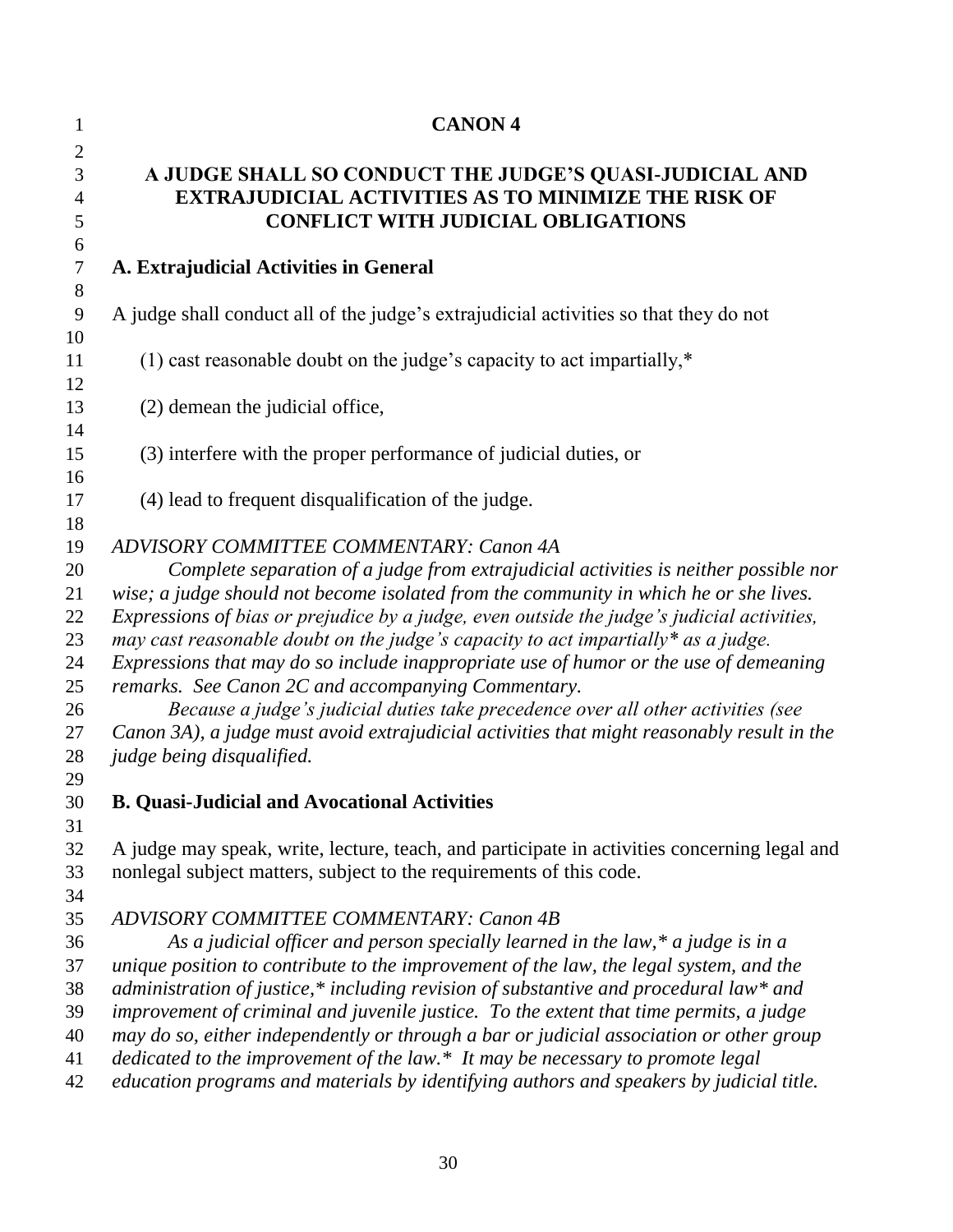# CANON 4

## A JUDGE SHALL SO CONDUCT THE JUDGE'S QUASI-JUDICIAL AND EXTRAJUDICIAL ACTIVITIES AS TO MINIMIZE THE RISK OF CONFLICT WITH JUDICIAL OBLIGATIONS

### A. Extrajudicial Activities in General

A judge shall conduct all of the judge's extrajudicial activities so that they do not

(1) cast reasonable doubt on the judge's capacity to act impartially,*

(2) demean the judicial office,

(3) interfere with the proper performance of judicial duties, or

(4) lead to frequent disqualification of the judge.

*ADVISORY COMMITTEE COMMENTARY: Canon 4A*

*Complete separation of a judge from extrajudicial activities is neither possible nor wise; a judge should not become isolated from the community in which he or she lives. Expressions of bias or prejudice by a judge, even outside the judge's judicial activities, may cast reasonable doubt on the judge's capacity to act impartially* as a judge. Expressions that may do so include inappropriate use of humor or the use of demeaning remarks. See Canon 2C and accompanying Commentary.*

*Because a judge's judicial duties take precedence over all other activities (see Canon 3A), a judge must avoid extrajudicial activities that might reasonably result in the judge being disqualified.*

### B. Quasi-Judicial and Avocational Activities

A judge may speak, write, lecture, teach, and participate in activities concerning legal and nonlegal subject matters, subject to the requirements of this code.

*ADVISORY COMMITTEE COMMENTARY: Canon 4B*

*As a judicial officer and person specially learned in the law,* a judge is in a unique position to contribute to the improvement of the law, the legal system, and the administration of justice,* including revision of substantive and procedural law* and improvement of criminal and juvenile justice. To the extent that time permits, a judge may do so, either independently or through a bar or judicial association or other group dedicated to the improvement of the law.* It may be necessary to promote legal education programs and materials by identifying authors and speakers by judicial title.*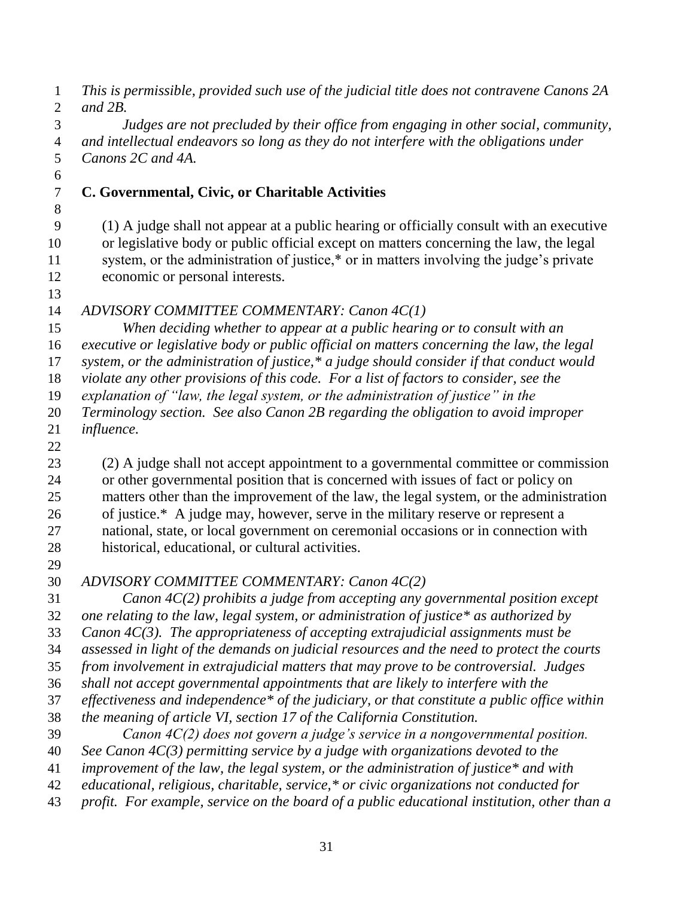*This is permissible, provided such use of the judicial title does not contravene Canons 2A and 2B.*

*Judges are not precluded by their office from engaging in other social, community, and intellectual endeavors so long as they do not interfere with the obligations under Canons 2C and 4A.*

**C. Governmental, Civic, or Charitable Activities**

(1) A judge shall not appear at a public hearing or officially consult with an executive or legislative body or public official except on matters concerning the law, the legal system, or the administration of justice,* or in matters involving the judge's private economic or personal interests.

*ADVISORY COMMITTEE COMMENTARY: Canon 4C(1)*

*When deciding whether to appear at a public hearing or to consult with an executive or legislative body or public official on matters concerning the law, the legal system, or the administration of justice,* a judge should consider if that conduct would violate any other provisions of this code. For a list of factors to consider, see the explanation of "law, the legal system, or the administration of justice" in the Terminology section. See also Canon 2B regarding the obligation to avoid improper influence.*

(2) A judge shall not accept appointment to a governmental committee or commission or other governmental position that is concerned with issues of fact or policy on matters other than the improvement of the law, the legal system, or the administration of justice.* A judge may, however, serve in the military reserve or represent a national, state, or local government on ceremonial occasions or in connection with historical, educational, or cultural activities.

*ADVISORY COMMITTEE COMMENTARY: Canon 4C(2)*

*Canon 4C(2) prohibits a judge from accepting any governmental position except one relating to the law, legal system, or administration of justice* as authorized by Canon 4C(3). The appropriateness of accepting extrajudicial assignments must be assessed in light of the demands on judicial resources and the need to protect the courts from involvement in extrajudicial matters that may prove to be controversial. Judges shall not accept governmental appointments that are likely to interfere with the effectiveness and independence* of the judiciary, or that constitute a public office within the meaning of article VI, section 17 of the California Constitution.*

*Canon 4C(2) does not govern a judge's service in a nongovernmental position. See Canon 4C(3) permitting service by a judge with organizations devoted to the improvement of the law, the legal system, or the administration of justice* and with educational, religious, charitable, service,* or civic organizations not conducted for profit. For example, service on the board of a public educational institution, other than a*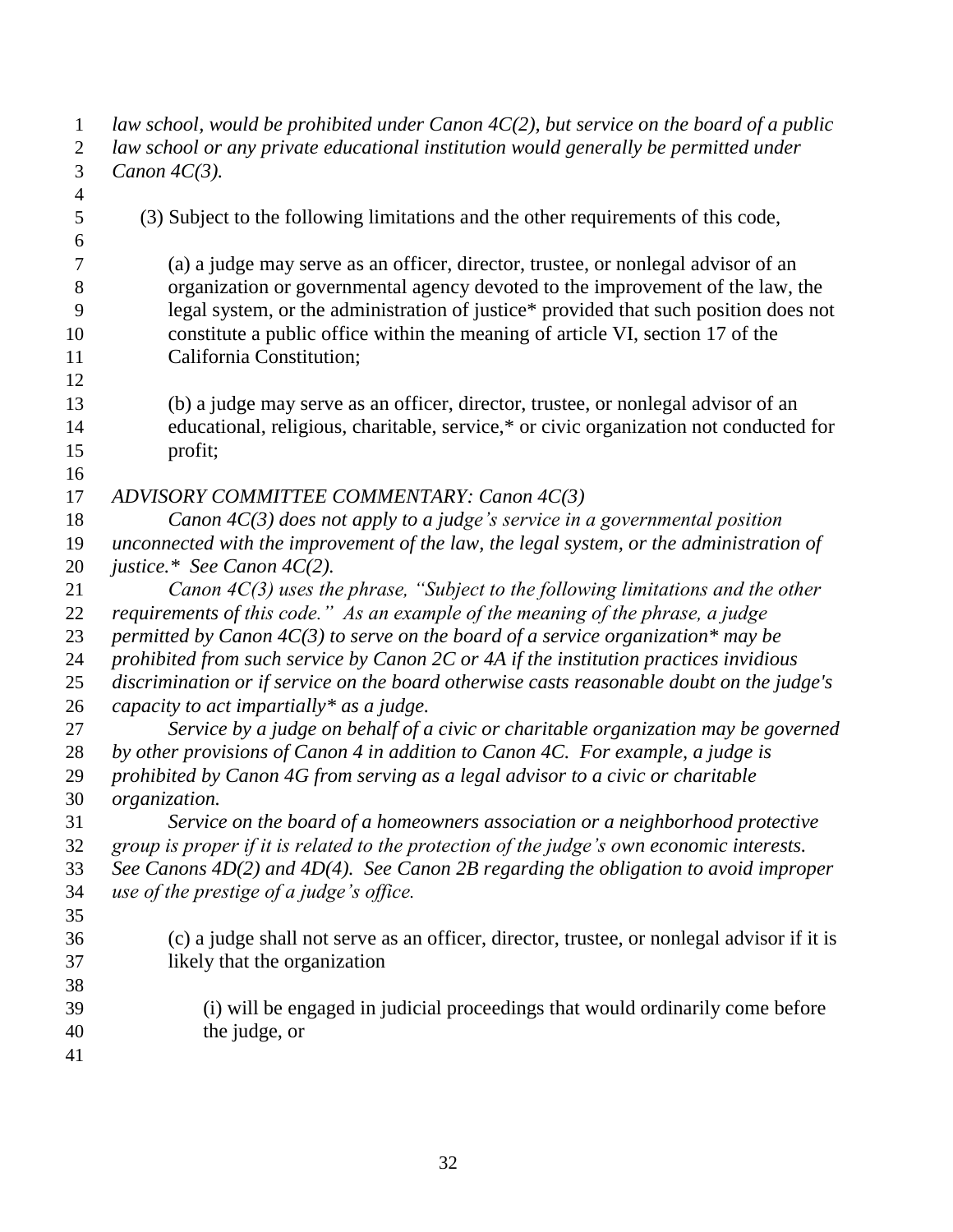*law school, would be prohibited under Canon 4C(2), but service on the board of a public law school or any private educational institution would generally be permitted under Canon 4C(3).*

(3) Subject to the following limitations and the other requirements of this code,

(a) a judge may serve as an officer, director, trustee, or nonlegal advisor of an organization or governmental agency devoted to the improvement of the law, the legal system, or the administration of justice* provided that such position does not constitute a public office within the meaning of article VI, section 17 of the California Constitution;

(b) a judge may serve as an officer, director, trustee, or nonlegal advisor of an educational, religious, charitable, service,* or civic organization not conducted for profit;

*ADVISORY COMMITTEE COMMENTARY: Canon 4C(3)*

*Canon 4C(3) does not apply to a judge's service in a governmental position unconnected with the improvement of the law, the legal system, or the administration of justice.* See Canon 4C(2).*

*Canon 4C(3) uses the phrase, "Subject to the following limitations and the other requirements of this code." As an example of the meaning of the phrase, a judge permitted by Canon 4C(3) to serve on the board of a service organization* may be prohibited from such service by Canon 2C or 4A if the institution practices invidious discrimination or if service on the board otherwise casts reasonable doubt on the judge's capacity to act impartially* as a judge.*

*Service by a judge on behalf of a civic or charitable organization may be governed by other provisions of Canon 4 in addition to Canon 4C. For example, a judge is prohibited by Canon 4G from serving as a legal advisor to a civic or charitable organization.*

*Service on the board of a homeowners association or a neighborhood protective group is proper if it is related to the protection of the judge's own economic interests. See Canons 4D(2) and 4D(4). See Canon 2B regarding the obligation to avoid improper use of the prestige of a judge's office.*

(c) a judge shall not serve as an officer, director, trustee, or nonlegal advisor if it is likely that the organization

(i) will be engaged in judicial proceedings that would ordinarily come before the judge, or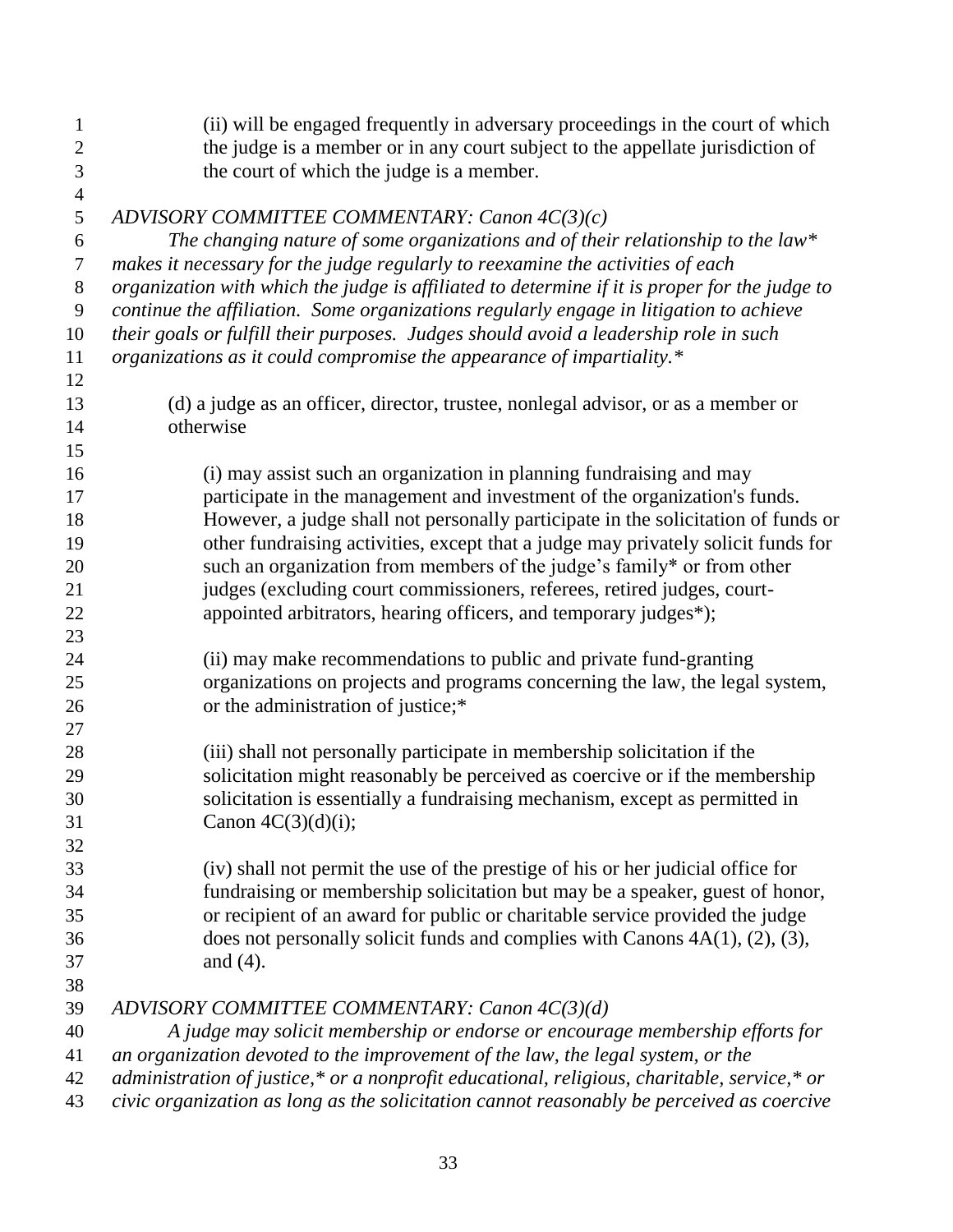(ii) will be engaged frequently in adversary proceedings in the court of which the judge is a member or in any court subject to the appellate jurisdiction of the court of which the judge is a member.

*ADVISORY COMMITTEE COMMENTARY: Canon 4C(3)(c)*

*The changing nature of some organizations and of their relationship to the law* makes it necessary for the judge regularly to reexamine the activities of each organization with which the judge is affiliated to determine if it is proper for the judge to continue the affiliation. Some organizations regularly engage in litigation to achieve their goals or fulfill their purposes. Judges should avoid a leadership role in such organizations as it could compromise the appearance of impartiality.**

(d) a judge as an officer, director, trustee, nonlegal advisor, or as a member or otherwise

(i) may assist such an organization in planning fundraising and may participate in the management and investment of the organization's funds. However, a judge shall not personally participate in the solicitation of funds or other fundraising activities, except that a judge may privately solicit funds for such an organization from members of the judge's family* or from other judges (excluding court commissioners, referees, retired judges, court-appointed arbitrators, hearing officers, and temporary judges*);

(ii) may make recommendations to public and private fund-granting organizations on projects and programs concerning the law, the legal system, or the administration of justice;*

(iii) shall not personally participate in membership solicitation if the solicitation might reasonably be perceived as coercive or if the membership solicitation is essentially a fundraising mechanism, except as permitted in Canon 4C(3)(d)(i);

(iv) shall not permit the use of the prestige of his or her judicial office for fundraising or membership solicitation but may be a speaker, guest of honor, or recipient of an award for public or charitable service provided the judge does not personally solicit funds and complies with Canons 4A(1), (2), (3), and (4).

*ADVISORY COMMITTEE COMMENTARY: Canon 4C(3)(d)*

*A judge may solicit membership or endorse or encourage membership efforts for an organization devoted to the improvement of the law, the legal system, or the administration of justice,* or a nonprofit educational, religious, charitable, service,* or civic organization as long as the solicitation cannot reasonably be perceived as coercive*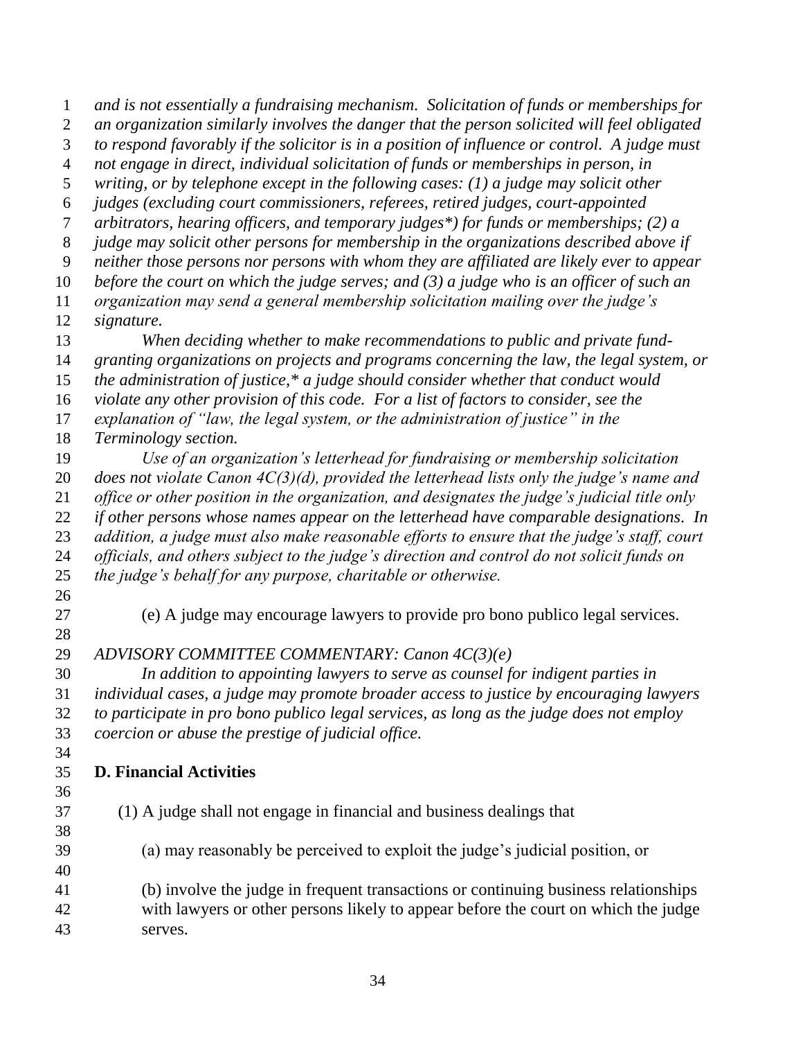*and is not essentially a fundraising mechanism. Solicitation of funds or memberships for an organization similarly involves the danger that the person solicited will feel obligated to respond favorably if the solicitor is in a position of influence or control. A judge must not engage in direct, individual solicitation of funds or memberships in person, in writing, or by telephone except in the following cases: (1) a judge may solicit other judges (excluding court commissioners, referees, retired judges, court-appointed arbitrators, hearing officers, and temporary judges*) for funds or memberships; (2) a judge may solicit other persons for membership in the organizations described above if neither those persons nor persons with whom they are affiliated are likely ever to appear before the court on which the judge serves; and (3) a judge who is an officer of such an organization may send a general membership solicitation mailing over the judge's signature.*

*When deciding whether to make recommendations to public and private fund-granting organizations on projects and programs concerning the law, the legal system, or the administration of justice,* a judge should consider whether that conduct would violate any other provision of this code. For a list of factors to consider, see the explanation of "law, the legal system, or the administration of justice" in the Terminology section.*

*Use of an organization's letterhead for fundraising or membership solicitation does not violate Canon 4C(3)(d), provided the letterhead lists only the judge's name and office or other position in the organization, and designates the judge's judicial title only if other persons whose names appear on the letterhead have comparable designations. In addition, a judge must also make reasonable efforts to ensure that the judge's staff, court officials, and others subject to the judge's direction and control do not solicit funds on the judge's behalf for any purpose, charitable or otherwise.*

(e) A judge may encourage lawyers to provide pro bono publico legal services.

*ADVISORY COMMITTEE COMMENTARY: Canon 4C(3)(e)*

*In addition to appointing lawyers to serve as counsel for indigent parties in individual cases, a judge may promote broader access to justice by encouraging lawyers to participate in pro bono publico legal services, as long as the judge does not employ coercion or abuse the prestige of judicial office.*

**D. Financial Activities**

(1) A judge shall not engage in financial and business dealings that

(a) may reasonably be perceived to exploit the judge's judicial position, or

(b) involve the judge in frequent transactions or continuing business relationships with lawyers or other persons likely to appear before the court on which the judge serves.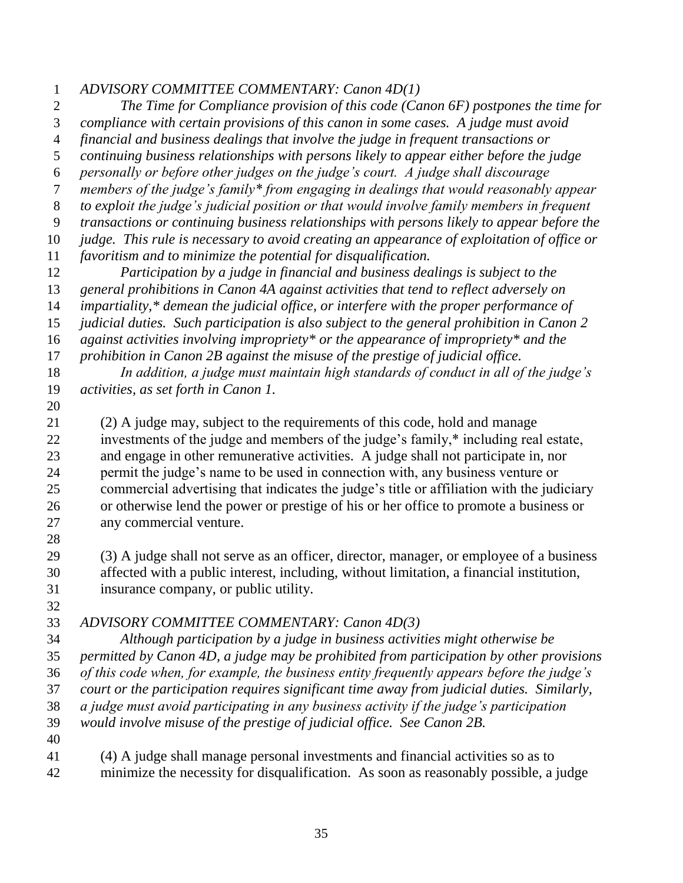*ADVISORY COMMITTEE COMMENTARY: Canon 4D(1)*

*The Time for Compliance provision of this code (Canon 6F) postpones the time for compliance with certain provisions of this canon in some cases. A judge must avoid financial and business dealings that involve the judge in frequent transactions or continuing business relationships with persons likely to appear either before the judge personally or before other judges on the judge's court. A judge shall discourage members of the judge's family* from engaging in dealings that would reasonably appear to exploit the judge's judicial position or that would involve family members in frequent transactions or continuing business relationships with persons likely to appear before the judge. This rule is necessary to avoid creating an appearance of exploitation of office or favoritism and to minimize the potential for disqualification.*

*Participation by a judge in financial and business dealings is subject to the general prohibitions in Canon 4A against activities that tend to reflect adversely on impartiality,* demean the judicial office, or interfere with the proper performance of judicial duties. Such participation is also subject to the general prohibition in Canon 2 against activities involving impropriety* or the appearance of impropriety* and the prohibition in Canon 2B against the misuse of the prestige of judicial office.*

*In addition, a judge must maintain high standards of conduct in all of the judge's activities, as set forth in Canon 1.*

(2) A judge may, subject to the requirements of this code, hold and manage investments of the judge and members of the judge's family,* including real estate, and engage in other remunerative activities. A judge shall not participate in, nor permit the judge's name to be used in connection with, any business venture or commercial advertising that indicates the judge's title or affiliation with the judiciary or otherwise lend the power or prestige of his or her office to promote a business or any commercial venture.

(3) A judge shall not serve as an officer, director, manager, or employee of a business affected with a public interest, including, without limitation, a financial institution, insurance company, or public utility.

*ADVISORY COMMITTEE COMMENTARY: Canon 4D(3)*

*Although participation by a judge in business activities might otherwise be permitted by Canon 4D, a judge may be prohibited from participation by other provisions of this code when, for example, the business entity frequently appears before the judge's court or the participation requires significant time away from judicial duties. Similarly, a judge must avoid participating in any business activity if the judge's participation would involve misuse of the prestige of judicial office. See Canon 2B.*

(4) A judge shall manage personal investments and financial activities so as to minimize the necessity for disqualification. As soon as reasonably possible, a judge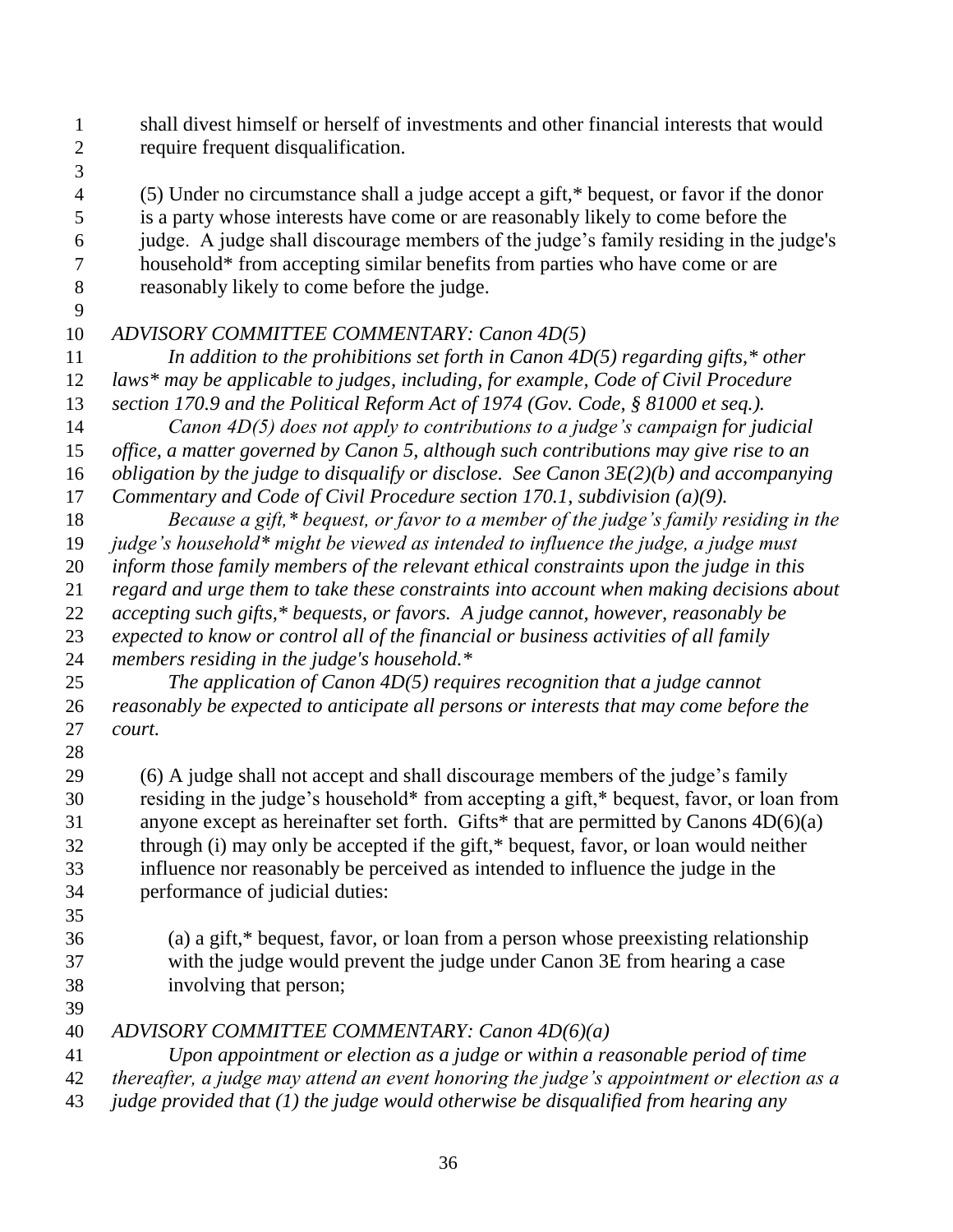shall divest himself or herself of investments and other financial interests that would require frequent disqualification.

(5) Under no circumstance shall a judge accept a gift,* bequest, or favor if the donor is a party whose interests have come or are reasonably likely to come before the judge. A judge shall discourage members of the judge's family residing in the judge's household* from accepting similar benefits from parties who have come or are reasonably likely to come before the judge.

*ADVISORY COMMITTEE COMMENTARY: Canon 4D(5)*

*In addition to the prohibitions set forth in Canon 4D(5) regarding gifts,* other laws* may be applicable to judges, including, for example, Code of Civil Procedure section 170.9 and the Political Reform Act of 1974 (Gov. Code, § 81000 et seq.).*

*Canon 4D(5) does not apply to contributions to a judge's campaign for judicial office, a matter governed by Canon 5, although such contributions may give rise to an obligation by the judge to disqualify or disclose. See Canon 3E(2)(b) and accompanying Commentary and Code of Civil Procedure section 170.1, subdivision (a)(9).*

*Because a gift,* bequest, or favor to a member of the judge's family residing in the judge's household* might be viewed as intended to influence the judge, a judge must inform those family members of the relevant ethical constraints upon the judge in this regard and urge them to take these constraints into account when making decisions about accepting such gifts,* bequests, or favors. A judge cannot, however, reasonably be expected to know or control all of the financial or business activities of all family members residing in the judge's household.**

*The application of Canon 4D(5) requires recognition that a judge cannot reasonably be expected to anticipate all persons or interests that may come before the court.*

(6) A judge shall not accept and shall discourage members of the judge's family residing in the judge's household* from accepting a gift,* bequest, favor, or loan from anyone except as hereinafter set forth. Gifts* that are permitted by Canons 4D(6)(a) through (i) may only be accepted if the gift,* bequest, favor, or loan would neither influence nor reasonably be perceived as intended to influence the judge in the performance of judicial duties:

(a) a gift,* bequest, favor, or loan from a person whose preexisting relationship with the judge would prevent the judge under Canon 3E from hearing a case involving that person;

*ADVISORY COMMITTEE COMMENTARY: Canon 4D(6)(a)*

*Upon appointment or election as a judge or within a reasonable period of time thereafter, a judge may attend an event honoring the judge's appointment or election as a judge provided that (1) the judge would otherwise be disqualified from hearing any*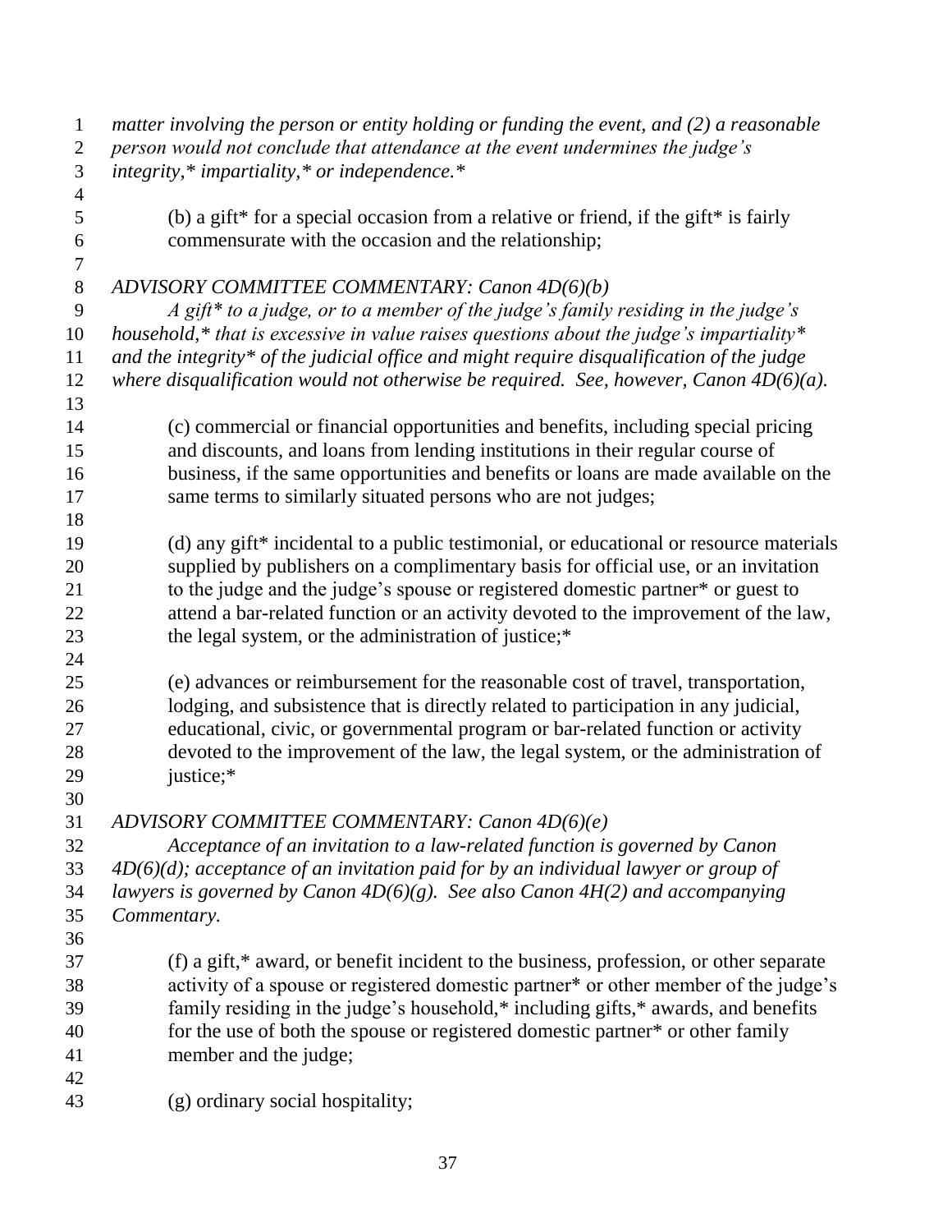*matter involving the person or entity holding or funding the event, and (2) a reasonable person would not conclude that attendance at the event undermines the judge's integrity,* impartiality,* or independence.**

(b) a gift* for a special occasion from a relative or friend, if the gift* is fairly commensurate with the occasion and the relationship;

*ADVISORY COMMITTEE COMMENTARY: Canon 4D(6)(b)*

*A gift* to a judge, or to a member of the judge's family residing in the judge's household,* that is excessive in value raises questions about the judge's impartiality* and the integrity* of the judicial office and might require disqualification of the judge where disqualification would not otherwise be required. See, however, Canon 4D(6)(a).*

(c) commercial or financial opportunities and benefits, including special pricing and discounts, and loans from lending institutions in their regular course of business, if the same opportunities and benefits or loans are made available on the same terms to similarly situated persons who are not judges;

(d) any gift* incidental to a public testimonial, or educational or resource materials supplied by publishers on a complimentary basis for official use, or an invitation to the judge and the judge's spouse or registered domestic partner* or guest to attend a bar-related function or an activity devoted to the improvement of the law, the legal system, or the administration of justice;*

(e) advances or reimbursement for the reasonable cost of travel, transportation, lodging, and subsistence that is directly related to participation in any judicial, educational, civic, or governmental program or bar-related function or activity devoted to the improvement of the law, the legal system, or the administration of justice;*

*ADVISORY COMMITTEE COMMENTARY: Canon 4D(6)(e)*

*Acceptance of an invitation to a law-related function is governed by Canon 4D(6)(d); acceptance of an invitation paid for by an individual lawyer or group of lawyers is governed by Canon 4D(6)(g). See also Canon 4H(2) and accompanying Commentary.*

(f) a gift,* award, or benefit incident to the business, profession, or other separate activity of a spouse or registered domestic partner* or other member of the judge's family residing in the judge's household,* including gifts,* awards, and benefits for the use of both the spouse or registered domestic partner* or other family member and the judge;

(g) ordinary social hospitality;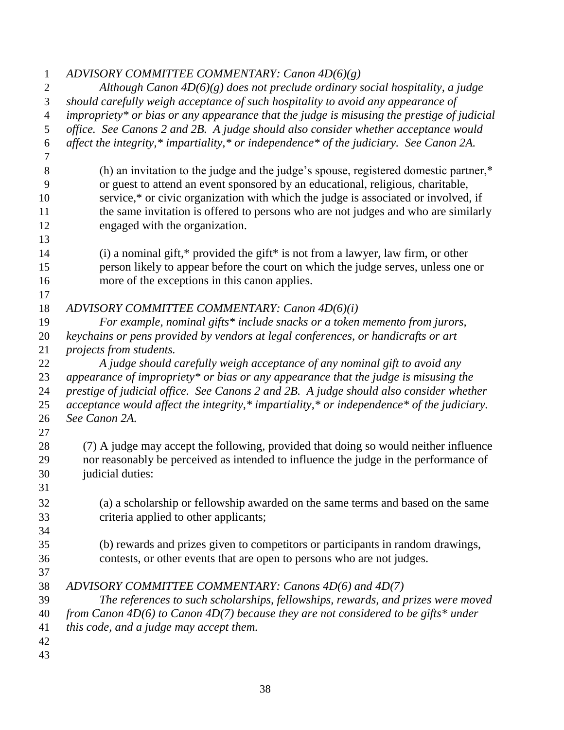*ADVISORY COMMITTEE COMMENTARY: Canon 4D(6)(g)*

*Although Canon 4D(6)(g) does not preclude ordinary social hospitality, a judge should carefully weigh acceptance of such hospitality to avoid any appearance of impropriety* or bias or any appearance that the judge is misusing the prestige of judicial office. See Canons 2 and 2B. A judge should also consider whether acceptance would affect the integrity,* impartiality,* or independence* of the judiciary. See Canon 2A.*

(h) an invitation to the judge and the judge's spouse, registered domestic partner,* or guest to attend an event sponsored by an educational, religious, charitable, service,* or civic organization with which the judge is associated or involved, if the same invitation is offered to persons who are not judges and who are similarly engaged with the organization.

(i) a nominal gift,* provided the gift* is not from a lawyer, law firm, or other person likely to appear before the court on which the judge serves, unless one or more of the exceptions in this canon applies.

*ADVISORY COMMITTEE COMMENTARY: Canon 4D(6)(i)*

*For example, nominal gifts* include snacks or a token memento from jurors, keychains or pens provided by vendors at legal conferences, or handicrafts or art projects from students.*

*A judge should carefully weigh acceptance of any nominal gift to avoid any appearance of impropriety* or bias or any appearance that the judge is misusing the prestige of judicial office. See Canons 2 and 2B. A judge should also consider whether acceptance would affect the integrity,* impartiality,* or independence* of the judiciary. See Canon 2A.*

(7) A judge may accept the following, provided that doing so would neither influence nor reasonably be perceived as intended to influence the judge in the performance of judicial duties:

(a) a scholarship or fellowship awarded on the same terms and based on the same criteria applied to other applicants;

(b) rewards and prizes given to competitors or participants in random drawings, contests, or other events that are open to persons who are not judges.

*ADVISORY COMMITTEE COMMENTARY: Canons 4D(6) and 4D(7)*

*The references to such scholarships, fellowships, rewards, and prizes were moved from Canon 4D(6) to Canon 4D(7) because they are not considered to be gifts* under this code, and a judge may accept them.*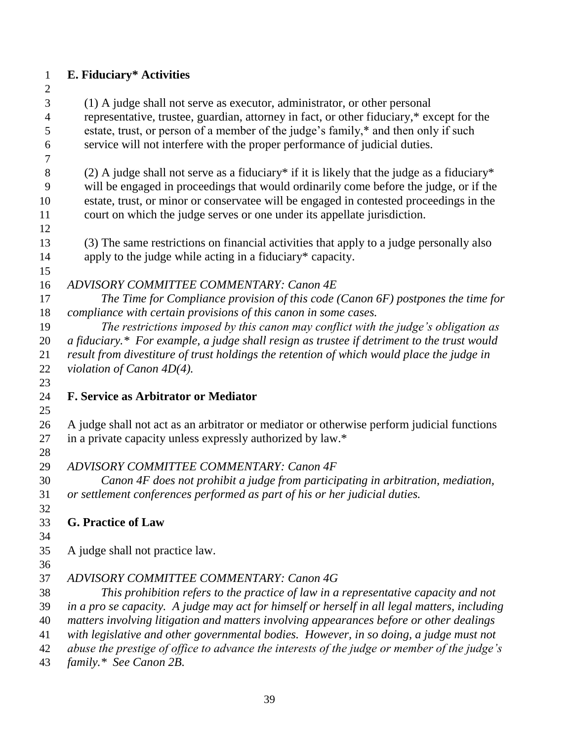**E. Fiduciary* Activities**

(1) A judge shall not serve as executor, administrator, or other personal representative, trustee, guardian, attorney in fact, or other fiduciary,* except for the estate, trust, or person of a member of the judge's family,* and then only if such service will not interfere with the proper performance of judicial duties.

(2) A judge shall not serve as a fiduciary* if it is likely that the judge as a fiduciary* will be engaged in proceedings that would ordinarily come before the judge, or if the estate, trust, or minor or conservatee will be engaged in contested proceedings in the court on which the judge serves or one under its appellate jurisdiction.

(3) The same restrictions on financial activities that apply to a judge personally also apply to the judge while acting in a fiduciary* capacity.

*ADVISORY COMMITTEE COMMENTARY: Canon 4E*

*The Time for Compliance provision of this code (Canon 6F) postpones the time for compliance with certain provisions of this canon in some cases.*

*The restrictions imposed by this canon may conflict with the judge's obligation as a fiduciary.* For example, a judge shall resign as trustee if detriment to the trust would result from divestiture of trust holdings the retention of which would place the judge in violation of Canon 4D(4).*

**F. Service as Arbitrator or Mediator**

A judge shall not act as an arbitrator or mediator or otherwise perform judicial functions in a private capacity unless expressly authorized by law.*

*ADVISORY COMMITTEE COMMENTARY: Canon 4F*

*Canon 4F does not prohibit a judge from participating in arbitration, mediation, or settlement conferences performed as part of his or her judicial duties.*

**G. Practice of Law**

A judge shall not practice law.

*ADVISORY COMMITTEE COMMENTARY: Canon 4G*

*This prohibition refers to the practice of law in a representative capacity and not in a pro se capacity. A judge may act for himself or herself in all legal matters, including matters involving litigation and matters involving appearances before or other dealings with legislative and other governmental bodies. However, in so doing, a judge must not abuse the prestige of office to advance the interests of the judge or member of the judge's family.* See Canon 2B.*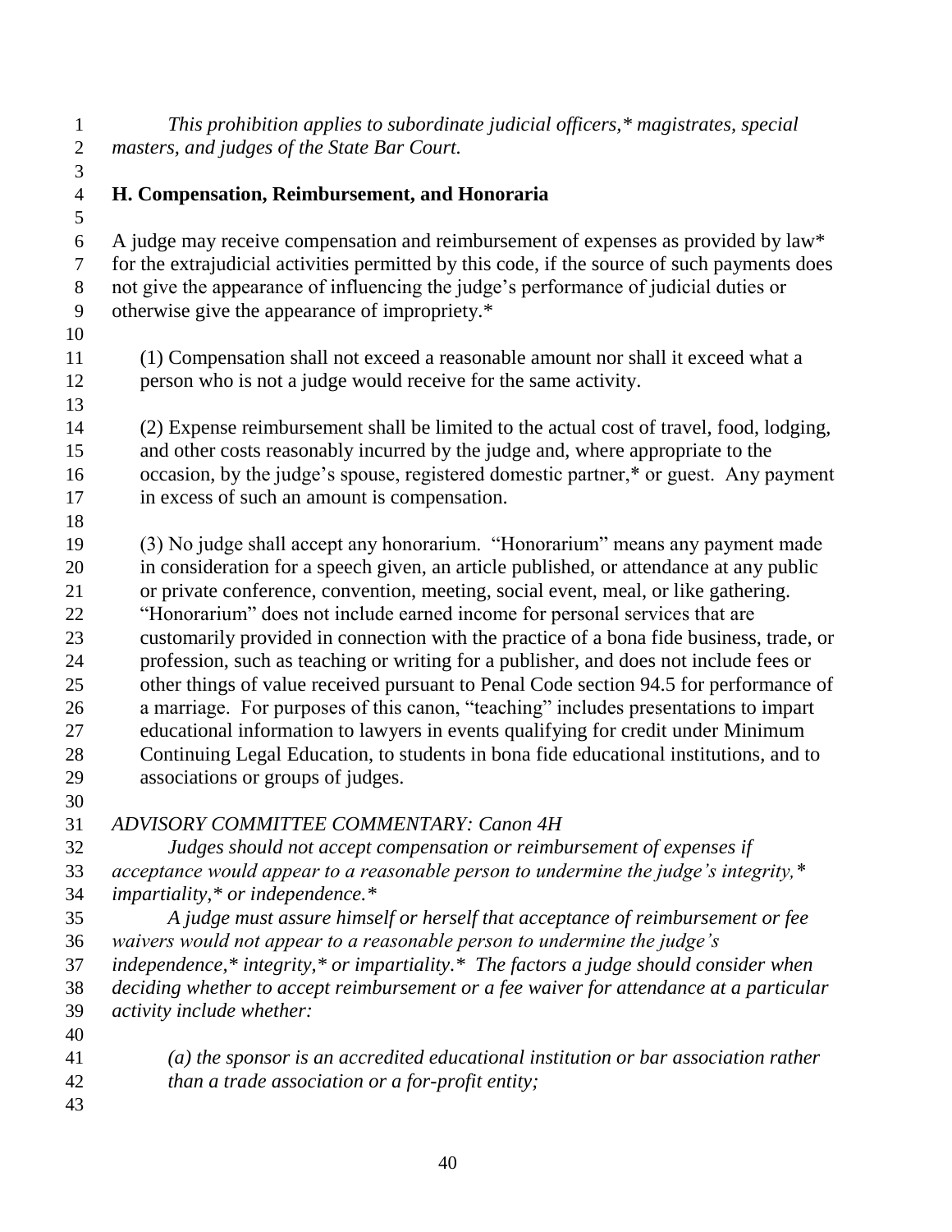*This prohibition applies to subordinate judicial officers,* magistrates, special masters, and judges of the State Bar Court.*

**H. Compensation, Reimbursement, and Honoraria**

A judge may receive compensation and reimbursement of expenses as provided by law* for the extrajudicial activities permitted by this code, if the source of such payments does not give the appearance of influencing the judge's performance of judicial duties or otherwise give the appearance of impropriety.*

(1) Compensation shall not exceed a reasonable amount nor shall it exceed what a person who is not a judge would receive for the same activity.

(2) Expense reimbursement shall be limited to the actual cost of travel, food, lodging, and other costs reasonably incurred by the judge and, where appropriate to the occasion, by the judge's spouse, registered domestic partner,* or guest. Any payment in excess of such an amount is compensation.

(3) No judge shall accept any honorarium. "Honorarium" means any payment made in consideration for a speech given, an article published, or attendance at any public or private conference, convention, meeting, social event, meal, or like gathering. "Honorarium" does not include earned income for personal services that are customarily provided in connection with the practice of a bona fide business, trade, or profession, such as teaching or writing for a publisher, and does not include fees or other things of value received pursuant to Penal Code section 94.5 for performance of a marriage. For purposes of this canon, "teaching" includes presentations to impart educational information to lawyers in events qualifying for credit under Minimum Continuing Legal Education, to students in bona fide educational institutions, and to associations or groups of judges.

*ADVISORY COMMITTEE COMMENTARY: Canon 4H*

*Judges should not accept compensation or reimbursement of expenses if acceptance would appear to a reasonable person to undermine the judge's integrity,* impartiality,* or independence.**

*A judge must assure himself or herself that acceptance of reimbursement or fee waivers would not appear to a reasonable person to undermine the judge's independence,* integrity,* or impartiality.* The factors a judge should consider when deciding whether to accept reimbursement or a fee waiver for attendance at a particular activity include whether:*

*(a) the sponsor is an accredited educational institution or bar association rather than a trade association or a for-profit entity;*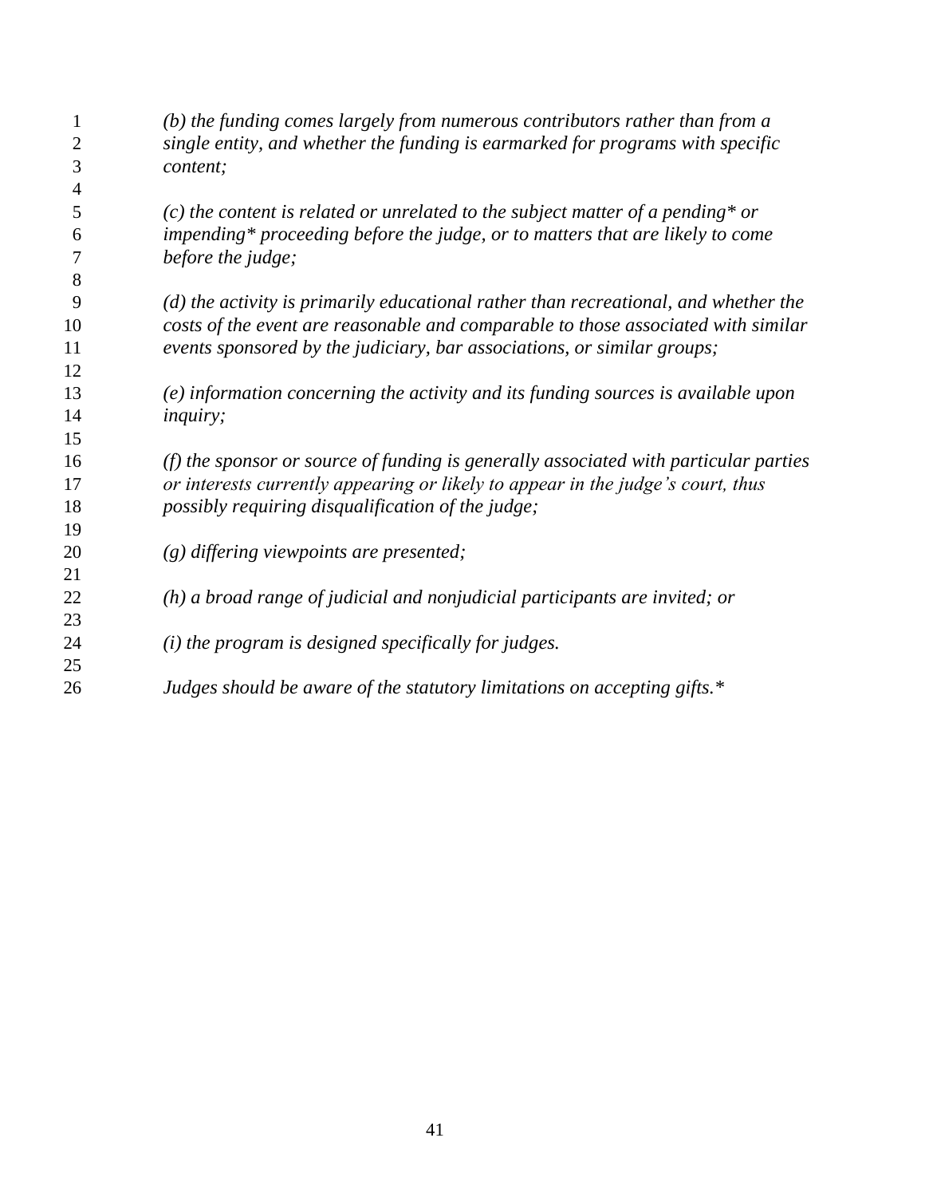*(b) the funding comes largely from numerous contributors rather than from a single entity, and whether the funding is earmarked for programs with specific content;*

*(c) the content is related or unrelated to the subject matter of a pending* or impending* proceeding before the judge, or to matters that are likely to come before the judge;*

*(d) the activity is primarily educational rather than recreational, and whether the costs of the event are reasonable and comparable to those associated with similar events sponsored by the judiciary, bar associations, or similar groups;*

*(e) information concerning the activity and its funding sources is available upon inquiry;*

*(f) the sponsor or source of funding is generally associated with particular parties or interests currently appearing or likely to appear in the judge's court, thus possibly requiring disqualification of the judge;*

*(g) differing viewpoints are presented;*

*(h) a broad range of judicial and nonjudicial participants are invited; or*

*(i) the program is designed specifically for judges.*

*Judges should be aware of the statutory limitations on accepting gifts.**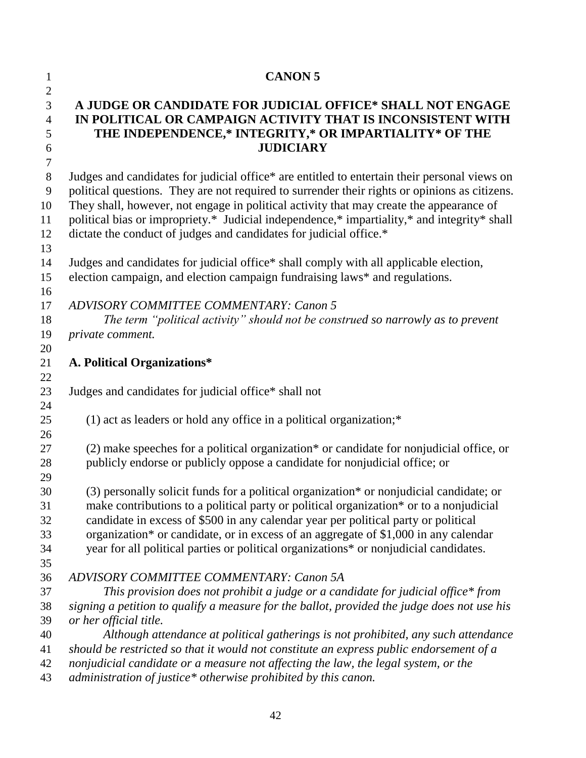# CANON 5

## A JUDGE OR CANDIDATE FOR JUDICIAL OFFICE* SHALL NOT ENGAGE IN POLITICAL OR CAMPAIGN ACTIVITY THAT IS INCONSISTENT WITH THE INDEPENDENCE,* INTEGRITY,* OR IMPARTIALITY* OF THE JUDICIARY

Judges and candidates for judicial office* are entitled to entertain their personal views on political questions. They are not required to surrender their rights or opinions as citizens. They shall, however, not engage in political activity that may create the appearance of political bias or impropriety.* Judicial independence,* impartiality,* and integrity* shall dictate the conduct of judges and candidates for judicial office.*

Judges and candidates for judicial office* shall comply with all applicable election, election campaign, and election campaign fundraising laws* and regulations.

*ADVISORY COMMITTEE COMMENTARY: Canon 5*

*The term "political activity" should not be construed so narrowly as to prevent private comment.*

### A. Political Organizations*

Judges and candidates for judicial office* shall not

(1) act as leaders or hold any office in a political organization;*

(2) make speeches for a political organization* or candidate for nonjudicial office, or publicly endorse or publicly oppose a candidate for nonjudicial office; or

(3) personally solicit funds for a political organization* or nonjudicial candidate; or make contributions to a political party or political organization* or to a nonjudicial candidate in excess of $500 in any calendar year per political party or political organization* or candidate, or in excess of an aggregate of $1,000 in any calendar year for all political parties or political organizations* or nonjudicial candidates.

*ADVISORY COMMITTEE COMMENTARY: Canon 5A*

*This provision does not prohibit a judge or a candidate for judicial office* from signing a petition to qualify a measure for the ballot, provided the judge does not use his or her official title.*

*Although attendance at political gatherings is not prohibited, any such attendance should be restricted so that it would not constitute an express public endorsement of a nonjudicial candidate or a measure not affecting the law, the legal system, or the administration of justice* otherwise prohibited by this canon.*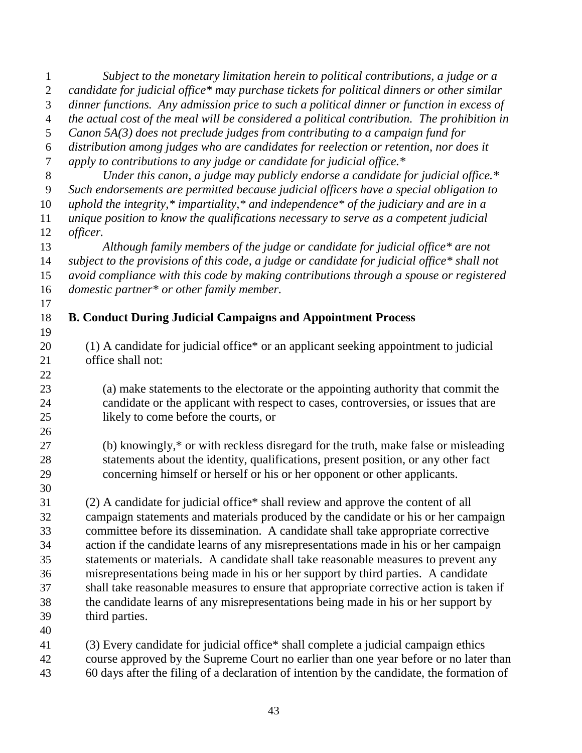*Subject to the monetary limitation herein to political contributions, a judge or a candidate for judicial office* may purchase tickets for political dinners or other similar dinner functions. Any admission price to such a political dinner or function in excess of the actual cost of the meal will be considered a political contribution. The prohibition in Canon 5A(3) does not preclude judges from contributing to a campaign fund for distribution among judges who are candidates for reelection or retention, nor does it apply to contributions to any judge or candidate for judicial office.**

*Under this canon, a judge may publicly endorse a candidate for judicial office.* Such endorsements are permitted because judicial officers have a special obligation to uphold the integrity,* impartiality,* and independence* of the judiciary and are in a unique position to know the qualifications necessary to serve as a competent judicial officer.*

*Although family members of the judge or candidate for judicial office* are not subject to the provisions of this code, a judge or candidate for judicial office* shall not avoid compliance with this code by making contributions through a spouse or registered domestic partner* or other family member.*

**B. Conduct During Judicial Campaigns and Appointment Process**

(1) A candidate for judicial office* or an applicant seeking appointment to judicial office shall not:

(a) make statements to the electorate or the appointing authority that commit the candidate or the applicant with respect to cases, controversies, or issues that are likely to come before the courts, or

(b) knowingly,* or with reckless disregard for the truth, make false or misleading statements about the identity, qualifications, present position, or any other fact concerning himself or herself or his or her opponent or other applicants.

(2) A candidate for judicial office* shall review and approve the content of all campaign statements and materials produced by the candidate or his or her campaign committee before its dissemination. A candidate shall take appropriate corrective action if the candidate learns of any misrepresentations made in his or her campaign statements or materials. A candidate shall take reasonable measures to prevent any misrepresentations being made in his or her support by third parties. A candidate shall take reasonable measures to ensure that appropriate corrective action is taken if the candidate learns of any misrepresentations being made in his or her support by third parties.

(3) Every candidate for judicial office* shall complete a judicial campaign ethics course approved by the Supreme Court no earlier than one year before or no later than 60 days after the filing of a declaration of intention by the candidate, the formation of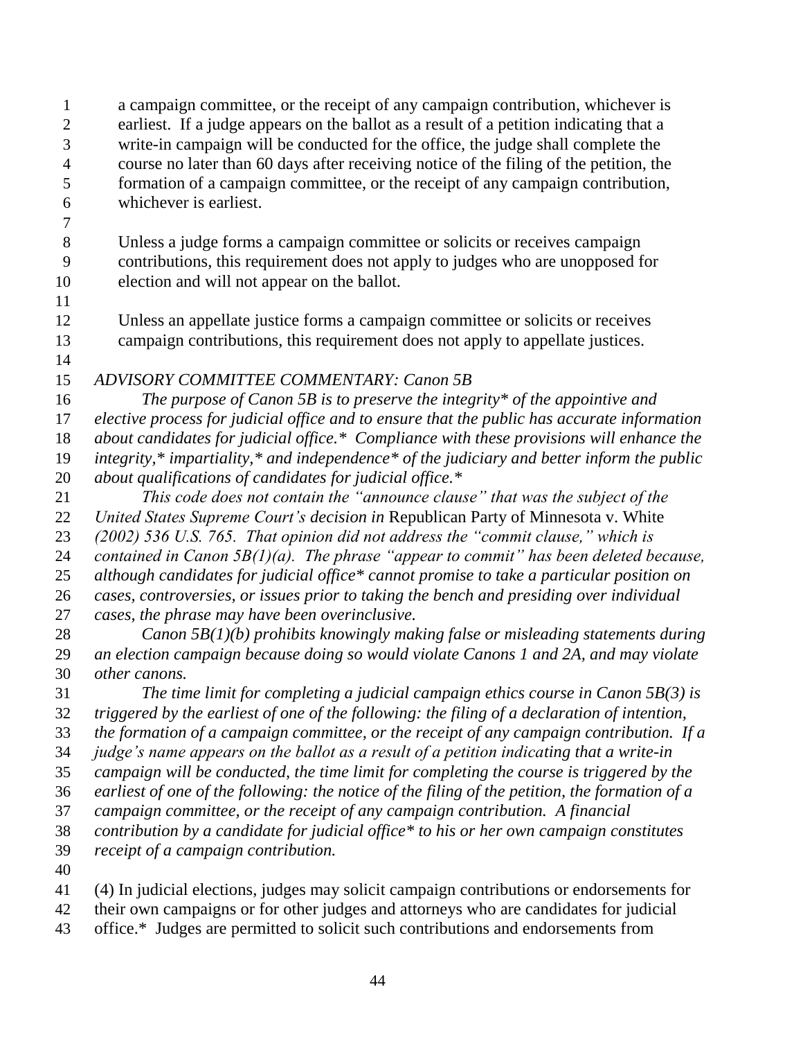a campaign committee, or the receipt of any campaign contribution, whichever is earliest. If a judge appears on the ballot as a result of a petition indicating that a write-in campaign will be conducted for the office, the judge shall complete the course no later than 60 days after receiving notice of the filing of the petition, the formation of a campaign committee, or the receipt of any campaign contribution, whichever is earliest.

Unless a judge forms a campaign committee or solicits or receives campaign contributions, this requirement does not apply to judges who are unopposed for election and will not appear on the ballot.

Unless an appellate justice forms a campaign committee or solicits or receives campaign contributions, this requirement does not apply to appellate justices.

*ADVISORY COMMITTEE COMMENTARY: Canon 5B*

*The purpose of Canon 5B is to preserve the integrity* of the appointive and elective process for judicial office and to ensure that the public has accurate information about candidates for judicial office.* Compliance with these provisions will enhance the integrity,* impartiality,* and independence* of the judiciary and better inform the public about qualifications of candidates for judicial office.**

*This code does not contain the "announce clause" that was the subject of the United States Supreme Court's decision in* Republican Party of Minnesota v. White *(2002) 536 U.S. 765. That opinion did not address the "commit clause," which is contained in Canon 5B(1)(a). The phrase "appear to commit" has been deleted because, although candidates for judicial office* cannot promise to take a particular position on cases, controversies, or issues prior to taking the bench and presiding over individual cases, the phrase may have been overinclusive.*

*Canon 5B(1)(b) prohibits knowingly making false or misleading statements during an election campaign because doing so would violate Canons 1 and 2A, and may violate other canons.*

*The time limit for completing a judicial campaign ethics course in Canon 5B(3) is triggered by the earliest of one of the following: the filing of a declaration of intention, the formation of a campaign committee, or the receipt of any campaign contribution. If a judge's name appears on the ballot as a result of a petition indicating that a write-in campaign will be conducted, the time limit for completing the course is triggered by the earliest of one of the following: the notice of the filing of the petition, the formation of a campaign committee, or the receipt of any campaign contribution. A financial contribution by a candidate for judicial office* to his or her own campaign constitutes receipt of a campaign contribution.*

(4) In judicial elections, judges may solicit campaign contributions or endorsements for their own campaigns or for other judges and attorneys who are candidates for judicial office.* Judges are permitted to solicit such contributions and endorsements from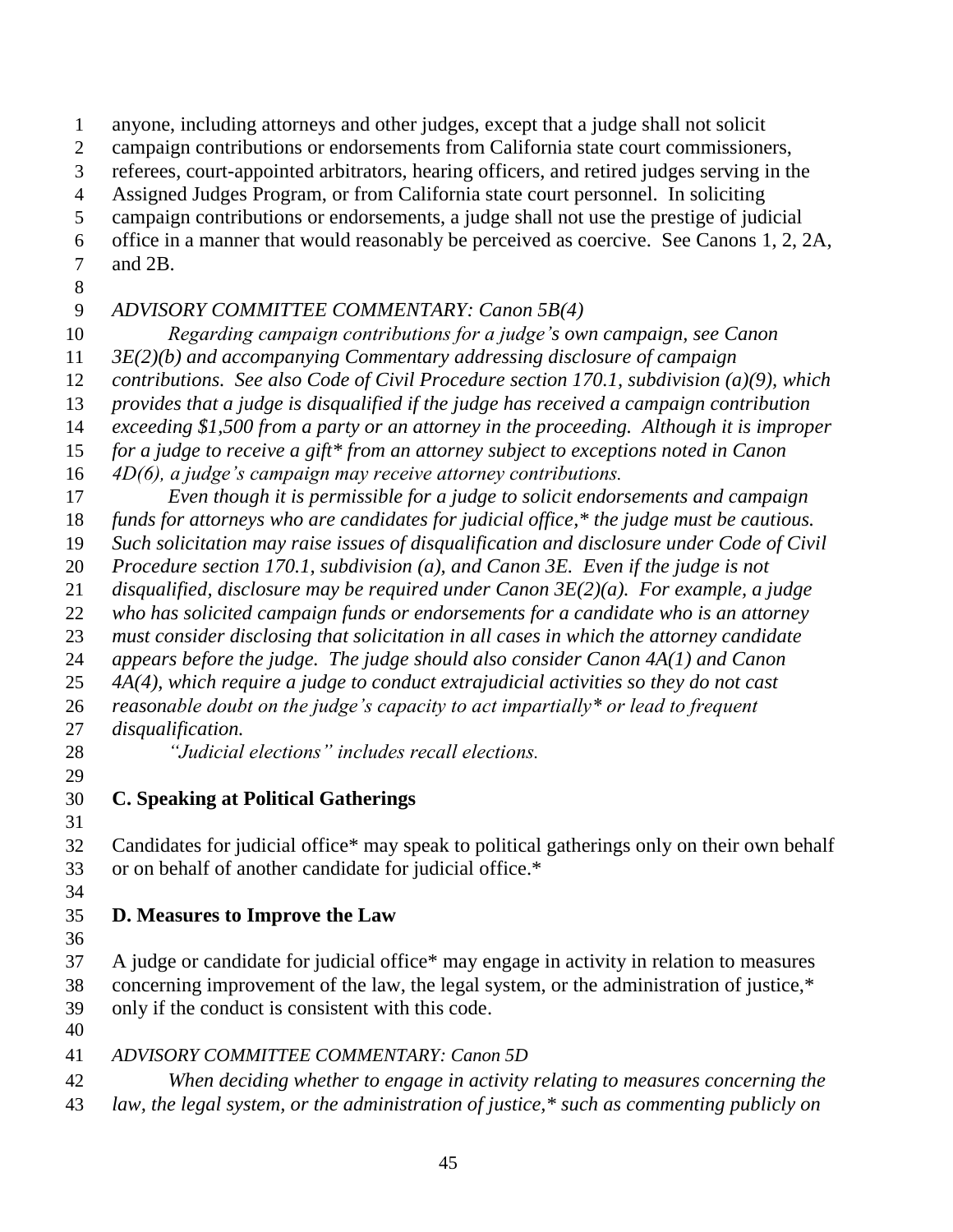anyone, including attorneys and other judges, except that a judge shall not solicit campaign contributions or endorsements from California state court commissioners, referees, court-appointed arbitrators, hearing officers, and retired judges serving in the Assigned Judges Program, or from California state court personnel. In soliciting campaign contributions or endorsements, a judge shall not use the prestige of judicial office in a manner that would reasonably be perceived as coercive. See Canons 1, 2, 2A, and 2B.

*ADVISORY COMMITTEE COMMENTARY: Canon 5B(4)*

*Regarding campaign contributions for a judge's own campaign, see Canon 3E(2)(b) and accompanying Commentary addressing disclosure of campaign contributions. See also Code of Civil Procedure section 170.1, subdivision (a)(9), which provides that a judge is disqualified if the judge has received a campaign contribution exceeding $1,500 from a party or an attorney in the proceeding. Although it is improper for a judge to receive a gift* from an attorney subject to exceptions noted in Canon 4D(6), a judge's campaign may receive attorney contributions.*

*Even though it is permissible for a judge to solicit endorsements and campaign funds for attorneys who are candidates for judicial office,* the judge must be cautious. Such solicitation may raise issues of disqualification and disclosure under Code of Civil Procedure section 170.1, subdivision (a), and Canon 3E. Even if the judge is not disqualified, disclosure may be required under Canon 3E(2)(a). For example, a judge who has solicited campaign funds or endorsements for a candidate who is an attorney must consider disclosing that solicitation in all cases in which the attorney candidate appears before the judge. The judge should also consider Canon 4A(1) and Canon 4A(4), which require a judge to conduct extrajudicial activities so they do not cast reasonable doubt on the judge's capacity to act impartially* or lead to frequent disqualification.*

*"Judicial elections" includes recall elections.*

## C. Speaking at Political Gatherings

Candidates for judicial office* may speak to political gatherings only on their own behalf or on behalf of another candidate for judicial office.*

## D. Measures to Improve the Law

A judge or candidate for judicial office* may engage in activity in relation to measures concerning improvement of the law, the legal system, or the administration of justice,* only if the conduct is consistent with this code.

*ADVISORY COMMITTEE COMMENTARY: Canon 5D*

*When deciding whether to engage in activity relating to measures concerning the law, the legal system, or the administration of justice,* such as commenting publicly on*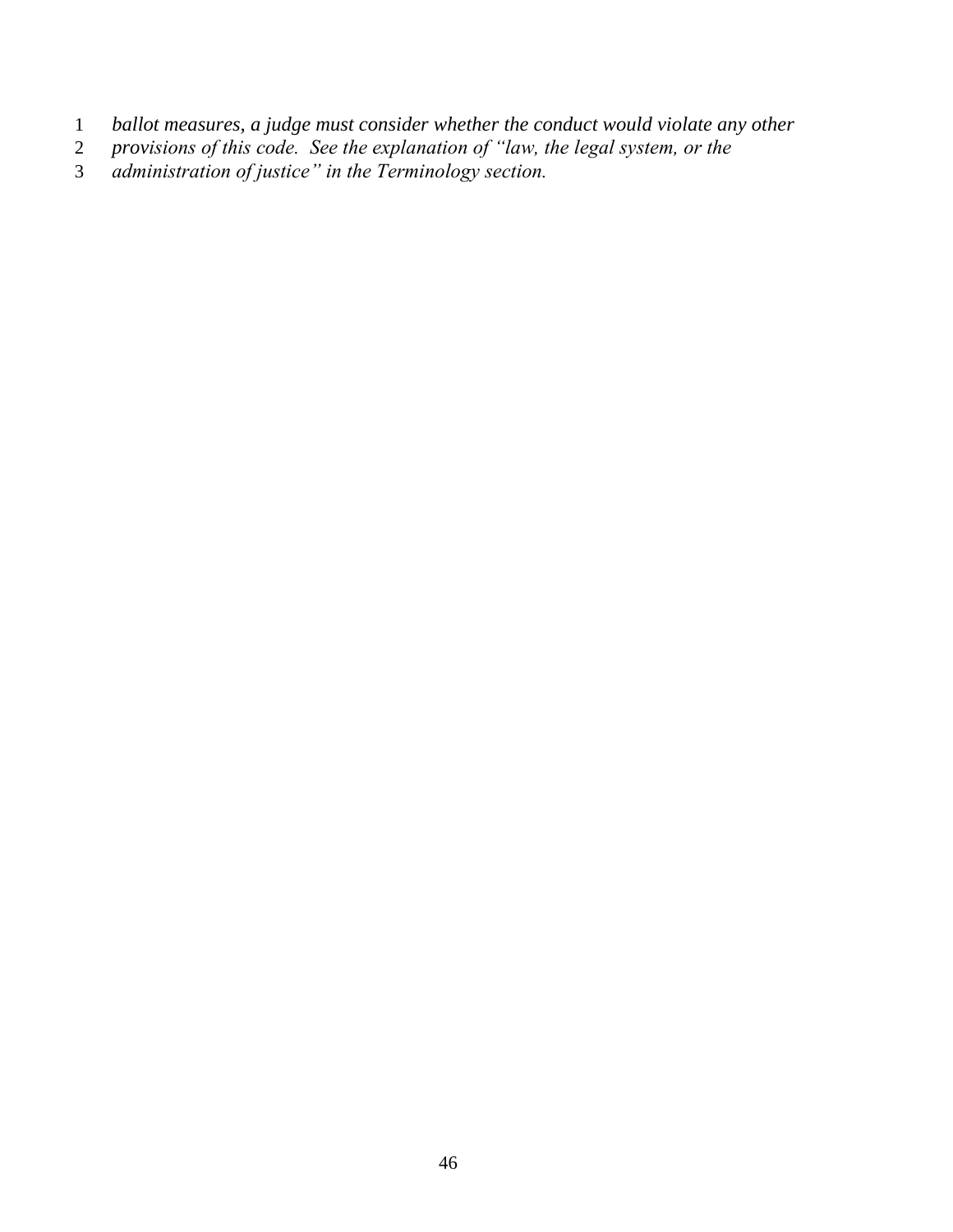*ballot measures, a judge must consider whether the conduct would violate any other provisions of this code. See the explanation of "law, the legal system, or the administration of justice" in the Terminology section.*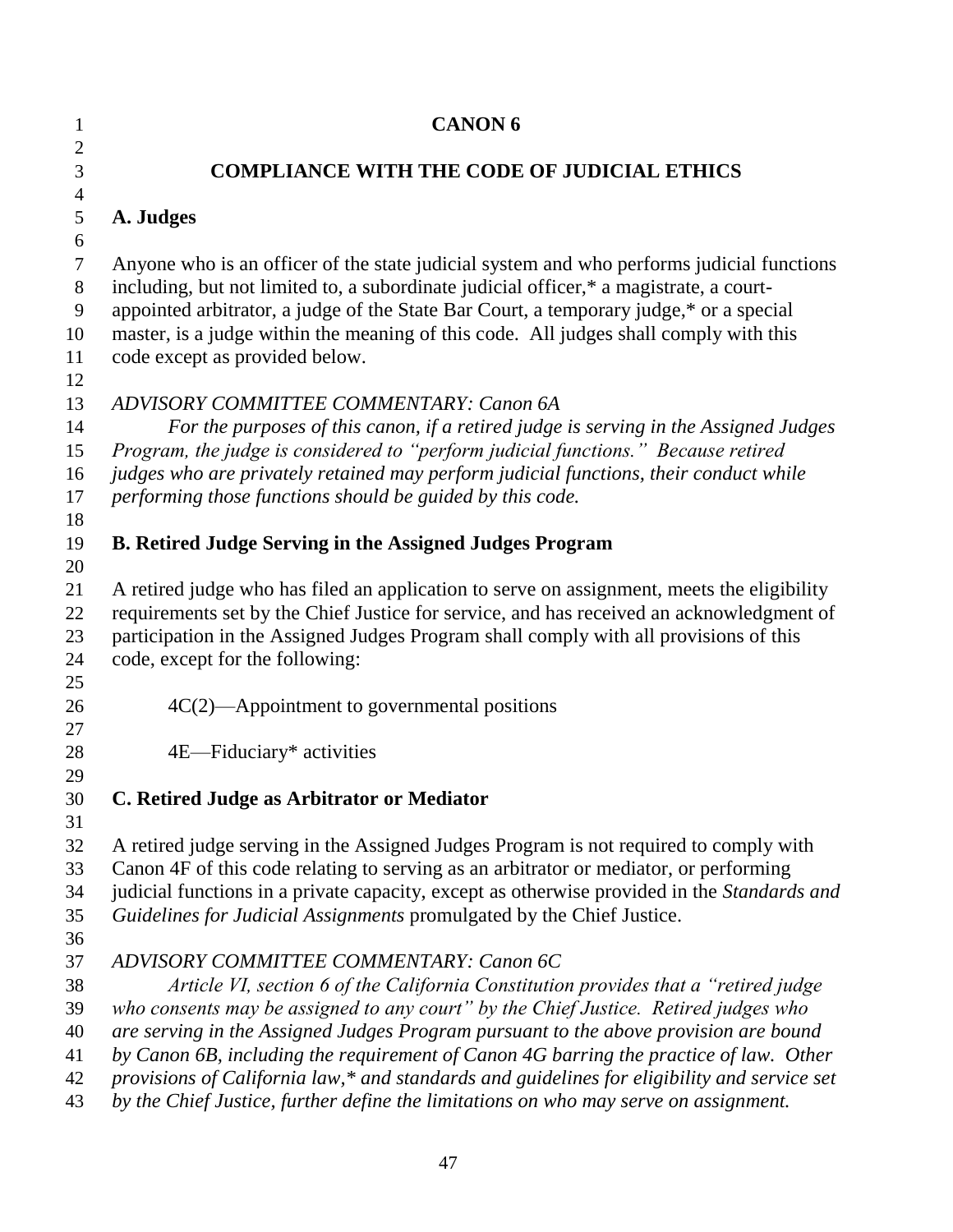# CANON 6

## COMPLIANCE WITH THE CODE OF JUDICIAL ETHICS

### A. Judges

Anyone who is an officer of the state judicial system and who performs judicial functions including, but not limited to, a subordinate judicial officer,* a magistrate, a court-appointed arbitrator, a judge of the State Bar Court, a temporary judge,* or a special master, is a judge within the meaning of this code. All judges shall comply with this code except as provided below.

*ADVISORY COMMITTEE COMMENTARY: Canon 6A*

*For the purposes of this canon, if a retired judge is serving in the Assigned Judges Program, the judge is considered to "perform judicial functions." Because retired judges who are privately retained may perform judicial functions, their conduct while performing those functions should be guided by this code.*

### B. Retired Judge Serving in the Assigned Judges Program

A retired judge who has filed an application to serve on assignment, meets the eligibility requirements set by the Chief Justice for service, and has received an acknowledgment of participation in the Assigned Judges Program shall comply with all provisions of this code, except for the following:

4C(2)—Appointment to governmental positions

4E—Fiduciary* activities

### C. Retired Judge as Arbitrator or Mediator

A retired judge serving in the Assigned Judges Program is not required to comply with Canon 4F of this code relating to serving as an arbitrator or mediator, or performing judicial functions in a private capacity, except as otherwise provided in the *Standards and Guidelines for Judicial Assignments* promulgated by the Chief Justice.

*ADVISORY COMMITTEE COMMENTARY: Canon 6C*

*Article VI, section 6 of the California Constitution provides that a "retired judge who consents may be assigned to any court" by the Chief Justice. Retired judges who are serving in the Assigned Judges Program pursuant to the above provision are bound by Canon 6B, including the requirement of Canon 4G barring the practice of law. Other provisions of California law,* and standards and guidelines for eligibility and service set by the Chief Justice, further define the limitations on who may serve on assignment.*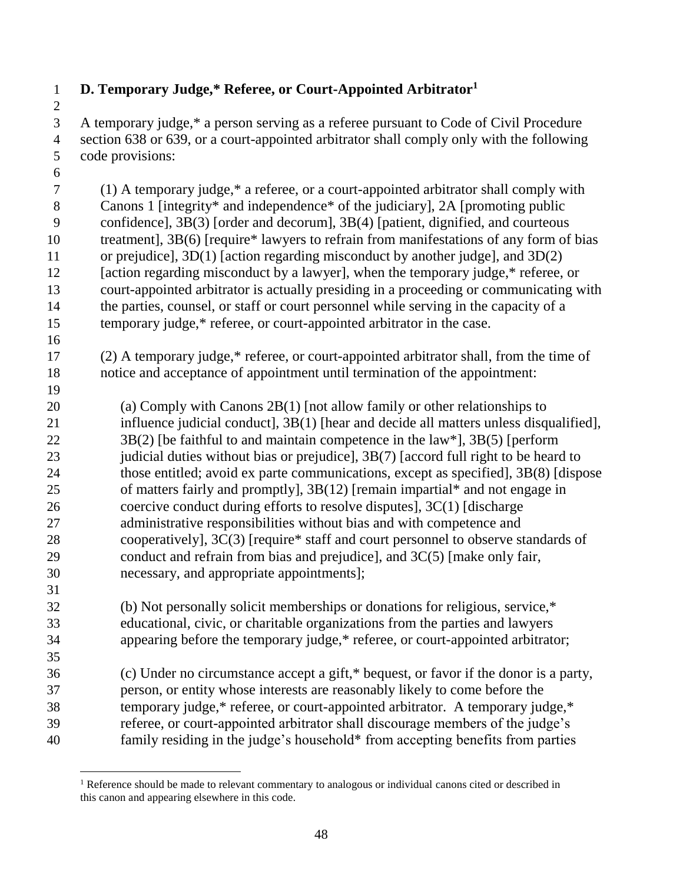**D. Temporary Judge,* Referee, or Court-Appointed Arbitrator**[1]

A temporary judge,* a person serving as a referee pursuant to Code of Civil Procedure section 638 or 639, or a court-appointed arbitrator shall comply only with the following code provisions:

(1) A temporary judge,* a referee, or a court-appointed arbitrator shall comply with Canons 1 [integrity* and independence* of the judiciary], 2A [promoting public confidence], 3B(3) [order and decorum], 3B(4) [patient, dignified, and courteous treatment], 3B(6) [require* lawyers to refrain from manifestations of any form of bias or prejudice], 3D(1) [action regarding misconduct by another judge], and 3D(2) [action regarding misconduct by a lawyer], when the temporary judge,* referee, or court-appointed arbitrator is actually presiding in a proceeding or communicating with the parties, counsel, or staff or court personnel while serving in the capacity of a temporary judge,* referee, or court-appointed arbitrator in the case.

(2) A temporary judge,* referee, or court-appointed arbitrator shall, from the time of notice and acceptance of appointment until termination of the appointment:

(a) Comply with Canons 2B(1) [not allow family or other relationships to influence judicial conduct], 3B(1) [hear and decide all matters unless disqualified], 3B(2) [be faithful to and maintain competence in the law*], 3B(5) [perform judicial duties without bias or prejudice], 3B(7) [accord full right to be heard to those entitled; avoid ex parte communications, except as specified], 3B(8) [dispose of matters fairly and promptly], 3B(12) [remain impartial* and not engage in coercive conduct during efforts to resolve disputes], 3C(1) [discharge administrative responsibilities without bias and with competence and cooperatively], 3C(3) [require* staff and court personnel to observe standards of conduct and refrain from bias and prejudice], and 3C(5) [make only fair, necessary, and appropriate appointments];

(b) Not personally solicit memberships or donations for religious, service,* educational, civic, or charitable organizations from the parties and lawyers appearing before the temporary judge,* referee, or court-appointed arbitrator;

(c) Under no circumstance accept a gift,* bequest, or favor if the donor is a party, person, or entity whose interests are reasonably likely to come before the temporary judge,* referee, or court-appointed arbitrator. A temporary judge,* referee, or court-appointed arbitrator shall discourage members of the judge's family residing in the judge's household* from accepting benefits from parties

---

[1] Reference should be made to relevant commentary to analogous or individual canons cited or described in this canon and appearing elsewhere in this code.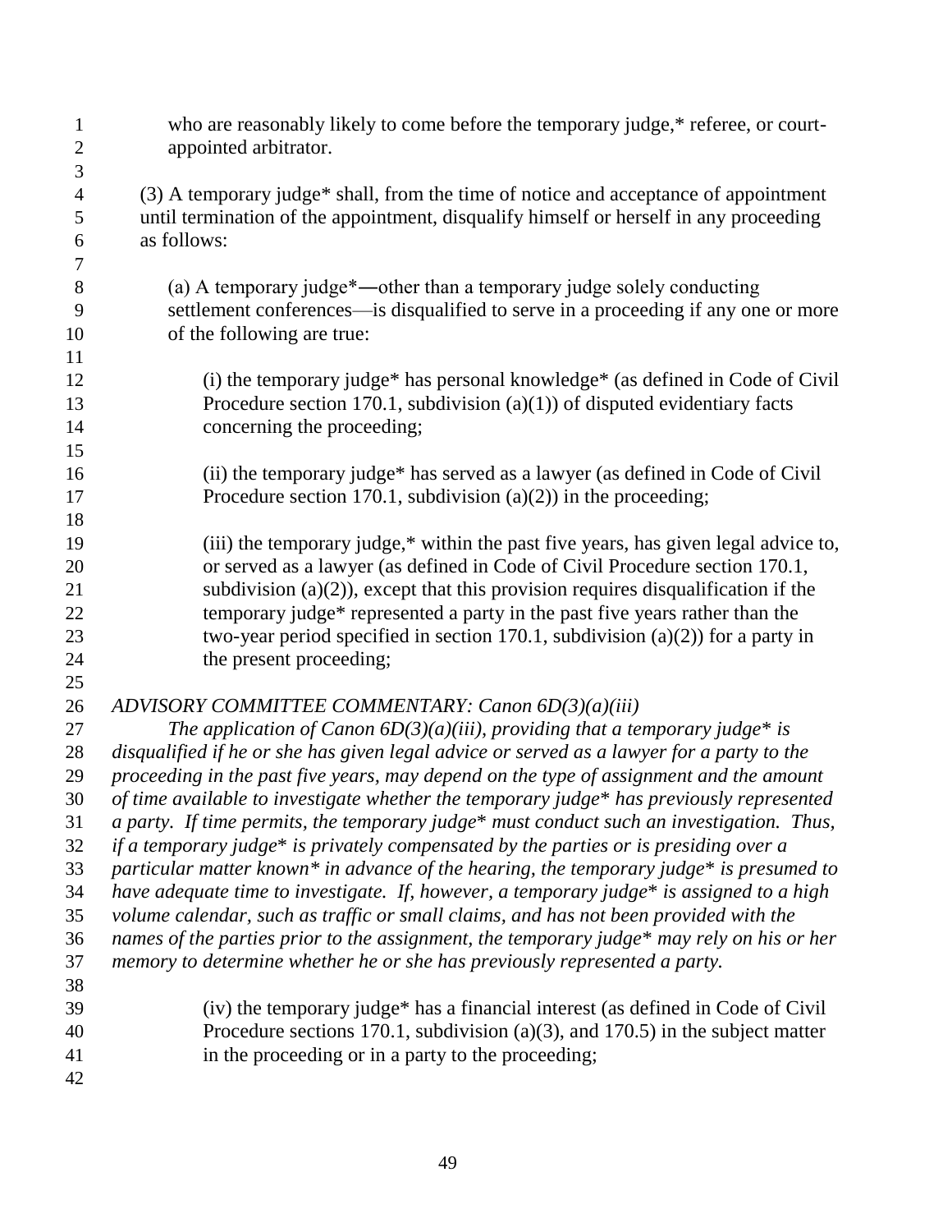who are reasonably likely to come before the temporary judge,* referee, or court-appointed arbitrator.

(3) A temporary judge* shall, from the time of notice and acceptance of appointment until termination of the appointment, disqualify himself or herself in any proceeding as follows:

(a) A temporary judge*—other than a temporary judge solely conducting settlement conferences—is disqualified to serve in a proceeding if any one or more of the following are true:

(i) the temporary judge* has personal knowledge* (as defined in Code of Civil Procedure section 170.1, subdivision (a)(1)) of disputed evidentiary facts concerning the proceeding;

(ii) the temporary judge* has served as a lawyer (as defined in Code of Civil Procedure section 170.1, subdivision (a)(2)) in the proceeding;

(iii) the temporary judge,* within the past five years, has given legal advice to, or served as a lawyer (as defined in Code of Civil Procedure section 170.1, subdivision (a)(2)), except that this provision requires disqualification if the temporary judge* represented a party in the past five years rather than the two-year period specified in section 170.1, subdivision (a)(2)) for a party in the present proceeding;

*ADVISORY COMMITTEE COMMENTARY: Canon 6D(3)(a)(iii)*

*The application of Canon 6D(3)(a)(iii), providing that a temporary judge* is disqualified if he or she has given legal advice or served as a lawyer for a party to the proceeding in the past five years, may depend on the type of assignment and the amount of time available to investigate whether the temporary judge* has previously represented a party. If time permits, the temporary judge* must conduct such an investigation. Thus, if a temporary judge* is privately compensated by the parties or is presiding over a particular matter known* in advance of the hearing, the temporary judge* is presumed to have adequate time to investigate. If, however, a temporary judge* is assigned to a high volume calendar, such as traffic or small claims, and has not been provided with the names of the parties prior to the assignment, the temporary judge* may rely on his or her memory to determine whether he or she has previously represented a party.*

(iv) the temporary judge* has a financial interest (as defined in Code of Civil Procedure sections 170.1, subdivision (a)(3), and 170.5) in the subject matter in the proceeding or in a party to the proceeding;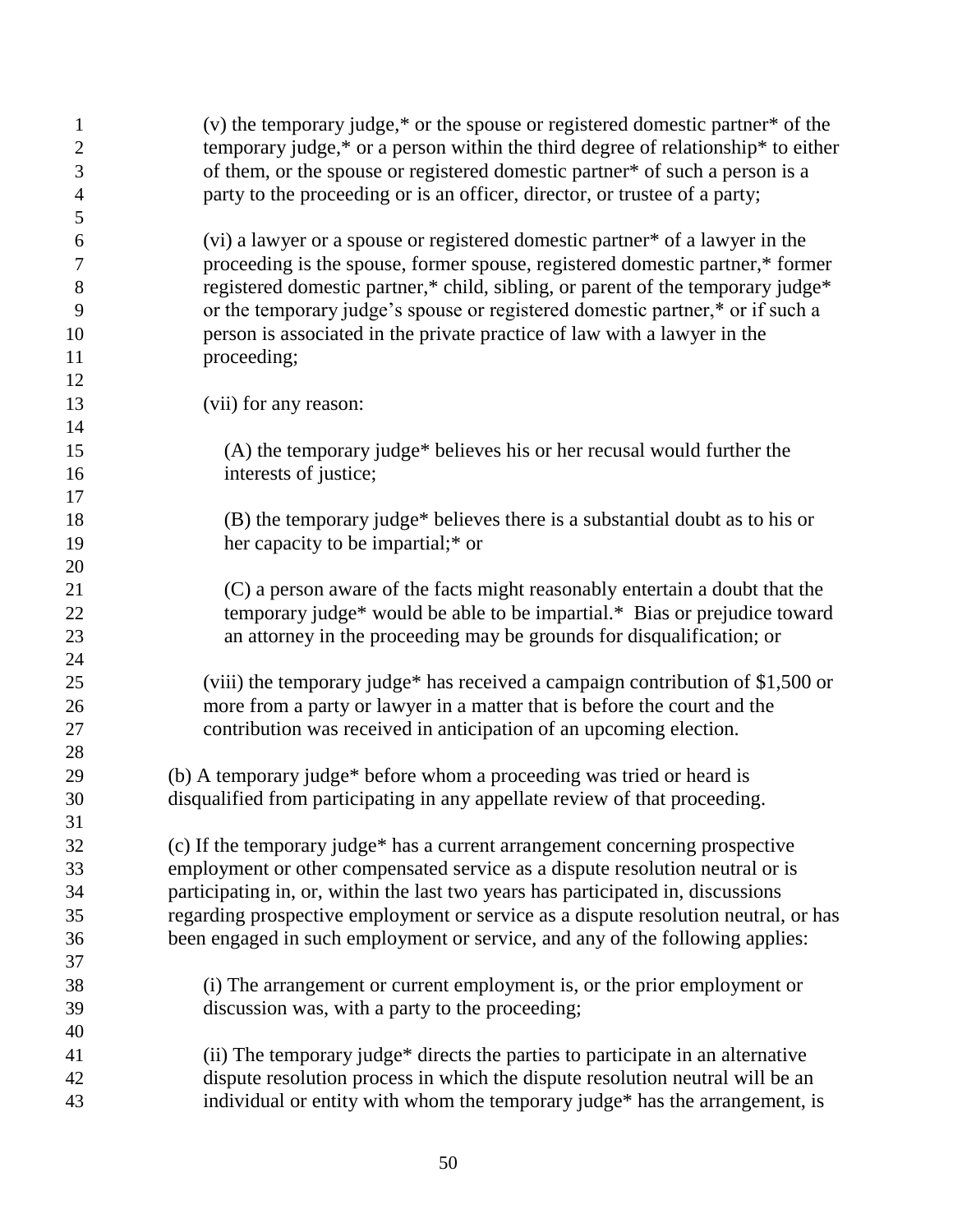(v) the temporary judge,* or the spouse or registered domestic partner* of the temporary judge,* or a person within the third degree of relationship* to either of them, or the spouse or registered domestic partner* of such a person is a party to the proceeding or is an officer, director, or trustee of a party;

(vi) a lawyer or a spouse or registered domestic partner* of a lawyer in the proceeding is the spouse, former spouse, registered domestic partner,* former registered domestic partner,* child, sibling, or parent of the temporary judge* or the temporary judge's spouse or registered domestic partner,* or if such a person is associated in the private practice of law with a lawyer in the proceeding;

(vii) for any reason:

(A) the temporary judge* believes his or her recusal would further the interests of justice;

(B) the temporary judge* believes there is a substantial doubt as to his or her capacity to be impartial;* or

(C) a person aware of the facts might reasonably entertain a doubt that the temporary judge* would be able to be impartial.* Bias or prejudice toward an attorney in the proceeding may be grounds for disqualification; or

(viii) the temporary judge* has received a campaign contribution of $1,500 or more from a party or lawyer in a matter that is before the court and the contribution was received in anticipation of an upcoming election.

(b) A temporary judge* before whom a proceeding was tried or heard is disqualified from participating in any appellate review of that proceeding.

(c) If the temporary judge* has a current arrangement concerning prospective employment or other compensated service as a dispute resolution neutral or is participating in, or, within the last two years has participated in, discussions regarding prospective employment or service as a dispute resolution neutral, or has been engaged in such employment or service, and any of the following applies:

(i) The arrangement or current employment is, or the prior employment or discussion was, with a party to the proceeding;

(ii) The temporary judge* directs the parties to participate in an alternative dispute resolution process in which the dispute resolution neutral will be an individual or entity with whom the temporary judge* has the arrangement, is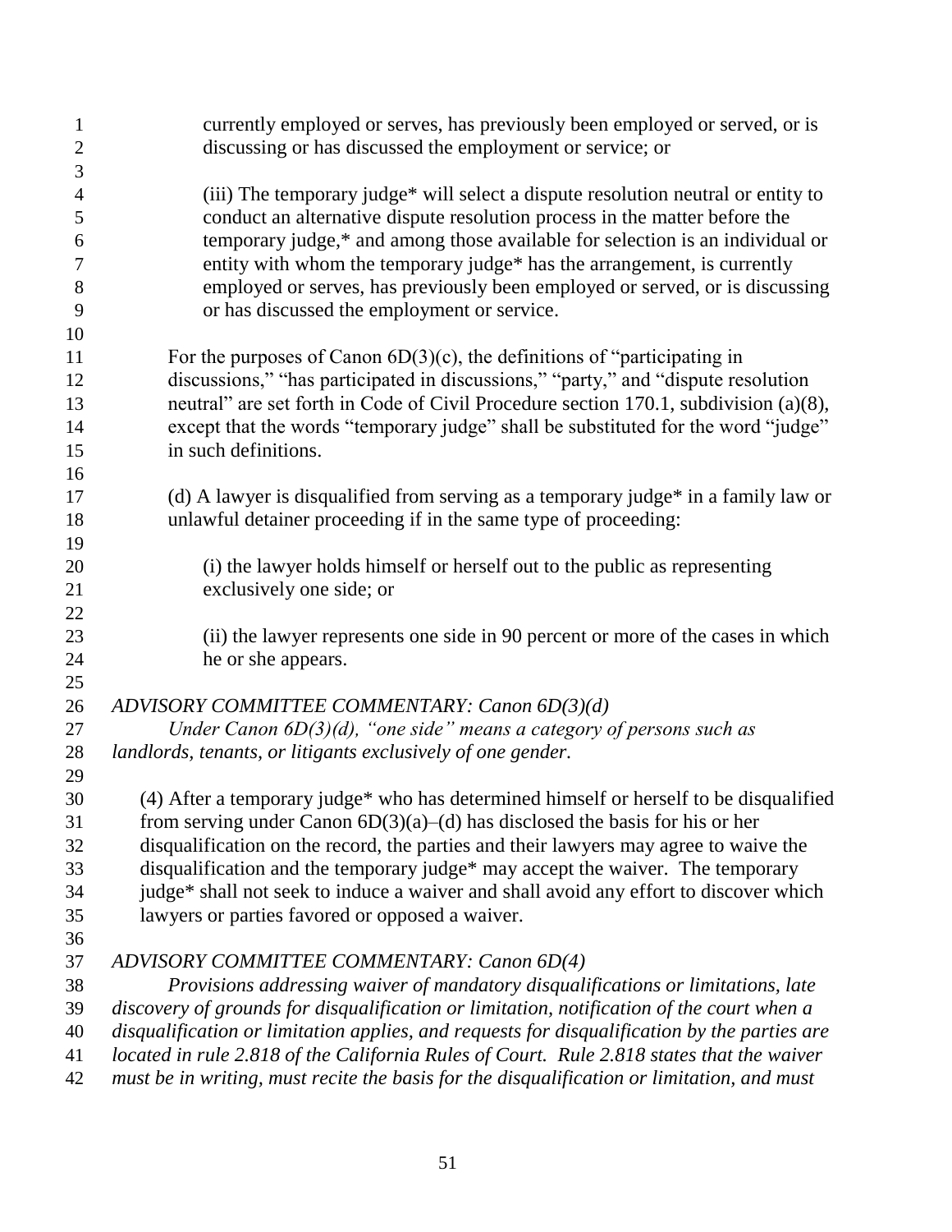currently employed or serves, has previously been employed or served, or is discussing or has discussed the employment or service; or

(iii) The temporary judge* will select a dispute resolution neutral or entity to conduct an alternative dispute resolution process in the matter before the temporary judge,* and among those available for selection is an individual or entity with whom the temporary judge* has the arrangement, is currently employed or serves, has previously been employed or served, or is discussing or has discussed the employment or service.

For the purposes of Canon 6D(3)(c), the definitions of "participating in discussions," "has participated in discussions," "party," and "dispute resolution neutral" are set forth in Code of Civil Procedure section 170.1, subdivision (a)(8), except that the words "temporary judge" shall be substituted for the word "judge" in such definitions.

(d) A lawyer is disqualified from serving as a temporary judge* in a family law or unlawful detainer proceeding if in the same type of proceeding:

(i) the lawyer holds himself or herself out to the public as representing exclusively one side; or

(ii) the lawyer represents one side in 90 percent or more of the cases in which he or she appears.

*ADVISORY COMMITTEE COMMENTARY: Canon 6D(3)(d)*

*Under Canon 6D(3)(d), "one side" means a category of persons such as landlords, tenants, or litigants exclusively of one gender.*

(4) After a temporary judge* who has determined himself or herself to be disqualified from serving under Canon 6D(3)(a)–(d) has disclosed the basis for his or her disqualification on the record, the parties and their lawyers may agree to waive the disqualification and the temporary judge* may accept the waiver. The temporary judge* shall not seek to induce a waiver and shall avoid any effort to discover which lawyers or parties favored or opposed a waiver.

*ADVISORY COMMITTEE COMMENTARY: Canon 6D(4)*

*Provisions addressing waiver of mandatory disqualifications or limitations, late discovery of grounds for disqualification or limitation, notification of the court when a disqualification or limitation applies, and requests for disqualification by the parties are located in rule 2.818 of the California Rules of Court. Rule 2.818 states that the waiver must be in writing, must recite the basis for the disqualification or limitation, and must*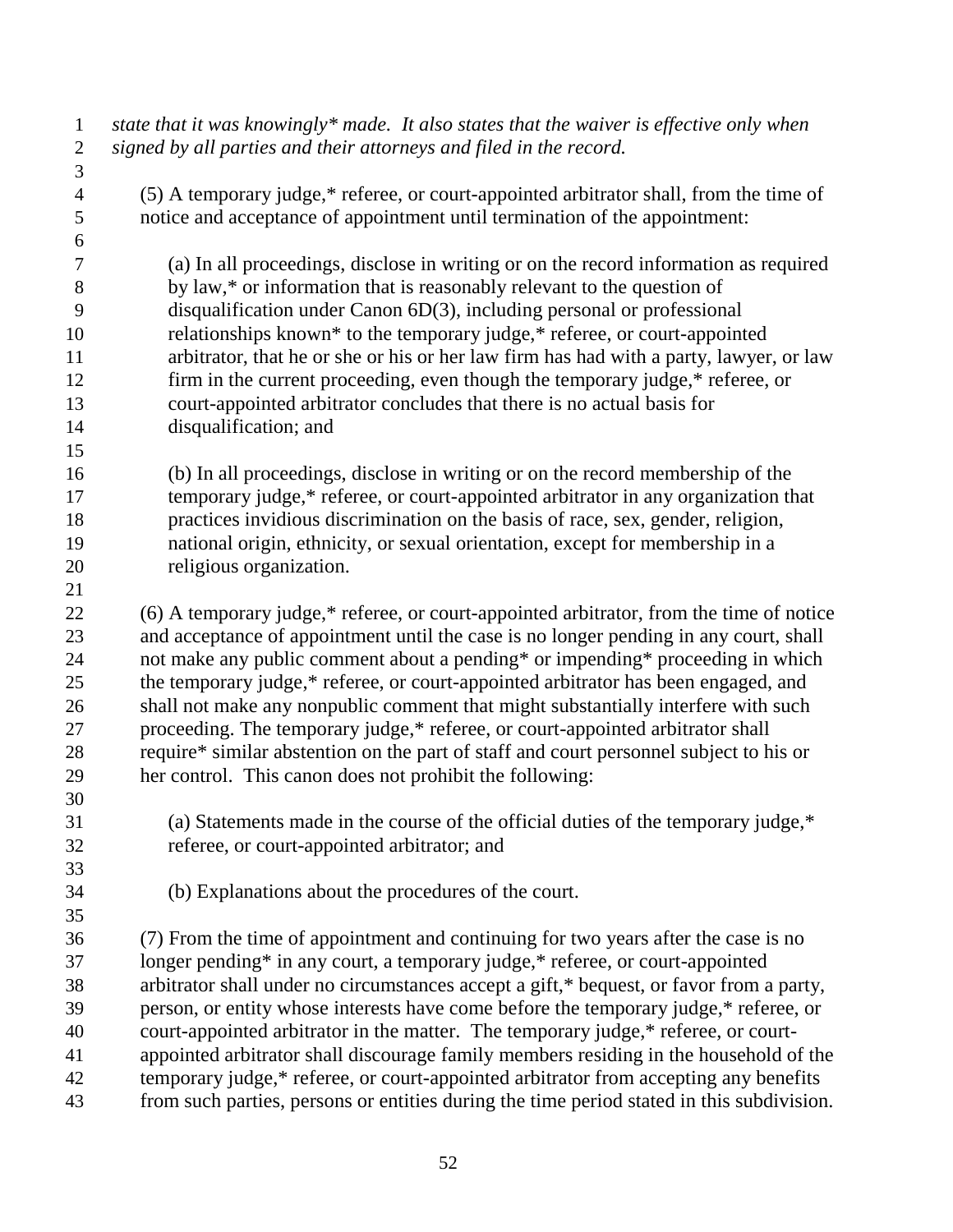*state that it was knowingly* made. It also states that the waiver is effective only when signed by all parties and their attorneys and filed in the record.*

(5) A temporary judge,* referee, or court-appointed arbitrator shall, from the time of notice and acceptance of appointment until termination of the appointment:

(a) In all proceedings, disclose in writing or on the record information as required by law,* or information that is reasonably relevant to the question of disqualification under Canon 6D(3), including personal or professional relationships known* to the temporary judge,* referee, or court-appointed arbitrator, that he or she or his or her law firm has had with a party, lawyer, or law firm in the current proceeding, even though the temporary judge,* referee, or court-appointed arbitrator concludes that there is no actual basis for disqualification; and

(b) In all proceedings, disclose in writing or on the record membership of the temporary judge,* referee, or court-appointed arbitrator in any organization that practices invidious discrimination on the basis of race, sex, gender, religion, national origin, ethnicity, or sexual orientation, except for membership in a religious organization.

(6) A temporary judge,* referee, or court-appointed arbitrator, from the time of notice and acceptance of appointment until the case is no longer pending in any court, shall not make any public comment about a pending* or impending* proceeding in which the temporary judge,* referee, or court-appointed arbitrator has been engaged, and shall not make any nonpublic comment that might substantially interfere with such proceeding. The temporary judge,* referee, or court-appointed arbitrator shall require* similar abstention on the part of staff and court personnel subject to his or her control. This canon does not prohibit the following:

(a) Statements made in the course of the official duties of the temporary judge,* referee, or court-appointed arbitrator; and

(b) Explanations about the procedures of the court.

(7) From the time of appointment and continuing for two years after the case is no longer pending* in any court, a temporary judge,* referee, or court-appointed arbitrator shall under no circumstances accept a gift,* bequest, or favor from a party, person, or entity whose interests have come before the temporary judge,* referee, or court-appointed arbitrator in the matter. The temporary judge,* referee, or court-appointed arbitrator shall discourage family members residing in the household of the temporary judge,* referee, or court-appointed arbitrator from accepting any benefits from such parties, persons or entities during the time period stated in this subdivision.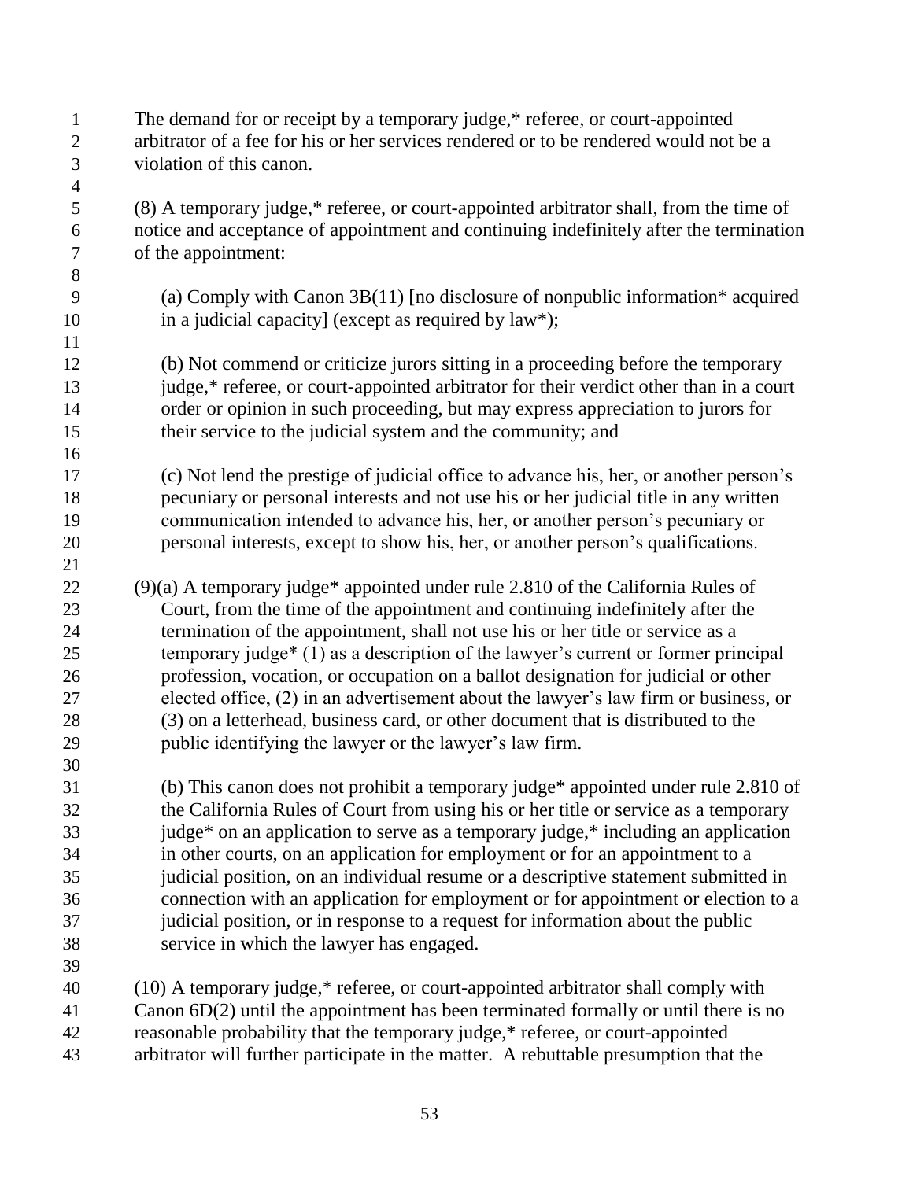The demand for or receipt by a temporary judge,* referee, or court-appointed arbitrator of a fee for his or her services rendered or to be rendered would not be a violation of this canon.

(8) A temporary judge,* referee, or court-appointed arbitrator shall, from the time of notice and acceptance of appointment and continuing indefinitely after the termination of the appointment:

(a) Comply with Canon 3B(11) [no disclosure of nonpublic information* acquired in a judicial capacity] (except as required by law*);

(b) Not commend or criticize jurors sitting in a proceeding before the temporary judge,* referee, or court-appointed arbitrator for their verdict other than in a court order or opinion in such proceeding, but may express appreciation to jurors for their service to the judicial system and the community; and

(c) Not lend the prestige of judicial office to advance his, her, or another person's pecuniary or personal interests and not use his or her judicial title in any written communication intended to advance his, her, or another person's pecuniary or personal interests, except to show his, her, or another person's qualifications.

(9)(a) A temporary judge* appointed under rule 2.810 of the California Rules of Court, from the time of the appointment and continuing indefinitely after the termination of the appointment, shall not use his or her title or service as a temporary judge* (1) as a description of the lawyer's current or former principal profession, vocation, or occupation on a ballot designation for judicial or other elected office, (2) in an advertisement about the lawyer's law firm or business, or (3) on a letterhead, business card, or other document that is distributed to the public identifying the lawyer or the lawyer's law firm.

(b) This canon does not prohibit a temporary judge* appointed under rule 2.810 of the California Rules of Court from using his or her title or service as a temporary judge* on an application to serve as a temporary judge,* including an application in other courts, on an application for employment or for an appointment to a judicial position, on an individual resume or a descriptive statement submitted in connection with an application for employment or for appointment or election to a judicial position, or in response to a request for information about the public service in which the lawyer has engaged.

(10) A temporary judge,* referee, or court-appointed arbitrator shall comply with Canon 6D(2) until the appointment has been terminated formally or until there is no reasonable probability that the temporary judge,* referee, or court-appointed arbitrator will further participate in the matter. A rebuttable presumption that the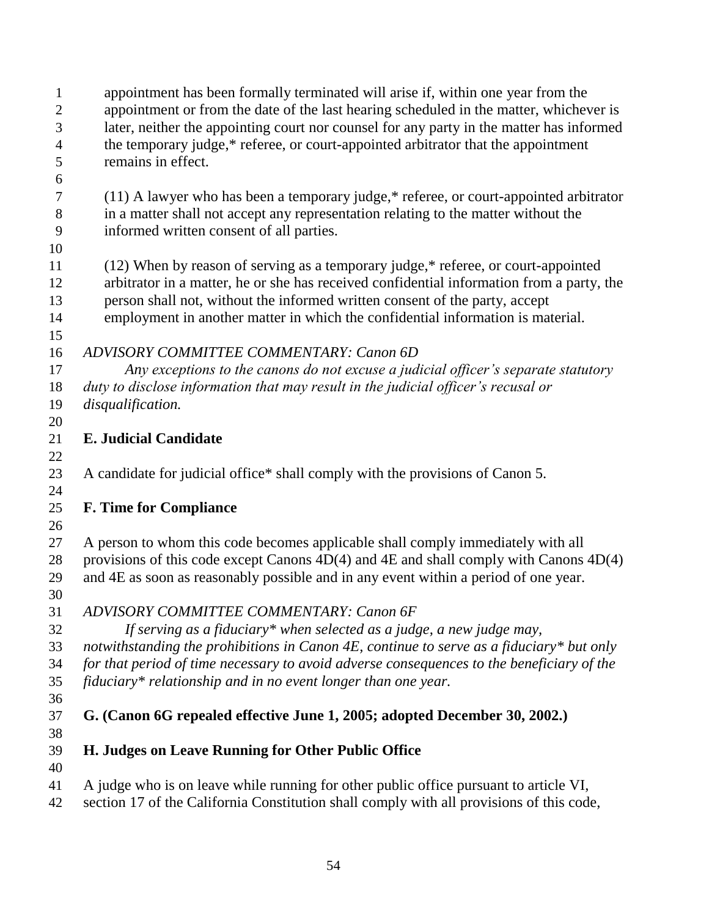appointment has been formally terminated will arise if, within one year from the appointment or from the date of the last hearing scheduled in the matter, whichever is later, neither the appointing court nor counsel for any party in the matter has informed the temporary judge,* referee, or court-appointed arbitrator that the appointment remains in effect.

(11) A lawyer who has been a temporary judge,* referee, or court-appointed arbitrator in a matter shall not accept any representation relating to the matter without the informed written consent of all parties.

(12) When by reason of serving as a temporary judge,* referee, or court-appointed arbitrator in a matter, he or she has received confidential information from a party, the person shall not, without the informed written consent of the party, accept employment in another matter in which the confidential information is material.

*ADVISORY COMMITTEE COMMENTARY: Canon 6D*

*Any exceptions to the canons do not excuse a judicial officer's separate statutory duty to disclose information that may result in the judicial officer's recusal or disqualification.*

**E. Judicial Candidate**

A candidate for judicial office* shall comply with the provisions of Canon 5.

**F. Time for Compliance**

A person to whom this code becomes applicable shall comply immediately with all provisions of this code except Canons 4D(4) and 4E and shall comply with Canons 4D(4) and 4E as soon as reasonably possible and in any event within a period of one year.

*ADVISORY COMMITTEE COMMENTARY: Canon 6F*

*If serving as a fiduciary* when selected as a judge, a new judge may, notwithstanding the prohibitions in Canon 4E, continue to serve as a fiduciary* but only for that period of time necessary to avoid adverse consequences to the beneficiary of the fiduciary* relationship and in no event longer than one year.*

**G. (Canon 6G repealed effective June 1, 2005; adopted December 30, 2002.)**

**H. Judges on Leave Running for Other Public Office**

A judge who is on leave while running for other public office pursuant to article VI, section 17 of the California Constitution shall comply with all provisions of this code,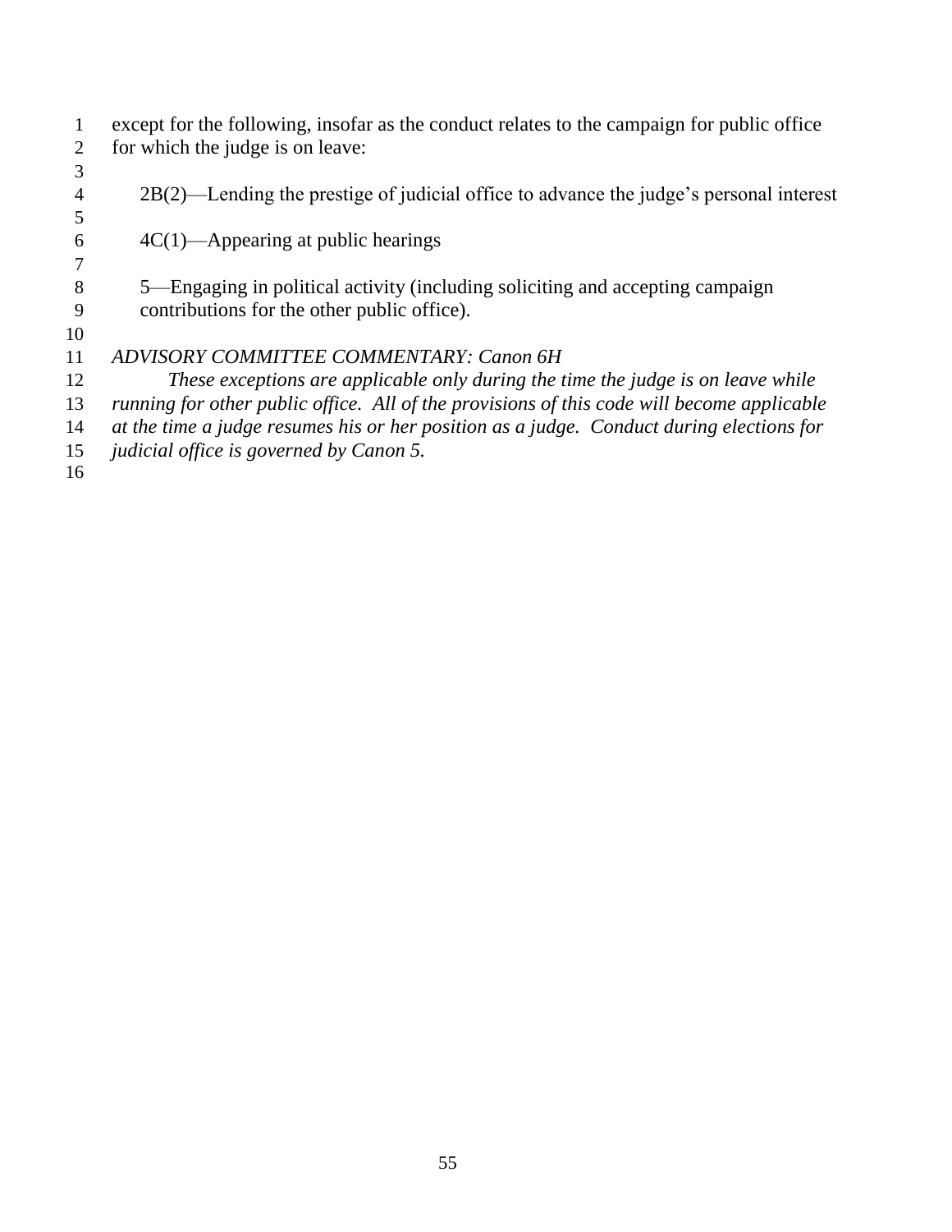except for the following, insofar as the conduct relates to the campaign for public office for which the judge is on leave:

2B(2)—Lending the prestige of judicial office to advance the judge's personal interest

4C(1)—Appearing at public hearings

5—Engaging in political activity (including soliciting and accepting campaign contributions for the other public office).

*ADVISORY COMMITTEE COMMENTARY: Canon 6H*

*These exceptions are applicable only during the time the judge is on leave while running for other public office. All of the provisions of this code will become applicable at the time a judge resumes his or her position as a judge. Conduct during elections for judicial office is governed by Canon 5.*